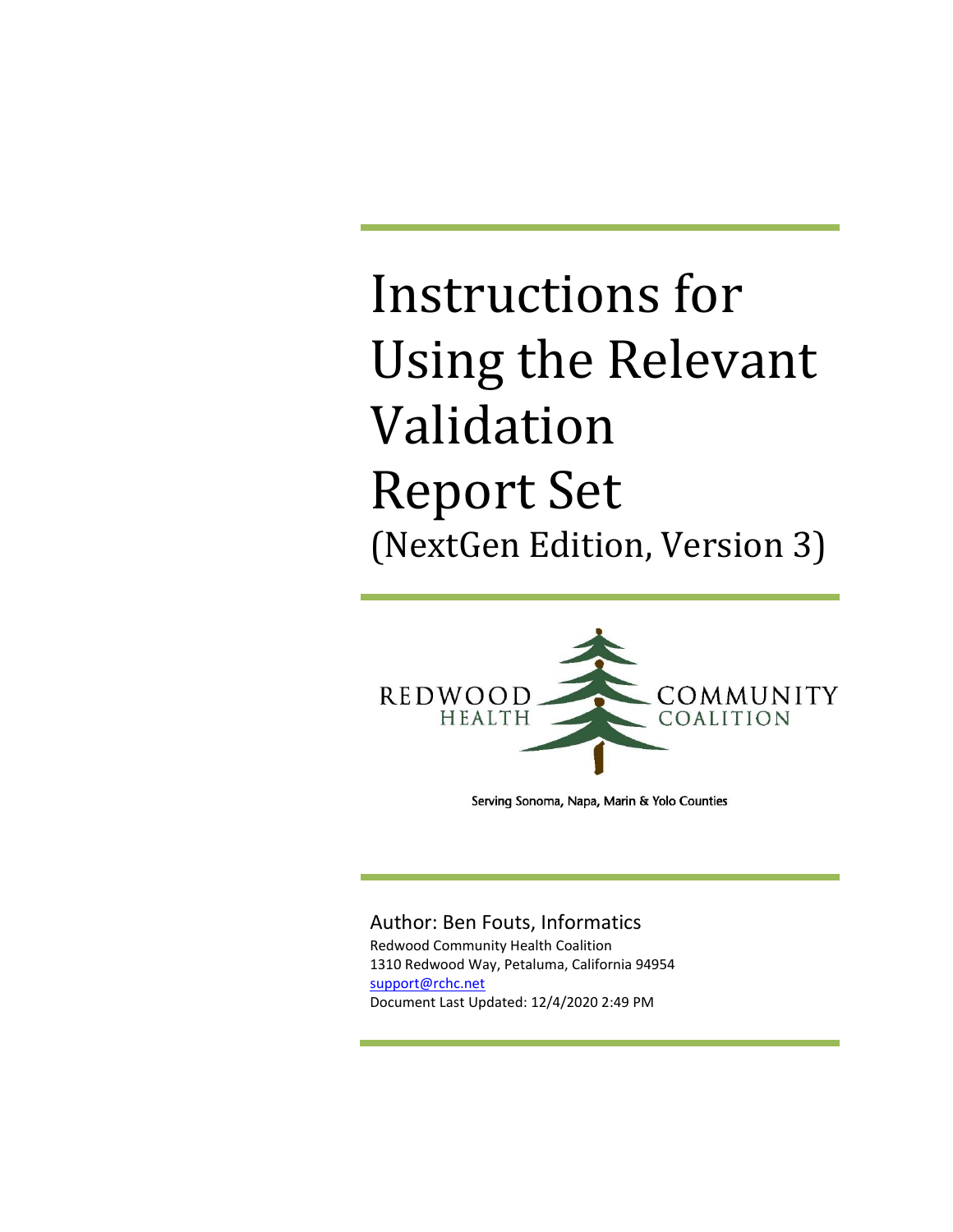# Instructions for Using the Relevant Validation Report Set

(NextGen Edition, Version 3)

REDWOOD HEALTH COMMUNITY COALITION

Serving Sonoma, Napa, Marin & Yolo Counties

Author: Ben Fouts, Informatics

Redwood Community Health Coalition
1310 Redwood Way, Petaluma, California 94954
support@rchc.net
Document Last Updated: 12/4/2020 2:49 PM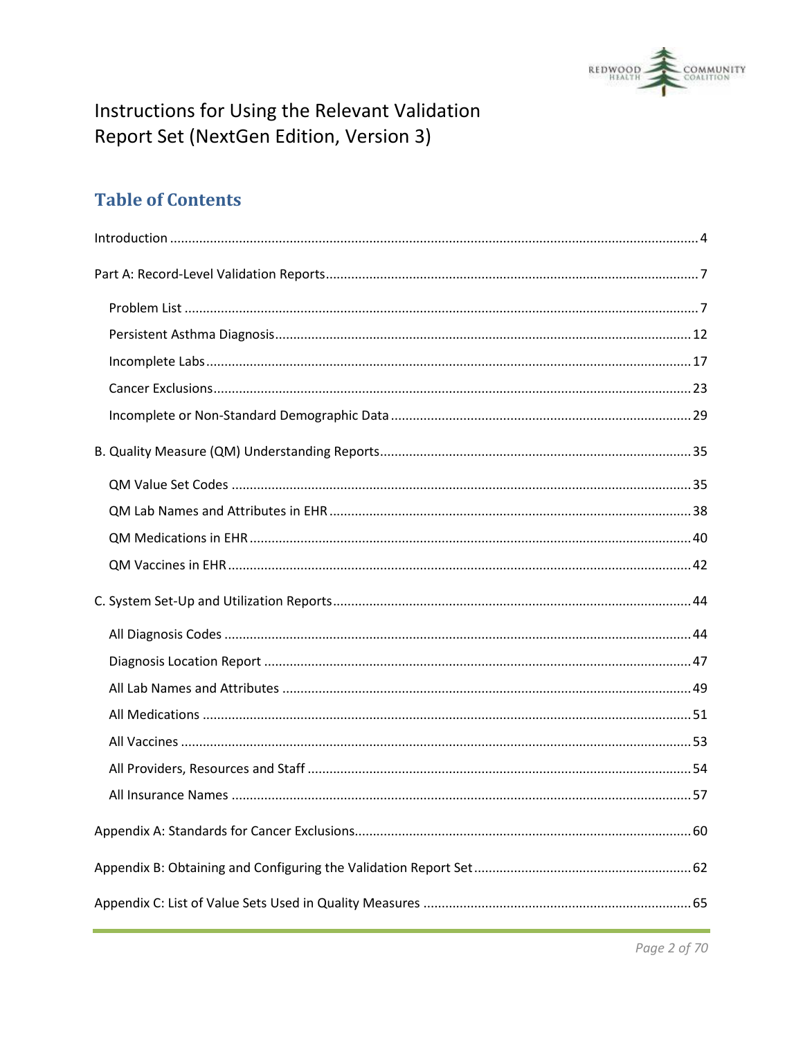# Instructions for Using the Relevant Validation Report Set (NextGen Edition, Version 3)

## Table of Contents

Introduction ... 4

Part A: Record-Level Validation Reports ... 7

- Problem List ... 7
- Persistent Asthma Diagnosis ... 12
- Incomplete Labs ... 17
- Cancer Exclusions ... 23
- Incomplete or Non-Standard Demographic Data ... 29

B. Quality Measure (QM) Understanding Reports ... 35

- QM Value Set Codes ... 35
- QM Lab Names and Attributes in EHR ... 38
- QM Medications in EHR ... 40
- QM Vaccines in EHR ... 42

C. System Set-Up and Utilization Reports ... 44

- All Diagnosis Codes ... 44
- Diagnosis Location Report ... 47
- All Lab Names and Attributes ... 49
- All Medications ... 51
- All Vaccines ... 53
- All Providers, Resources and Staff ... 54
- All Insurance Names ... 57

Appendix A: Standards for Cancer Exclusions ... 60

Appendix B: Obtaining and Configuring the Validation Report Set ... 62

Appendix C: List of Value Sets Used in Quality Measures ... 65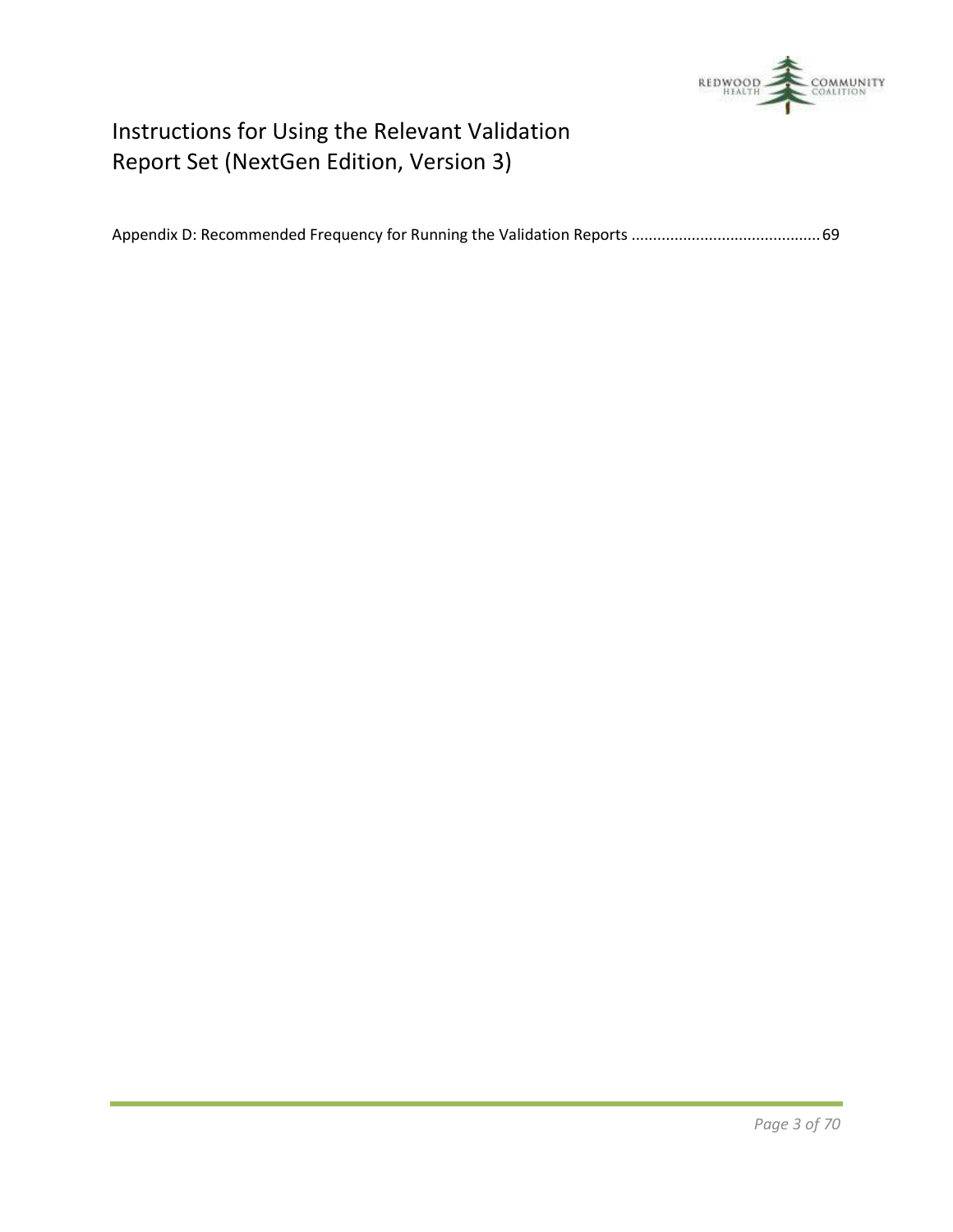Appendix D: Recommended Frequency for Running the Validation Reports ........................................... 69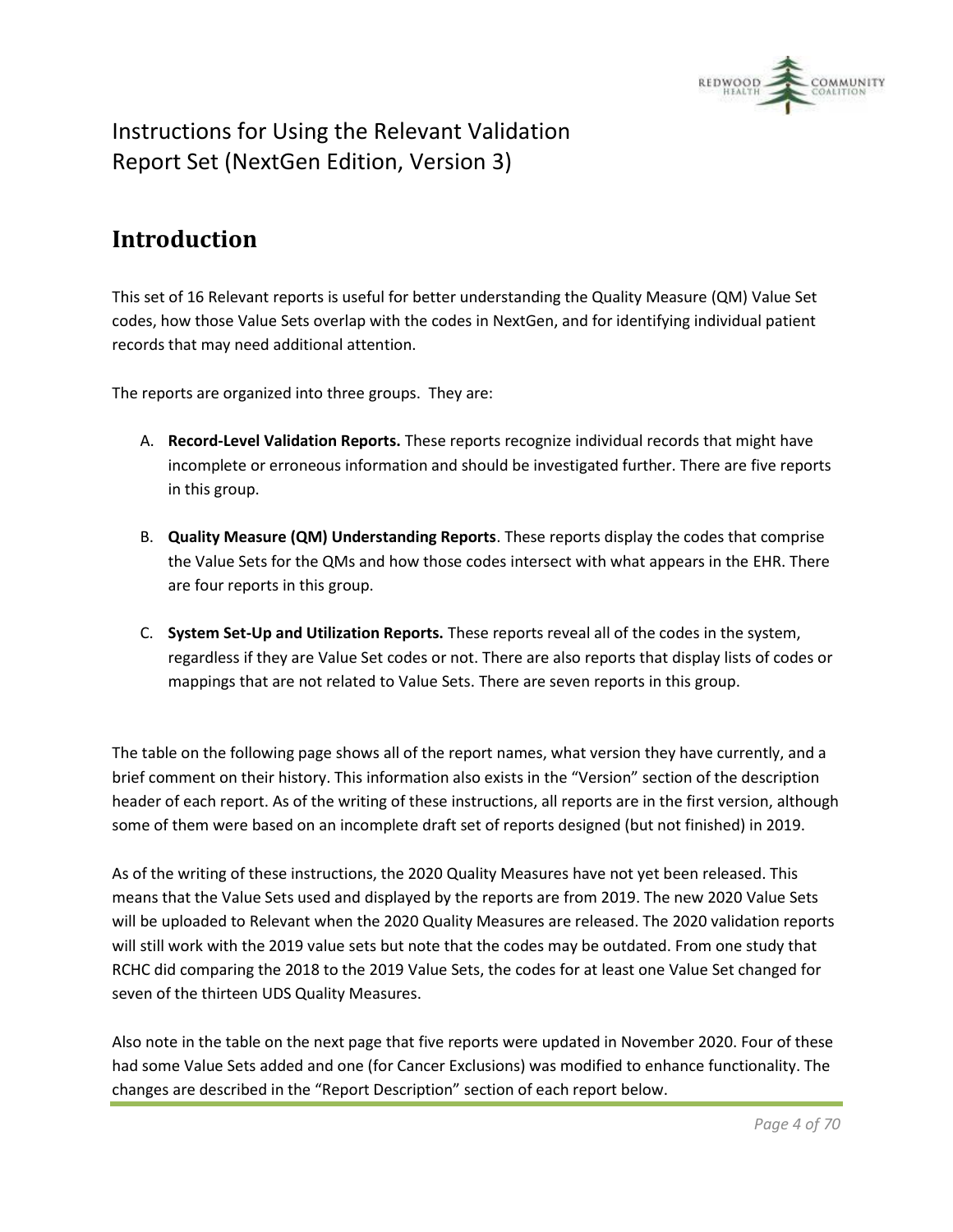# Instructions for Using the Relevant Validation Report Set (NextGen Edition, Version 3)

## Introduction

This set of 16 Relevant reports is useful for better understanding the Quality Measure (QM) Value Set codes, how those Value Sets overlap with the codes in NextGen, and for identifying individual patient records that may need additional attention.

The reports are organized into three groups. They are:

A. **Record-Level Validation Reports.** These reports recognize individual records that might have incomplete or erroneous information and should be investigated further. There are five reports in this group.

B. **Quality Measure (QM) Understanding Reports**. These reports display the codes that comprise the Value Sets for the QMs and how those codes intersect with what appears in the EHR. There are four reports in this group.

C. **System Set-Up and Utilization Reports.** These reports reveal all of the codes in the system, regardless if they are Value Set codes or not. There are also reports that display lists of codes or mappings that are not related to Value Sets. There are seven reports in this group.

The table on the following page shows all of the report names, what version they have currently, and a brief comment on their history. This information also exists in the "Version" section of the description header of each report. As of the writing of these instructions, all reports are in the first version, although some of them were based on an incomplete draft set of reports designed (but not finished) in 2019.

As of the writing of these instructions, the 2020 Quality Measures have not yet been released. This means that the Value Sets used and displayed by the reports are from 2019. The new 2020 Value Sets will be uploaded to Relevant when the 2020 Quality Measures are released. The 2020 validation reports will still work with the 2019 value sets but note that the codes may be outdated. From one study that RCHC did comparing the 2018 to the 2019 Value Sets, the codes for at least one Value Set changed for seven of the thirteen UDS Quality Measures.

Also note in the table on the next page that five reports were updated in November 2020. Four of these had some Value Sets added and one (for Cancer Exclusions) was modified to enhance functionality. The changes are described in the "Report Description" section of each report below.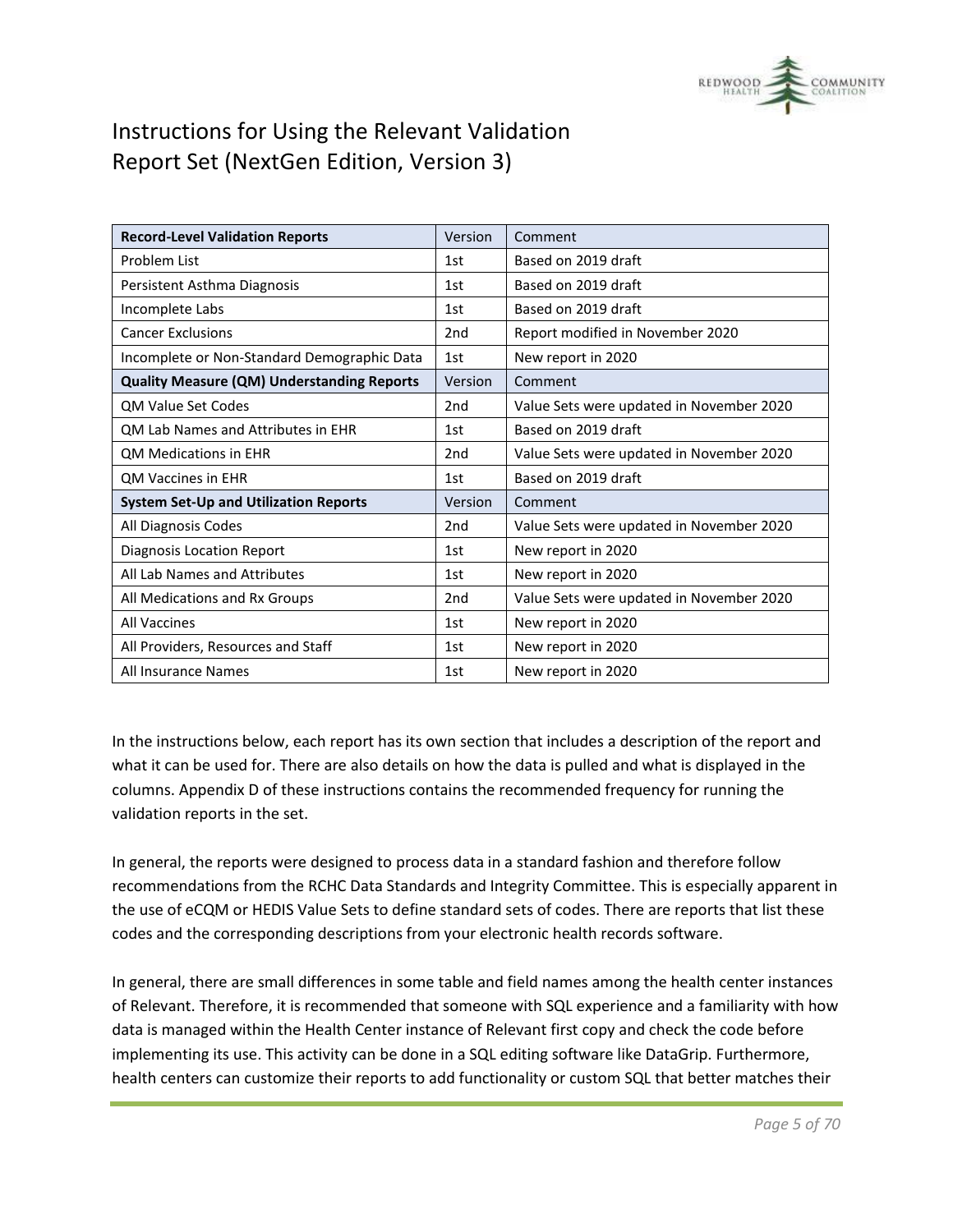# Instructions for Using the Relevant Validation Report Set (NextGen Edition, Version 3)

| **Record-Level Validation Reports** | Version | Comment |
| --- | --- | --- |
| Problem List | 1st | Based on 2019 draft |
| Persistent Asthma Diagnosis | 1st | Based on 2019 draft |
| Incomplete Labs | 1st | Based on 2019 draft |
| Cancer Exclusions | 2nd | Report modified in November 2020 |
| Incomplete or Non-Standard Demographic Data | 1st | New report in 2020 |
| **Quality Measure (QM) Understanding Reports** | Version | Comment |
| QM Value Set Codes | 2nd | Value Sets were updated in November 2020 |
| QM Lab Names and Attributes in EHR | 1st | Based on 2019 draft |
| QM Medications in EHR | 2nd | Value Sets were updated in November 2020 |
| QM Vaccines in EHR | 1st | Based on 2019 draft |
| **System Set-Up and Utilization Reports** | Version | Comment |
| All Diagnosis Codes | 2nd | Value Sets were updated in November 2020 |
| Diagnosis Location Report | 1st | New report in 2020 |
| All Lab Names and Attributes | 1st | New report in 2020 |
| All Medications and Rx Groups | 2nd | Value Sets were updated in November 2020 |
| All Vaccines | 1st | New report in 2020 |
| All Providers, Resources and Staff | 1st | New report in 2020 |
| All Insurance Names | 1st | New report in 2020 |

In the instructions below, each report has its own section that includes a description of the report and what it can be used for. There are also details on how the data is pulled and what is displayed in the columns. Appendix D of these instructions contains the recommended frequency for running the validation reports in the set.

In general, the reports were designed to process data in a standard fashion and therefore follow recommendations from the RCHC Data Standards and Integrity Committee. This is especially apparent in the use of eCQM or HEDIS Value Sets to define standard sets of codes. There are reports that list these codes and the corresponding descriptions from your electronic health records software.

In general, there are small differences in some table and field names among the health center instances of Relevant. Therefore, it is recommended that someone with SQL experience and a familiarity with how data is managed within the Health Center instance of Relevant first copy and check the code before implementing its use. This activity can be done in a SQL editing software like DataGrip. Furthermore, health centers can customize their reports to add functionality or custom SQL that better matches their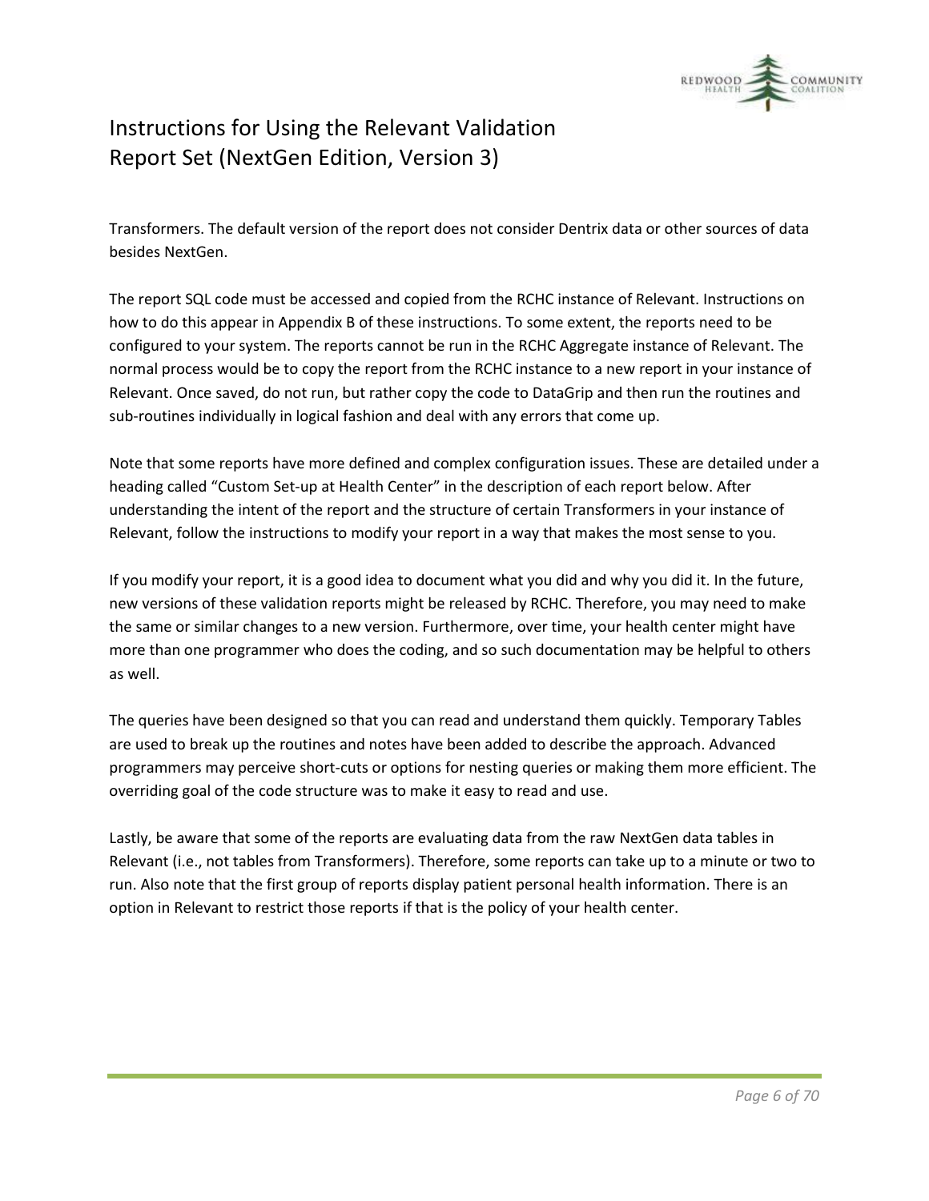Transformers. The default version of the report does not consider Dentrix data or other sources of data besides NextGen.

The report SQL code must be accessed and copied from the RCHC instance of Relevant. Instructions on how to do this appear in Appendix B of these instructions. To some extent, the reports need to be configured to your system. The reports cannot be run in the RCHC Aggregate instance of Relevant. The normal process would be to copy the report from the RCHC instance to a new report in your instance of Relevant. Once saved, do not run, but rather copy the code to DataGrip and then run the routines and sub-routines individually in logical fashion and deal with any errors that come up.

Note that some reports have more defined and complex configuration issues. These are detailed under a heading called "Custom Set-up at Health Center" in the description of each report below. After understanding the intent of the report and the structure of certain Transformers in your instance of Relevant, follow the instructions to modify your report in a way that makes the most sense to you.

If you modify your report, it is a good idea to document what you did and why you did it. In the future, new versions of these validation reports might be released by RCHC. Therefore, you may need to make the same or similar changes to a new version. Furthermore, over time, your health center might have more than one programmer who does the coding, and so such documentation may be helpful to others as well.

The queries have been designed so that you can read and understand them quickly. Temporary Tables are used to break up the routines and notes have been added to describe the approach. Advanced programmers may perceive short-cuts or options for nesting queries or making them more efficient. The overriding goal of the code structure was to make it easy to read and use.

Lastly, be aware that some of the reports are evaluating data from the raw NextGen data tables in Relevant (i.e., not tables from Transformers). Therefore, some reports can take up to a minute or two to run. Also note that the first group of reports display patient personal health information. There is an option in Relevant to restrict those reports if that is the policy of your health center.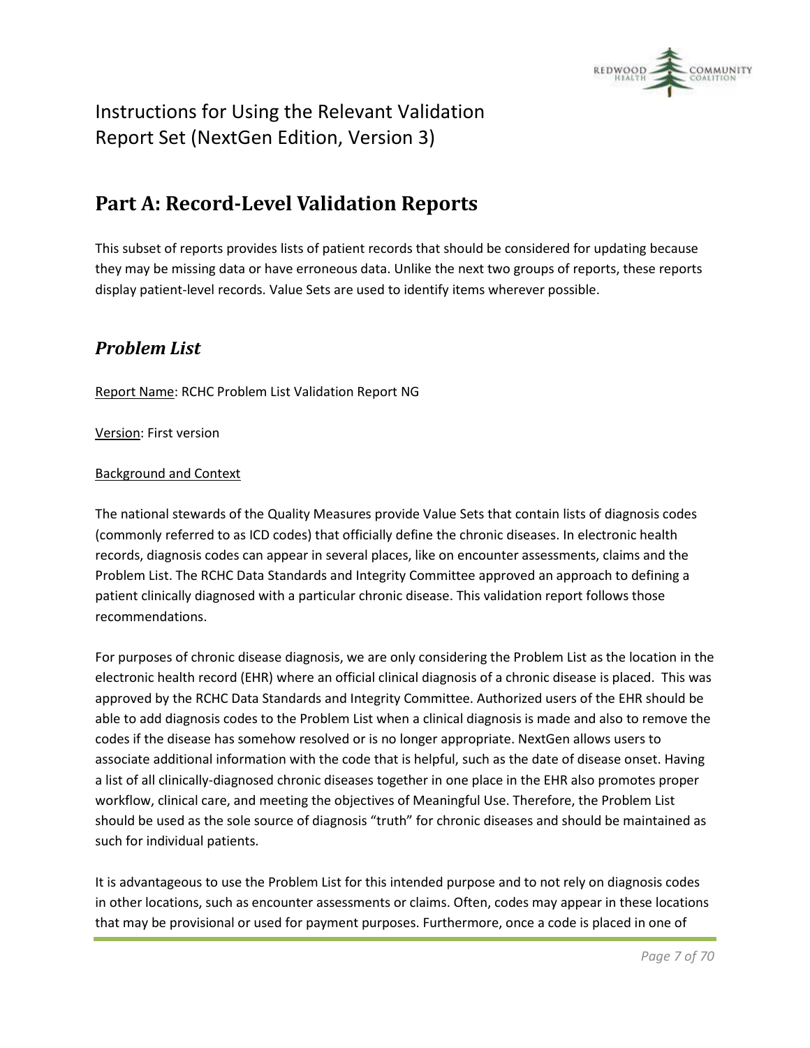# Instructions for Using the Relevant Validation Report Set (NextGen Edition, Version 3)

## Part A: Record-Level Validation Reports

This subset of reports provides lists of patient records that should be considered for updating because they may be missing data or have erroneous data. Unlike the next two groups of reports, these reports display patient-level records. Value Sets are used to identify items wherever possible.

### *Problem List*

Report Name: RCHC Problem List Validation Report NG

Version: First version

Background and Context

The national stewards of the Quality Measures provide Value Sets that contain lists of diagnosis codes (commonly referred to as ICD codes) that officially define the chronic diseases. In electronic health records, diagnosis codes can appear in several places, like on encounter assessments, claims and the Problem List. The RCHC Data Standards and Integrity Committee approved an approach to defining a patient clinically diagnosed with a particular chronic disease. This validation report follows those recommendations.

For purposes of chronic disease diagnosis, we are only considering the Problem List as the location in the electronic health record (EHR) where an official clinical diagnosis of a chronic disease is placed. This was approved by the RCHC Data Standards and Integrity Committee. Authorized users of the EHR should be able to add diagnosis codes to the Problem List when a clinical diagnosis is made and also to remove the codes if the disease has somehow resolved or is no longer appropriate. NextGen allows users to associate additional information with the code that is helpful, such as the date of disease onset. Having a list of all clinically-diagnosed chronic diseases together in one place in the EHR also promotes proper workflow, clinical care, and meeting the objectives of Meaningful Use. Therefore, the Problem List should be used as the sole source of diagnosis "truth" for chronic diseases and should be maintained as such for individual patients.

It is advantageous to use the Problem List for this intended purpose and to not rely on diagnosis codes in other locations, such as encounter assessments or claims. Often, codes may appear in these locations that may be provisional or used for payment purposes. Furthermore, once a code is placed in one of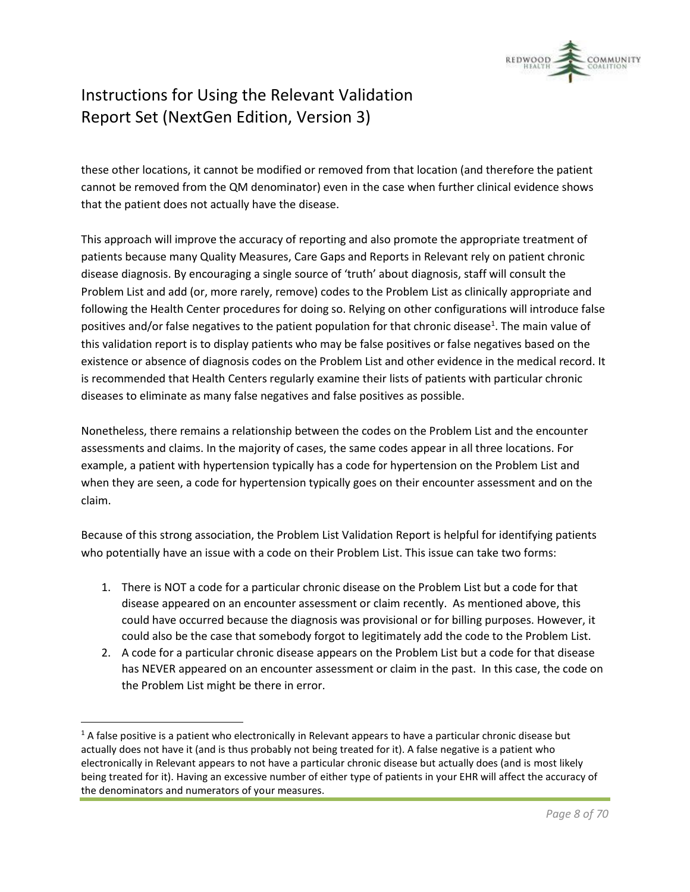these other locations, it cannot be modified or removed from that location (and therefore the patient cannot be removed from the QM denominator) even in the case when further clinical evidence shows that the patient does not actually have the disease.

This approach will improve the accuracy of reporting and also promote the appropriate treatment of patients because many Quality Measures, Care Gaps and Reports in Relevant rely on patient chronic disease diagnosis. By encouraging a single source of 'truth' about diagnosis, staff will consult the Problem List and add (or, more rarely, remove) codes to the Problem List as clinically appropriate and following the Health Center procedures for doing so. Relying on other configurations will introduce false positives and/or false negatives to the patient population for that chronic disease[1]. The main value of this validation report is to display patients who may be false positives or false negatives based on the existence or absence of diagnosis codes on the Problem List and other evidence in the medical record. It is recommended that Health Centers regularly examine their lists of patients with particular chronic diseases to eliminate as many false negatives and false positives as possible.

Nonetheless, there remains a relationship between the codes on the Problem List and the encounter assessments and claims. In the majority of cases, the same codes appear in all three locations. For example, a patient with hypertension typically has a code for hypertension on the Problem List and when they are seen, a code for hypertension typically goes on their encounter assessment and on the claim.

Because of this strong association, the Problem List Validation Report is helpful for identifying patients who potentially have an issue with a code on their Problem List. This issue can take two forms:

1. There is NOT a code for a particular chronic disease on the Problem List but a code for that disease appeared on an encounter assessment or claim recently. As mentioned above, this could have occurred because the diagnosis was provisional or for billing purposes. However, it could also be the case that somebody forgot to legitimately add the code to the Problem List.
2. A code for a particular chronic disease appears on the Problem List but a code for that disease has NEVER appeared on an encounter assessment or claim in the past. In this case, the code on the Problem List might be there in error.

[1] A false positive is a patient who electronically in Relevant appears to have a particular chronic disease but actually does not have it (and is thus probably not being treated for it). A false negative is a patient who electronically in Relevant appears to not have a particular chronic disease but actually does (and is most likely being treated for it). Having an excessive number of either type of patients in your EHR will affect the accuracy of the denominators and numerators of your measures.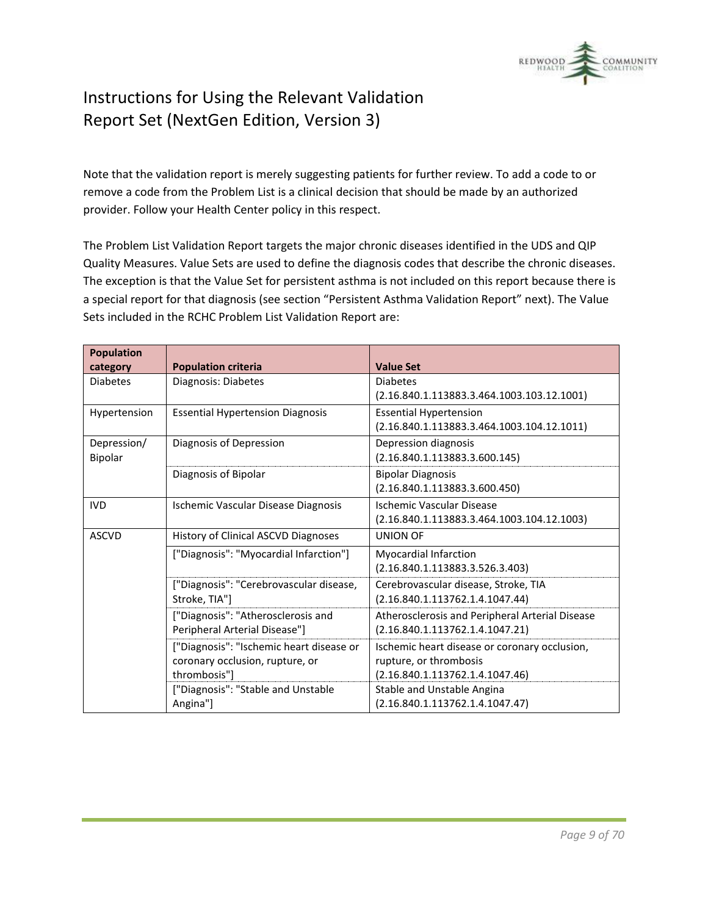# Instructions for Using the Relevant Validation Report Set (NextGen Edition, Version 3)

Note that the validation report is merely suggesting patients for further review. To add a code to or remove a code from the Problem List is a clinical decision that should be made by an authorized provider. Follow your Health Center policy in this respect.

The Problem List Validation Report targets the major chronic diseases identified in the UDS and QIP Quality Measures. Value Sets are used to define the diagnosis codes that describe the chronic diseases. The exception is that the Value Set for persistent asthma is not included on this report because there is a special report for that diagnosis (see section "Persistent Asthma Validation Report" next). The Value Sets included in the RCHC Problem List Validation Report are:

| Population category | Population criteria | Value Set |
|---|---|---|
| Diabetes | Diagnosis: Diabetes | Diabetes (2.16.840.1.113883.3.464.1003.103.12.1001) |
| Hypertension | Essential Hypertension Diagnosis | Essential Hypertension (2.16.840.1.113883.3.464.1003.104.12.1011) |
| Depression/ Bipolar | Diagnosis of Depression | Depression diagnosis (2.16.840.1.113883.3.600.145) |
| | Diagnosis of Bipolar | Bipolar Diagnosis (2.16.840.1.113883.3.600.450) |
| IVD | Ischemic Vascular Disease Diagnosis | Ischemic Vascular Disease (2.16.840.1.113883.3.464.1003.104.12.1003) |
| ASCVD | History of Clinical ASCVD Diagnoses | UNION OF |
| | ["Diagnosis": "Myocardial Infarction"] | Myocardial Infarction (2.16.840.1.113883.3.526.3.403) |
| | ["Diagnosis": "Cerebrovascular disease, Stroke, TIA"] | Cerebrovascular disease, Stroke, TIA (2.16.840.1.113762.1.4.1047.44) |
| | ["Diagnosis": "Atherosclerosis and Peripheral Arterial Disease"] | Atherosclerosis and Peripheral Arterial Disease (2.16.840.1.113762.1.4.1047.21) |
| | ["Diagnosis": "Ischemic heart disease or coronary occlusion, rupture, or thrombosis"] | Ischemic heart disease or coronary occlusion, rupture, or thrombosis (2.16.840.1.113762.1.4.1047.46) |
| | ["Diagnosis": "Stable and Unstable Angina"] | Stable and Unstable Angina (2.16.840.1.113762.1.4.1047.47) |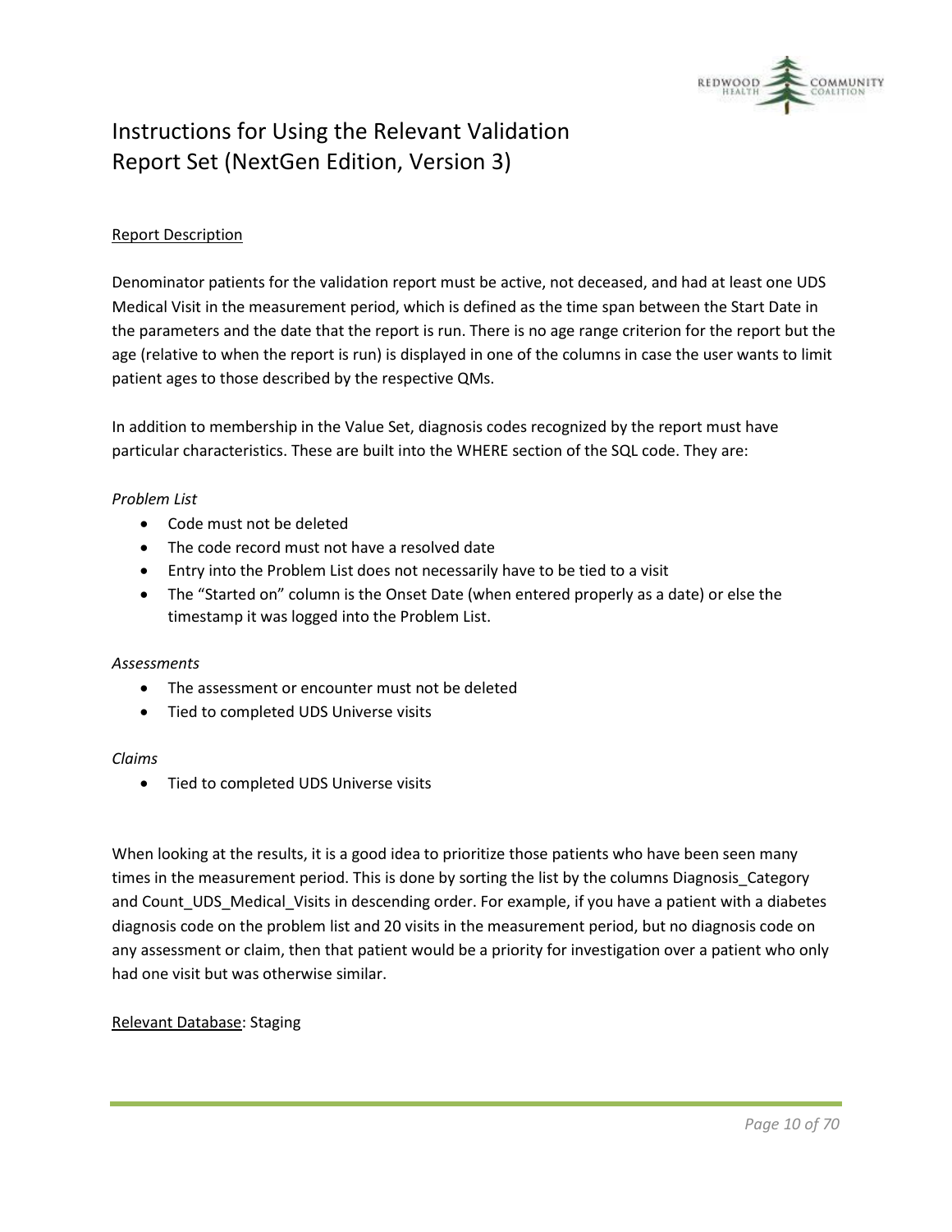# Instructions for Using the Relevant Validation Report Set (NextGen Edition, Version 3)

Report Description

Denominator patients for the validation report must be active, not deceased, and had at least one UDS Medical Visit in the measurement period, which is defined as the time span between the Start Date in the parameters and the date that the report is run. There is no age range criterion for the report but the age (relative to when the report is run) is displayed in one of the columns in case the user wants to limit patient ages to those described by the respective QMs.

In addition to membership in the Value Set, diagnosis codes recognized by the report must have particular characteristics. These are built into the WHERE section of the SQL code. They are:

*Problem List*

- Code must not be deleted
- The code record must not have a resolved date
- Entry into the Problem List does not necessarily have to be tied to a visit
- The "Started on" column is the Onset Date (when entered properly as a date) or else the timestamp it was logged into the Problem List.

*Assessments*

- The assessment or encounter must not be deleted
- Tied to completed UDS Universe visits

*Claims*

- Tied to completed UDS Universe visits

When looking at the results, it is a good idea to prioritize those patients who have been seen many times in the measurement period. This is done by sorting the list by the columns Diagnosis_Category and Count_UDS_Medical_Visits in descending order. For example, if you have a patient with a diabetes diagnosis code on the problem list and 20 visits in the measurement period, but no diagnosis code on any assessment or claim, then that patient would be a priority for investigation over a patient who only had one visit but was otherwise similar.

Relevant Database: Staging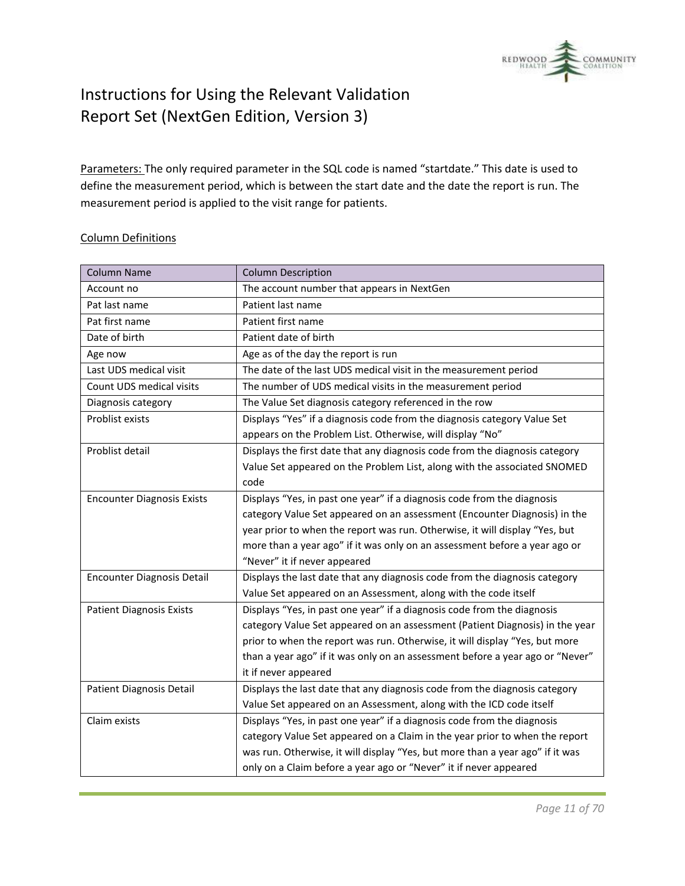# Instructions for Using the Relevant Validation Report Set (NextGen Edition, Version 3)

Parameters: The only required parameter in the SQL code is named "startdate." This date is used to define the measurement period, which is between the start date and the date the report is run. The measurement period is applied to the visit range for patients.

Column Definitions

| Column Name | Column Description |
|---|---|
| Account no | The account number that appears in NextGen |
| Pat last name | Patient last name |
| Pat first name | Patient first name |
| Date of birth | Patient date of birth |
| Age now | Age as of the day the report is run |
| Last UDS medical visit | The date of the last UDS medical visit in the measurement period |
| Count UDS medical visits | The number of UDS medical visits in the measurement period |
| Diagnosis category | The Value Set diagnosis category referenced in the row |
| Problist exists | Displays "Yes" if a diagnosis code from the diagnosis category Value Set appears on the Problem List. Otherwise, will display "No" |
| Problist detail | Displays the first date that any diagnosis code from the diagnosis category Value Set appeared on the Problem List, along with the associated SNOMED code |
| Encounter Diagnosis Exists | Displays "Yes, in past one year" if a diagnosis code from the diagnosis category Value Set appeared on an assessment (Encounter Diagnosis) in the year prior to when the report was run. Otherwise, it will display "Yes, but more than a year ago" if it was only on an assessment before a year ago or "Never" it if never appeared |
| Encounter Diagnosis Detail | Displays the last date that any diagnosis code from the diagnosis category Value Set appeared on an Assessment, along with the code itself |
| Patient Diagnosis Exists | Displays "Yes, in past one year" if a diagnosis code from the diagnosis category Value Set appeared on an assessment (Patient Diagnosis) in the year prior to when the report was run. Otherwise, it will display "Yes, but more than a year ago" if it was only on an assessment before a year ago or "Never" it if never appeared |
| Patient Diagnosis Detail | Displays the last date that any diagnosis code from the diagnosis category Value Set appeared on an Assessment, along with the ICD code itself |
| Claim exists | Displays "Yes, in past one year" if a diagnosis code from the diagnosis category Value Set appeared on a Claim in the year prior to when the report was run. Otherwise, it will display "Yes, but more than a year ago" if it was only on a Claim before a year ago or "Never" it if never appeared |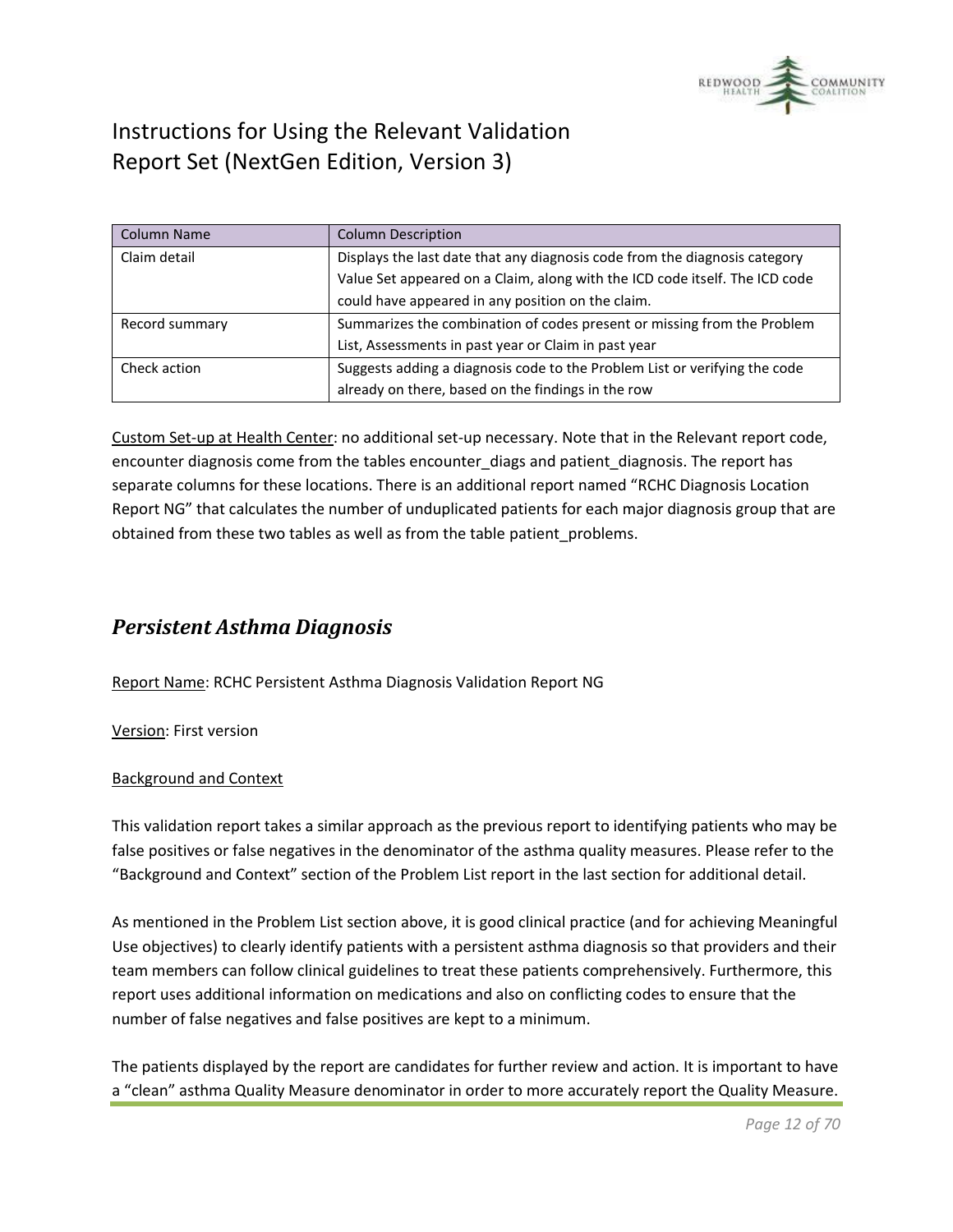| Column Name | Column Description |
|---|---|
| Claim detail | Displays the last date that any diagnosis code from the diagnosis category Value Set appeared on a Claim, along with the ICD code itself. The ICD code could have appeared in any position on the claim. |
| Record summary | Summarizes the combination of codes present or missing from the Problem List, Assessments in past year or Claim in past year |
| Check action | Suggests adding a diagnosis code to the Problem List or verifying the code already on there, based on the findings in the row |

Custom Set-up at Health Center: no additional set-up necessary. Note that in the Relevant report code, encounter diagnosis come from the tables encounter_diags and patient_diagnosis. The report has separate columns for these locations. There is an additional report named “RCHC Diagnosis Location Report NG” that calculates the number of unduplicated patients for each major diagnosis group that are obtained from these two tables as well as from the table patient_problems.

## *Persistent Asthma Diagnosis*

Report Name: RCHC Persistent Asthma Diagnosis Validation Report NG

Version: First version

Background and Context

This validation report takes a similar approach as the previous report to identifying patients who may be false positives or false negatives in the denominator of the asthma quality measures. Please refer to the “Background and Context” section of the Problem List report in the last section for additional detail.

As mentioned in the Problem List section above, it is good clinical practice (and for achieving Meaningful Use objectives) to clearly identify patients with a persistent asthma diagnosis so that providers and their team members can follow clinical guidelines to treat these patients comprehensively. Furthermore, this report uses additional information on medications and also on conflicting codes to ensure that the number of false negatives and false positives are kept to a minimum.

The patients displayed by the report are candidates for further review and action. It is important to have a “clean” asthma Quality Measure denominator in order to more accurately report the Quality Measure.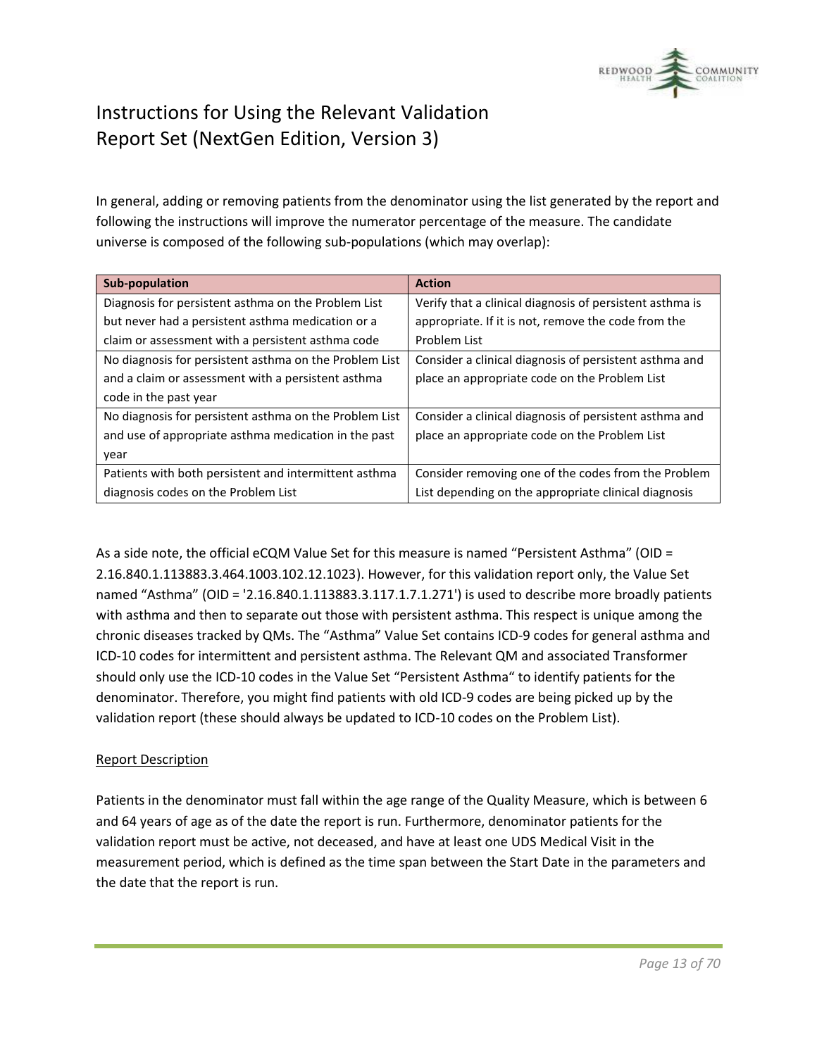# Instructions for Using the Relevant Validation Report Set (NextGen Edition, Version 3)

In general, adding or removing patients from the denominator using the list generated by the report and following the instructions will improve the numerator percentage of the measure. The candidate universe is composed of the following sub-populations (which may overlap):

| Sub-population | Action |
|---|---|
| Diagnosis for persistent asthma on the Problem List but never had a persistent asthma medication or a claim or assessment with a persistent asthma code | Verify that a clinical diagnosis of persistent asthma is appropriate. If it is not, remove the code from the Problem List |
| No diagnosis for persistent asthma on the Problem List and a claim or assessment with a persistent asthma code in the past year | Consider a clinical diagnosis of persistent asthma and place an appropriate code on the Problem List |
| No diagnosis for persistent asthma on the Problem List and use of appropriate asthma medication in the past year | Consider a clinical diagnosis of persistent asthma and place an appropriate code on the Problem List |
| Patients with both persistent and intermittent asthma diagnosis codes on the Problem List | Consider removing one of the codes from the Problem List depending on the appropriate clinical diagnosis |

As a side note, the official eCQM Value Set for this measure is named "Persistent Asthma" (OID = 2.16.840.1.113883.3.464.1003.102.12.1023). However, for this validation report only, the Value Set named "Asthma" (OID = '2.16.840.1.113883.3.117.1.7.1.271') is used to describe more broadly patients with asthma and then to separate out those with persistent asthma. This respect is unique among the chronic diseases tracked by QMs. The "Asthma" Value Set contains ICD-9 codes for general asthma and ICD-10 codes for intermittent and persistent asthma. The Relevant QM and associated Transformer should only use the ICD-10 codes in the Value Set "Persistent Asthma" to identify patients for the denominator. Therefore, you might find patients with old ICD-9 codes are being picked up by the validation report (these should always be updated to ICD-10 codes on the Problem List).

<u>Report Description</u>

Patients in the denominator must fall within the age range of the Quality Measure, which is between 6 and 64 years of age as of the date the report is run. Furthermore, denominator patients for the validation report must be active, not deceased, and have at least one UDS Medical Visit in the measurement period, which is defined as the time span between the Start Date in the parameters and the date that the report is run.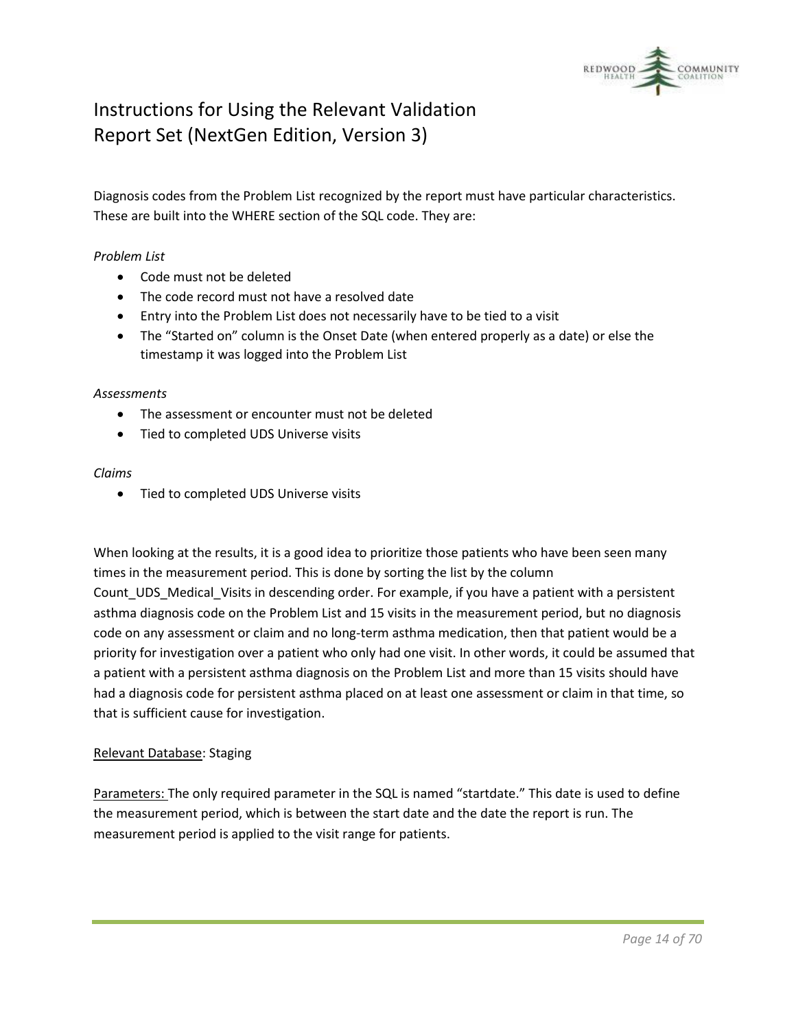Diagnosis codes from the Problem List recognized by the report must have particular characteristics. These are built into the WHERE section of the SQL code. They are:

*Problem List*

- Code must not be deleted
- The code record must not have a resolved date
- Entry into the Problem List does not necessarily have to be tied to a visit
- The "Started on" column is the Onset Date (when entered properly as a date) or else the timestamp it was logged into the Problem List

*Assessments*

- The assessment or encounter must not be deleted
- Tied to completed UDS Universe visits

*Claims*

- Tied to completed UDS Universe visits

When looking at the results, it is a good idea to prioritize those patients who have been seen many times in the measurement period. This is done by sorting the list by the column Count_UDS_Medical_Visits in descending order. For example, if you have a patient with a persistent asthma diagnosis code on the Problem List and 15 visits in the measurement period, but no diagnosis code on any assessment or claim and no long-term asthma medication, then that patient would be a priority for investigation over a patient who only had one visit. In other words, it could be assumed that a patient with a persistent asthma diagnosis on the Problem List and more than 15 visits should have had a diagnosis code for persistent asthma placed on at least one assessment or claim in that time, so that is sufficient cause for investigation.

Relevant Database: Staging

Parameters: The only required parameter in the SQL is named "startdate." This date is used to define the measurement period, which is between the start date and the date the report is run. The measurement period is applied to the visit range for patients.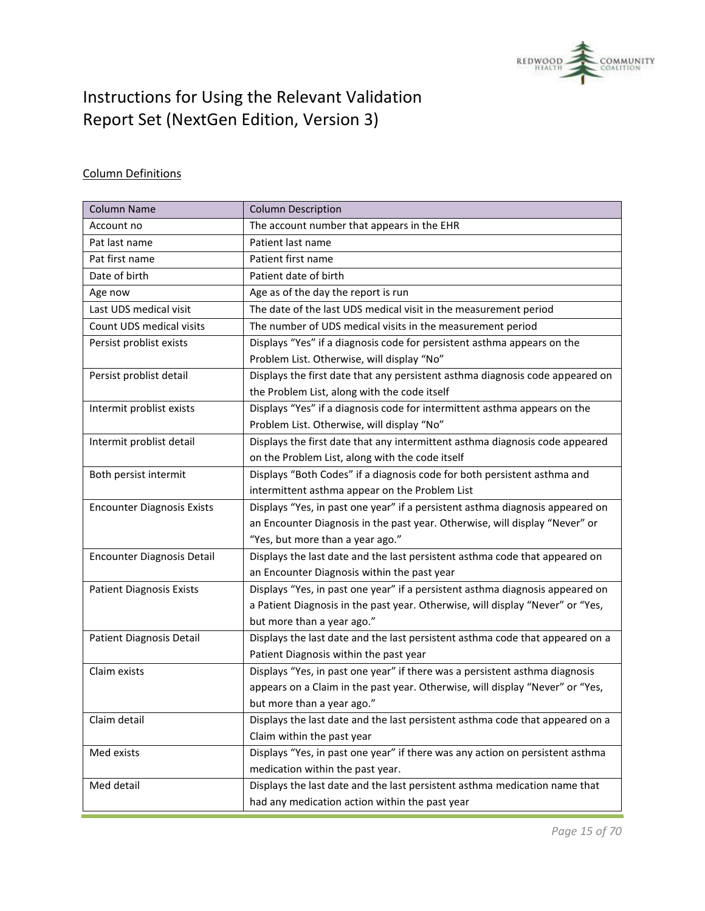# Instructions for Using the Relevant Validation Report Set (NextGen Edition, Version 3)

## Column Definitions

| Column Name | Column Description |
|---|---|
| Account no | The account number that appears in the EHR |
| Pat last name | Patient last name |
| Pat first name | Patient first name |
| Date of birth | Patient date of birth |
| Age now | Age as of the day the report is run |
| Last UDS medical visit | The date of the last UDS medical visit in the measurement period |
| Count UDS medical visits | The number of UDS medical visits in the measurement period |
| Persist problist exists | Displays "Yes" if a diagnosis code for persistent asthma appears on the Problem List. Otherwise, will display "No" |
| Persist problist detail | Displays the first date that any persistent asthma diagnosis code appeared on the Problem List, along with the code itself |
| Intermit problist exists | Displays "Yes" if a diagnosis code for intermittent asthma appears on the Problem List. Otherwise, will display "No" |
| Intermit problist detail | Displays the first date that any intermittent asthma diagnosis code appeared on the Problem List, along with the code itself |
| Both persist intermit | Displays "Both Codes" if a diagnosis code for both persistent asthma and intermittent asthma appear on the Problem List |
| Encounter Diagnosis Exists | Displays "Yes, in past one year" if a persistent asthma diagnosis appeared on an Encounter Diagnosis in the past year. Otherwise, will display "Never" or "Yes, but more than a year ago." |
| Encounter Diagnosis Detail | Displays the last date and the last persistent asthma code that appeared on an Encounter Diagnosis within the past year |
| Patient Diagnosis Exists | Displays "Yes, in past one year" if a persistent asthma diagnosis appeared on a Patient Diagnosis in the past year. Otherwise, will display "Never" or "Yes, but more than a year ago." |
| Patient Diagnosis Detail | Displays the last date and the last persistent asthma code that appeared on a Patient Diagnosis within the past year |
| Claim exists | Displays "Yes, in past one year" if there was a persistent asthma diagnosis appears on a Claim in the past year. Otherwise, will display "Never" or "Yes, but more than a year ago." |
| Claim detail | Displays the last date and the last persistent asthma code that appeared on a Claim within the past year |
| Med exists | Displays "Yes, in past one year" if there was any action on persistent asthma medication within the past year. |
| Med detail | Displays the last date and the last persistent asthma medication name that had any medication action within the past year |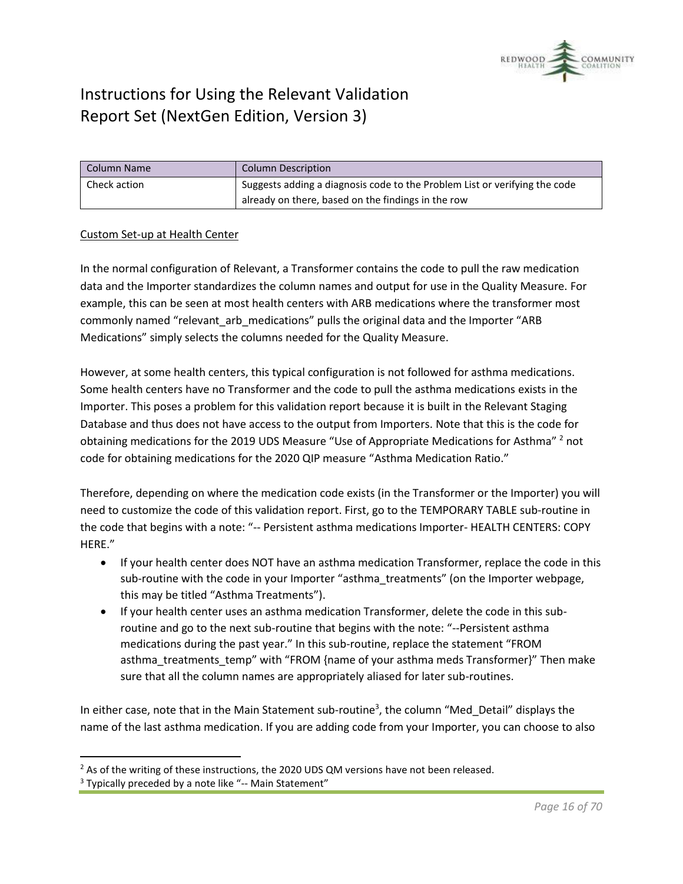| Column Name | Column Description |
| --- | --- |
| Check action | Suggests adding a diagnosis code to the Problem List or verifying the code already on there, based on the findings in the row |

Custom Set-up at Health Center

In the normal configuration of Relevant, a Transformer contains the code to pull the raw medication data and the Importer standardizes the column names and output for use in the Quality Measure. For example, this can be seen at most health centers with ARB medications where the transformer most commonly named "relevant_arb_medications" pulls the original data and the Importer "ARB Medications" simply selects the columns needed for the Quality Measure.

However, at some health centers, this typical configuration is not followed for asthma medications. Some health centers have no Transformer and the code to pull the asthma medications exists in the Importer. This poses a problem for this validation report because it is built in the Relevant Staging Database and thus does not have access to the output from Importers. Note that this is the code for obtaining medications for the 2019 UDS Measure "Use of Appropriate Medications for Asthma" [2] not code for obtaining medications for the 2020 QIP measure "Asthma Medication Ratio."

Therefore, depending on where the medication code exists (in the Transformer or the Importer) you will need to customize the code of this validation report. First, go to the TEMPORARY TABLE sub-routine in the code that begins with a note: "-- Persistent asthma medications Importer- HEALTH CENTERS: COPY HERE."

- If your health center does NOT have an asthma medication Transformer, replace the code in this sub-routine with the code in your Importer "asthma_treatments" (on the Importer webpage, this may be titled "Asthma Treatments").
- If your health center uses an asthma medication Transformer, delete the code in this sub-routine and go to the next sub-routine that begins with the note: "--Persistent asthma medications during the past year." In this sub-routine, replace the statement "FROM asthma_treatments_temp" with "FROM {name of your asthma meds Transformer}" Then make sure that all the column names are appropriately aliased for later sub-routines.

In either case, note that in the Main Statement sub-routine[3], the column "Med_Detail" displays the name of the last asthma medication. If you are adding code from your Importer, you can choose to also

[2] As of the writing of these instructions, the 2020 UDS QM versions have not been released.

[3] Typically preceded by a note like "-- Main Statement"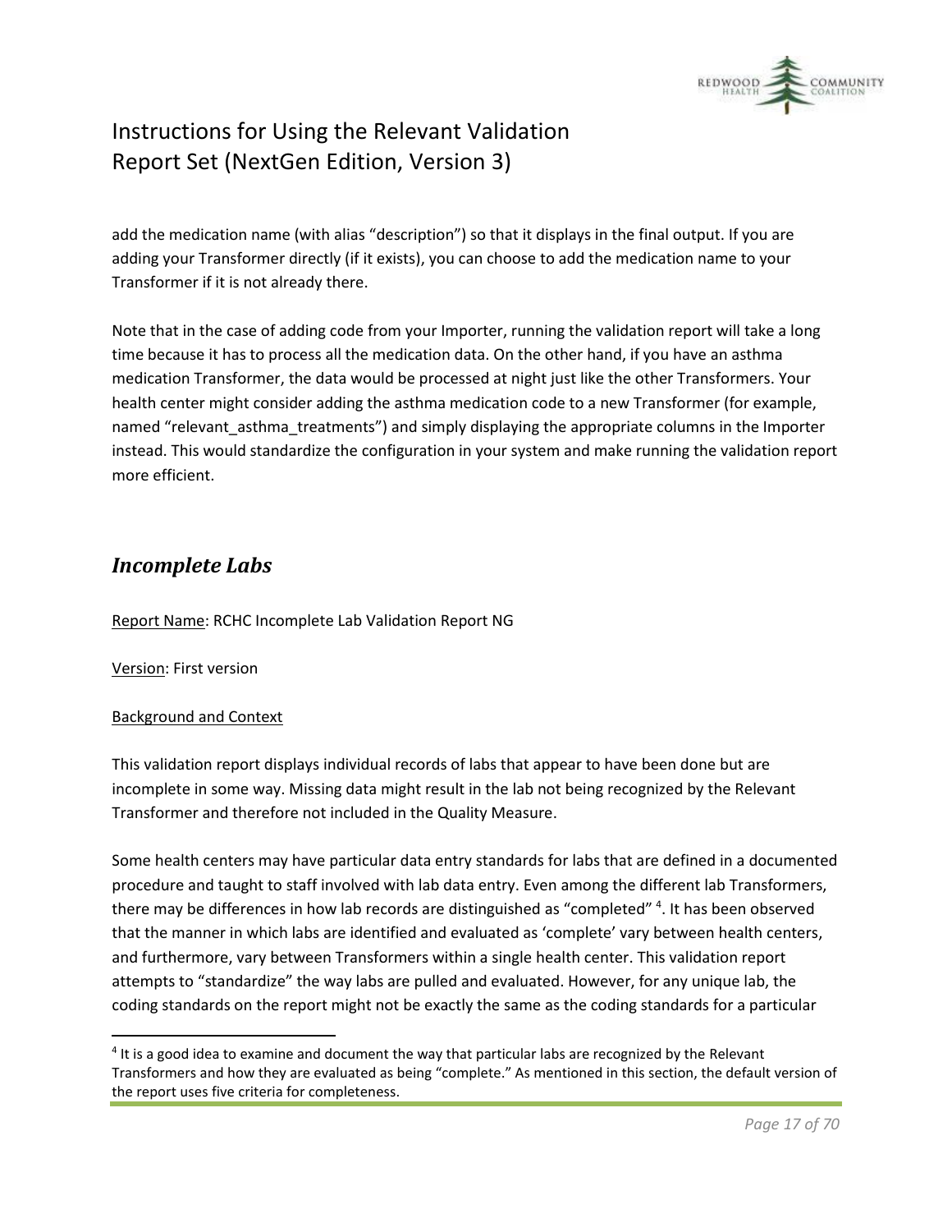add the medication name (with alias “description”) so that it displays in the final output. If you are adding your Transformer directly (if it exists), you can choose to add the medication name to your Transformer if it is not already there.

Note that in the case of adding code from your Importer, running the validation report will take a long time because it has to process all the medication data. On the other hand, if you have an asthma medication Transformer, the data would be processed at night just like the other Transformers. Your health center might consider adding the asthma medication code to a new Transformer (for example, named “relevant_asthma_treatments”) and simply displaying the appropriate columns in the Importer instead. This would standardize the configuration in your system and make running the validation report more efficient.

## *Incomplete Labs*

Report Name: RCHC Incomplete Lab Validation Report NG

Version: First version

Background and Context

This validation report displays individual records of labs that appear to have been done but are incomplete in some way. Missing data might result in the lab not being recognized by the Relevant Transformer and therefore not included in the Quality Measure.

Some health centers may have particular data entry standards for labs that are defined in a documented procedure and taught to staff involved with lab data entry. Even among the different lab Transformers, there may be differences in how lab records are distinguished as “completed” [4]. It has been observed that the manner in which labs are identified and evaluated as ‘complete’ vary between health centers, and furthermore, vary between Transformers within a single health center. This validation report attempts to “standardize” the way labs are pulled and evaluated. However, for any unique lab, the coding standards on the report might not be exactly the same as the coding standards for a particular

[4] It is a good idea to examine and document the way that particular labs are recognized by the Relevant Transformers and how they are evaluated as being “complete.” As mentioned in this section, the default version of the report uses five criteria for completeness.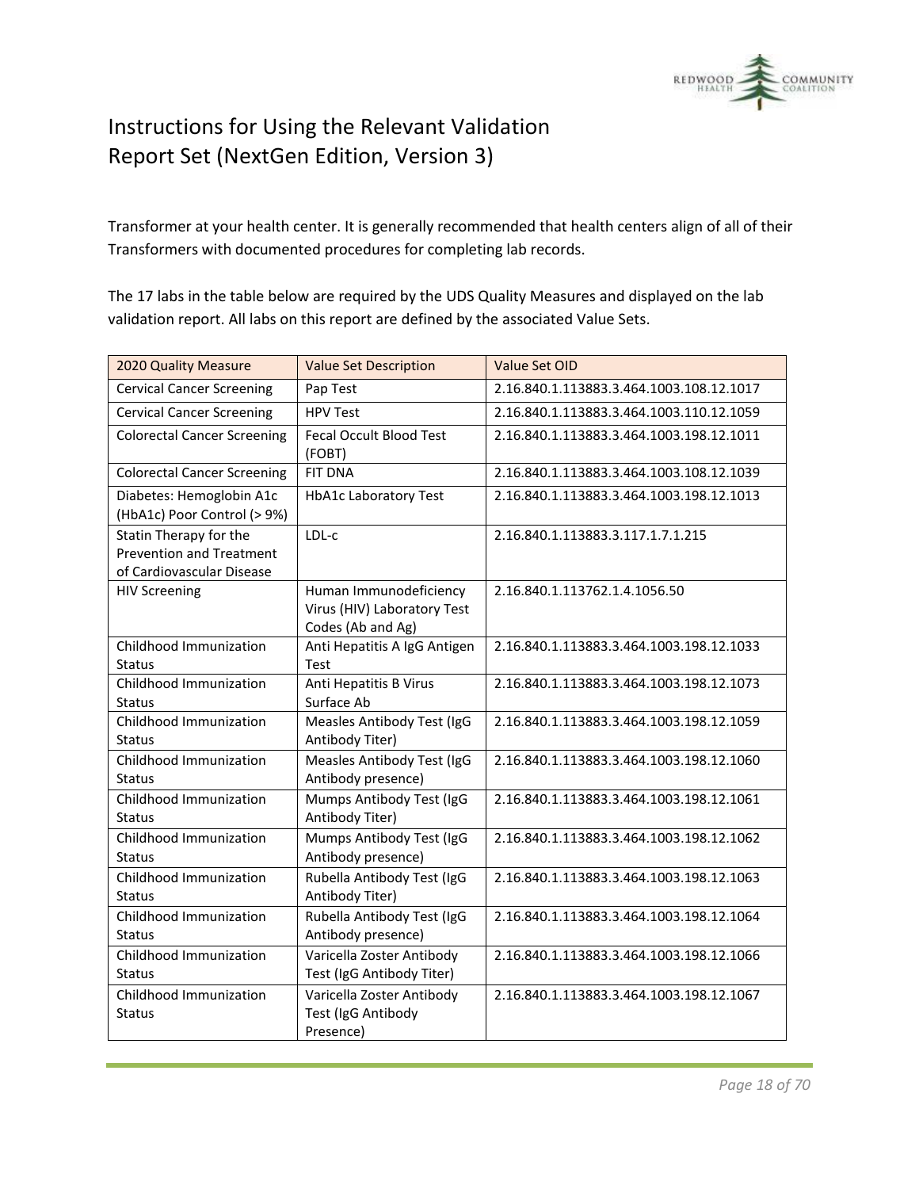Transformer at your health center. It is generally recommended that health centers align of all of their Transformers with documented procedures for completing lab records.

The 17 labs in the table below are required by the UDS Quality Measures and displayed on the lab validation report. All labs on this report are defined by the associated Value Sets.

| 2020 Quality Measure | Value Set Description | Value Set OID |
|---|---|---|
| Cervical Cancer Screening | Pap Test | 2.16.840.1.113883.3.464.1003.108.12.1017 |
| Cervical Cancer Screening | HPV Test | 2.16.840.1.113883.3.464.1003.110.12.1059 |
| Colorectal Cancer Screening | Fecal Occult Blood Test (FOBT) | 2.16.840.1.113883.3.464.1003.198.12.1011 |
| Colorectal Cancer Screening | FIT DNA | 2.16.840.1.113883.3.464.1003.108.12.1039 |
| Diabetes: Hemoglobin A1c (HbA1c) Poor Control (> 9%) | HbA1c Laboratory Test | 2.16.840.1.113883.3.464.1003.198.12.1013 |
| Statin Therapy for the Prevention and Treatment of Cardiovascular Disease | LDL-c | 2.16.840.1.113883.3.117.1.7.1.215 |
| HIV Screening | Human Immunodeficiency Virus (HIV) Laboratory Test Codes (Ab and Ag) | 2.16.840.1.113762.1.4.1056.50 |
| Childhood Immunization Status | Anti Hepatitis A IgG Antigen Test | 2.16.840.1.113883.3.464.1003.198.12.1033 |
| Childhood Immunization Status | Anti Hepatitis B Virus Surface Ab | 2.16.840.1.113883.3.464.1003.198.12.1073 |
| Childhood Immunization Status | Measles Antibody Test (IgG Antibody Titer) | 2.16.840.1.113883.3.464.1003.198.12.1059 |
| Childhood Immunization Status | Measles Antibody Test (IgG Antibody presence) | 2.16.840.1.113883.3.464.1003.198.12.1060 |
| Childhood Immunization Status | Mumps Antibody Test (IgG Antibody Titer) | 2.16.840.1.113883.3.464.1003.198.12.1061 |
| Childhood Immunization Status | Mumps Antibody Test (IgG Antibody presence) | 2.16.840.1.113883.3.464.1003.198.12.1062 |
| Childhood Immunization Status | Rubella Antibody Test (IgG Antibody Titer) | 2.16.840.1.113883.3.464.1003.198.12.1063 |
| Childhood Immunization Status | Rubella Antibody Test (IgG Antibody presence) | 2.16.840.1.113883.3.464.1003.198.12.1064 |
| Childhood Immunization Status | Varicella Zoster Antibody Test (IgG Antibody Titer) | 2.16.840.1.113883.3.464.1003.198.12.1066 |
| Childhood Immunization Status | Varicella Zoster Antibody Test (IgG Antibody Presence) | 2.16.840.1.113883.3.464.1003.198.12.1067 |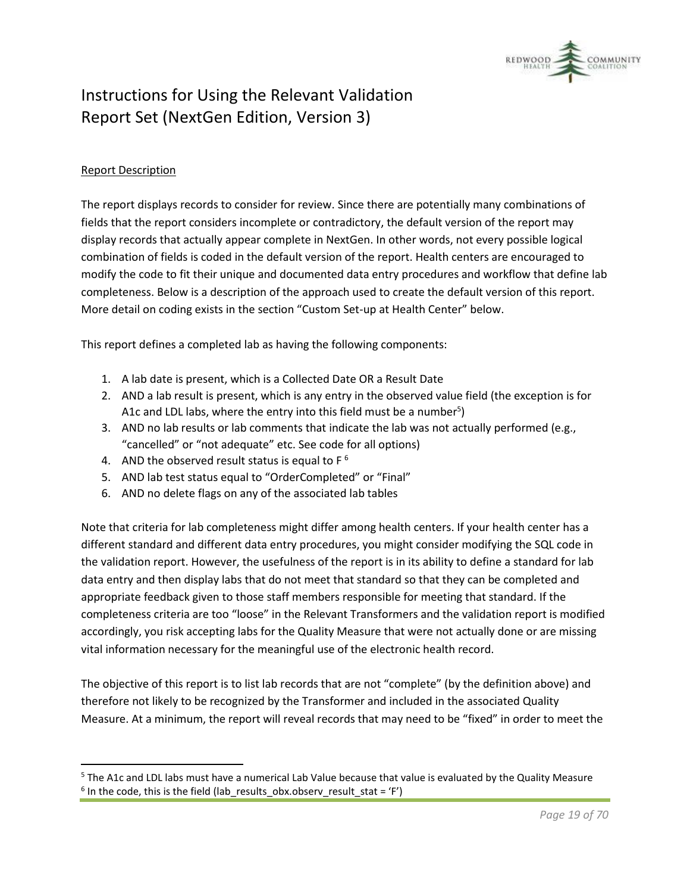# Instructions for Using the Relevant Validation Report Set (NextGen Edition, Version 3)

<u>Report Description</u>

The report displays records to consider for review. Since there are potentially many combinations of fields that the report considers incomplete or contradictory, the default version of the report may display records that actually appear complete in NextGen. In other words, not every possible logical combination of fields is coded in the default version of the report. Health centers are encouraged to modify the code to fit their unique and documented data entry procedures and workflow that define lab completeness. Below is a description of the approach used to create the default version of this report. More detail on coding exists in the section "Custom Set-up at Health Center" below.

This report defines a completed lab as having the following components:

1. A lab date is present, which is a Collected Date OR a Result Date
2. AND a lab result is present, which is any entry in the observed value field (the exception is for A1c and LDL labs, where the entry into this field must be a number[5])
3. AND no lab results or lab comments that indicate the lab was not actually performed (e.g., "cancelled" or "not adequate" etc. See code for all options)
4. AND the observed result status is equal to F [6]
5. AND lab test status equal to "OrderCompleted" or "Final"
6. AND no delete flags on any of the associated lab tables

Note that criteria for lab completeness might differ among health centers. If your health center has a different standard and different data entry procedures, you might consider modifying the SQL code in the validation report. However, the usefulness of the report is in its ability to define a standard for lab data entry and then display labs that do not meet that standard so that they can be completed and appropriate feedback given to those staff members responsible for meeting that standard. If the completeness criteria are too "loose" in the Relevant Transformers and the validation report is modified accordingly, you risk accepting labs for the Quality Measure that were not actually done or are missing vital information necessary for the meaningful use of the electronic health record.

The objective of this report is to list lab records that are not "complete" (by the definition above) and therefore not likely to be recognized by the Transformer and included in the associated Quality Measure. At a minimum, the report will reveal records that may need to be "fixed" in order to meet the

---

[5] The A1c and LDL labs must have a numerical Lab Value because that value is evaluated by the Quality Measure

[6] In the code, this is the field (lab_results_obx.observ_result_stat = 'F')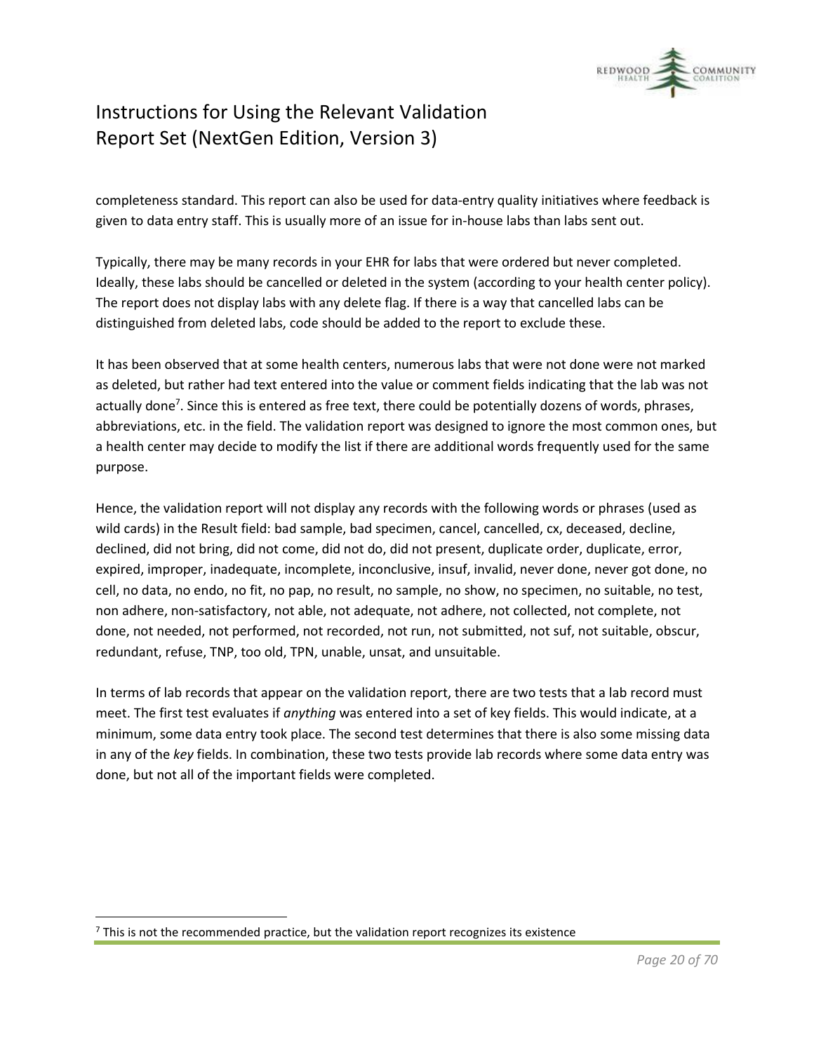completeness standard. This report can also be used for data-entry quality initiatives where feedback is given to data entry staff. This is usually more of an issue for in-house labs than labs sent out.

Typically, there may be many records in your EHR for labs that were ordered but never completed. Ideally, these labs should be cancelled or deleted in the system (according to your health center policy). The report does not display labs with any delete flag. If there is a way that cancelled labs can be distinguished from deleted labs, code should be added to the report to exclude these.

It has been observed that at some health centers, numerous labs that were not done were not marked as deleted, but rather had text entered into the value or comment fields indicating that the lab was not actually done[7]. Since this is entered as free text, there could be potentially dozens of words, phrases, abbreviations, etc. in the field. The validation report was designed to ignore the most common ones, but a health center may decide to modify the list if there are additional words frequently used for the same purpose.

Hence, the validation report will not display any records with the following words or phrases (used as wild cards) in the Result field: bad sample, bad specimen, cancel, cancelled, cx, deceased, decline, declined, did not bring, did not come, did not do, did not present, duplicate order, duplicate, error, expired, improper, inadequate, incomplete, inconclusive, insuf, invalid, never done, never got done, no cell, no data, no endo, no fit, no pap, no result, no sample, no show, no specimen, no suitable, no test, non adhere, non-satisfactory, not able, not adequate, not adhere, not collected, not complete, not done, not needed, not performed, not recorded, not run, not submitted, not suf, not suitable, obscur, redundant, refuse, TNP, too old, TPN, unable, unsat, and unsuitable.

In terms of lab records that appear on the validation report, there are two tests that a lab record must meet. The first test evaluates if *anything* was entered into a set of key fields. This would indicate, at a minimum, some data entry took place. The second test determines that there is also some missing data in any of the *key* fields. In combination, these two tests provide lab records where some data entry was done, but not all of the important fields were completed.

[7] This is not the recommended practice, but the validation report recognizes its existence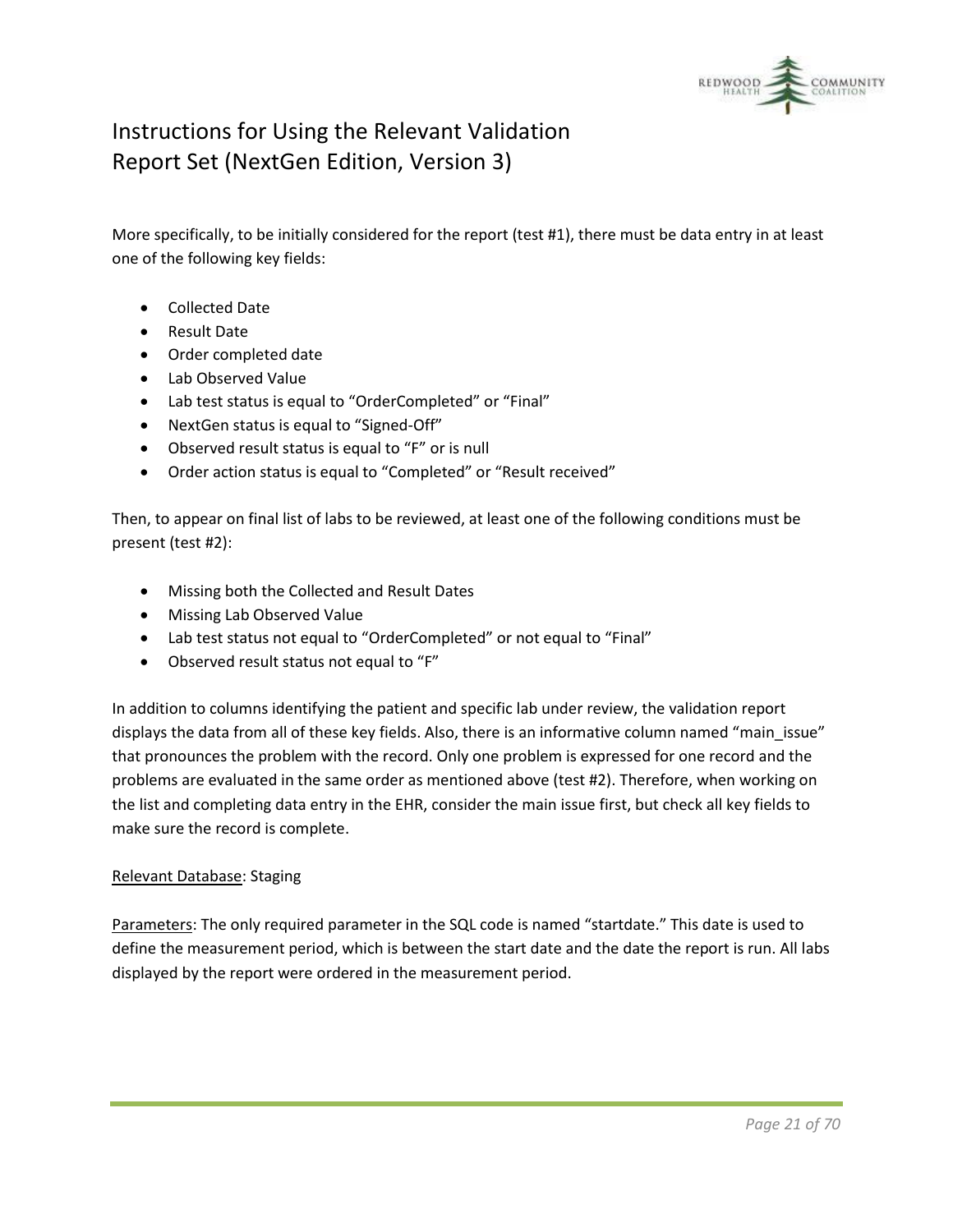More specifically, to be initially considered for the report (test #1), there must be data entry in at least one of the following key fields:

- Collected Date
- Result Date
- Order completed date
- Lab Observed Value
- Lab test status is equal to "OrderCompleted" or "Final"
- NextGen status is equal to "Signed-Off"
- Observed result status is equal to "F" or is null
- Order action status is equal to "Completed" or "Result received"

Then, to appear on final list of labs to be reviewed, at least one of the following conditions must be present (test #2):

- Missing both the Collected and Result Dates
- Missing Lab Observed Value
- Lab test status not equal to "OrderCompleted" or not equal to "Final"
- Observed result status not equal to "F"

In addition to columns identifying the patient and specific lab under review, the validation report displays the data from all of these key fields. Also, there is an informative column named "main_issue" that pronounces the problem with the record. Only one problem is expressed for one record and the problems are evaluated in the same order as mentioned above (test #2). Therefore, when working on the list and completing data entry in the EHR, consider the main issue first, but check all key fields to make sure the record is complete.

Relevant Database: Staging

Parameters: The only required parameter in the SQL code is named "startdate." This date is used to define the measurement period, which is between the start date and the date the report is run. All labs displayed by the report were ordered in the measurement period.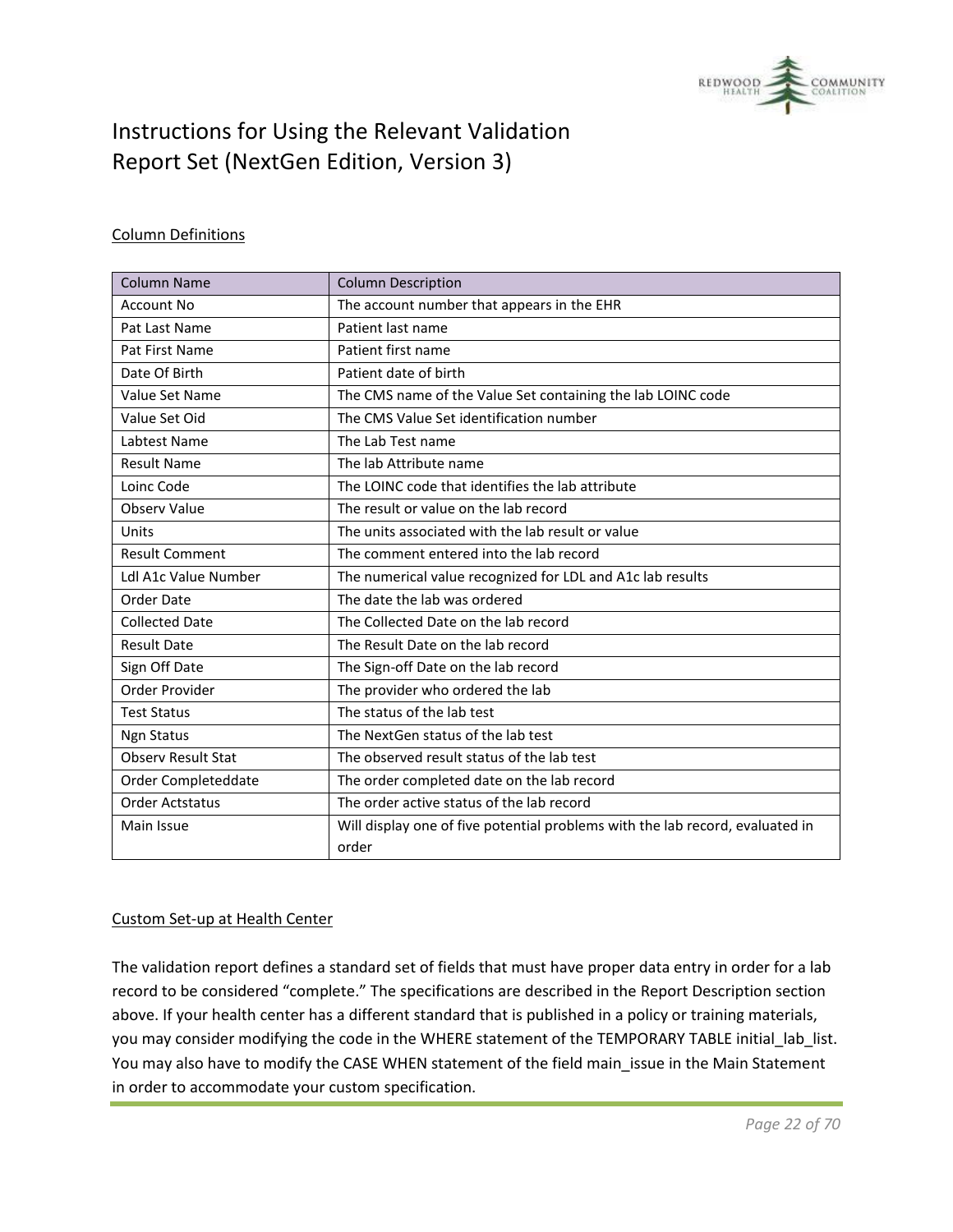# Instructions for Using the Relevant Validation Report Set (NextGen Edition, Version 3)

## Column Definitions

| Column Name | Column Description |
| --- | --- |
| Account No | The account number that appears in the EHR |
| Pat Last Name | Patient last name |
| Pat First Name | Patient first name |
| Date Of Birth | Patient date of birth |
| Value Set Name | The CMS name of the Value Set containing the lab LOINC code |
| Value Set Oid | The CMS Value Set identification number |
| Labtest Name | The Lab Test name |
| Result Name | The lab Attribute name |
| Loinc Code | The LOINC code that identifies the lab attribute |
| Observ Value | The result or value on the lab record |
| Units | The units associated with the lab result or value |
| Result Comment | The comment entered into the lab record |
| Ldl A1c Value Number | The numerical value recognized for LDL and A1c lab results |
| Order Date | The date the lab was ordered |
| Collected Date | The Collected Date on the lab record |
| Result Date | The Result Date on the lab record |
| Sign Off Date | The Sign-off Date on the lab record |
| Order Provider | The provider who ordered the lab |
| Test Status | The status of the lab test |
| Ngn Status | The NextGen status of the lab test |
| Observ Result Stat | The observed result status of the lab test |
| Order Completeddate | The order completed date on the lab record |
| Order Actstatus | The order active status of the lab record |
| Main Issue | Will display one of five potential problems with the lab record, evaluated in order |

## Custom Set-up at Health Center

The validation report defines a standard set of fields that must have proper data entry in order for a lab record to be considered "complete." The specifications are described in the Report Description section above. If your health center has a different standard that is published in a policy or training materials, you may consider modifying the code in the WHERE statement of the TEMPORARY TABLE initial_lab_list. You may also have to modify the CASE WHEN statement of the field main_issue in the Main Statement in order to accommodate your custom specification.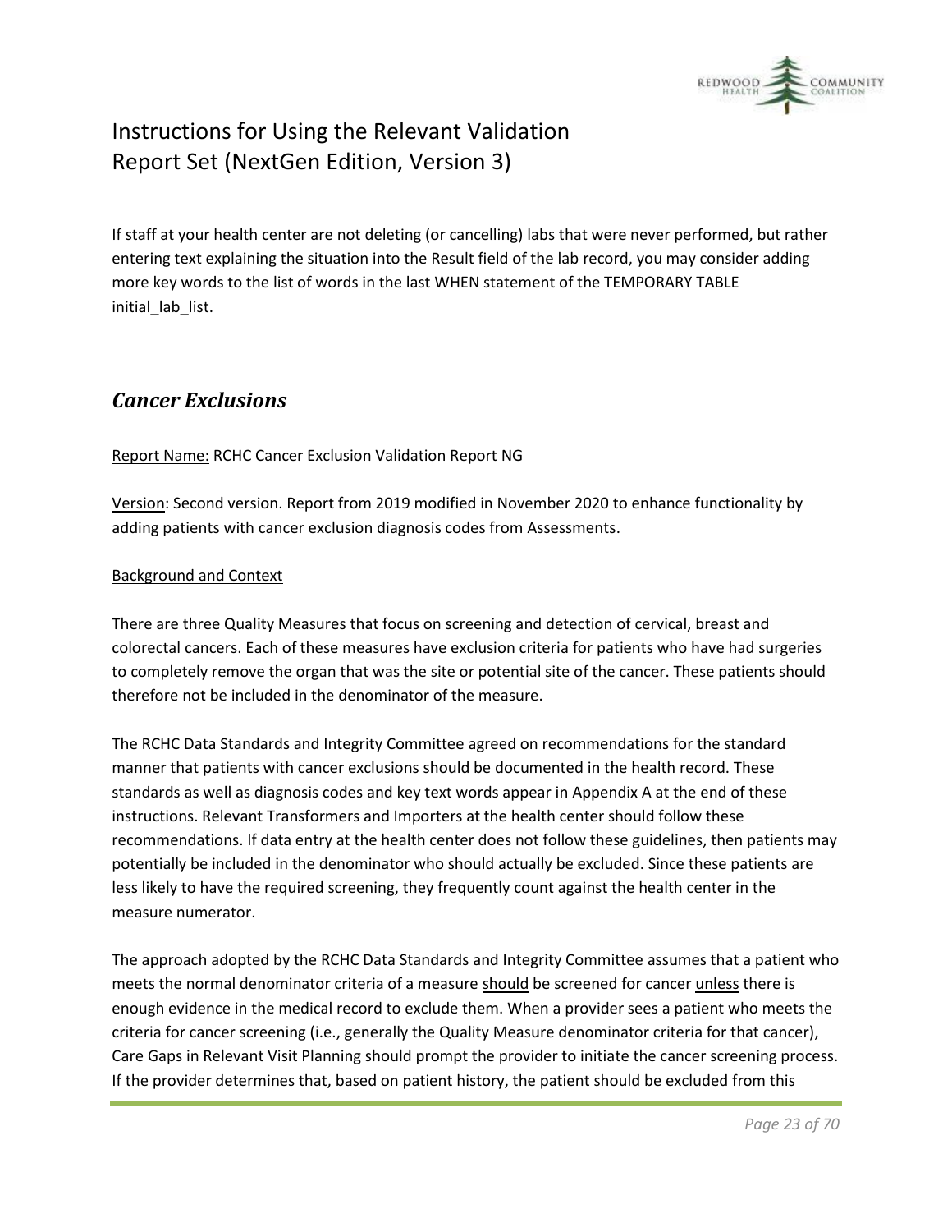If staff at your health center are not deleting (or cancelling) labs that were never performed, but rather entering text explaining the situation into the Result field of the lab record, you may consider adding more key words to the list of words in the last WHEN statement of the TEMPORARY TABLE initial_lab_list.

## *Cancer Exclusions*

<u>Report Name:</u> RCHC Cancer Exclusion Validation Report NG

<u>Version</u>: Second version. Report from 2019 modified in November 2020 to enhance functionality by adding patients with cancer exclusion diagnosis codes from Assessments.

<u>Background and Context</u>

There are three Quality Measures that focus on screening and detection of cervical, breast and colorectal cancers. Each of these measures have exclusion criteria for patients who have had surgeries to completely remove the organ that was the site or potential site of the cancer. These patients should therefore not be included in the denominator of the measure.

The RCHC Data Standards and Integrity Committee agreed on recommendations for the standard manner that patients with cancer exclusions should be documented in the health record. These standards as well as diagnosis codes and key text words appear in Appendix A at the end of these instructions. Relevant Transformers and Importers at the health center should follow these recommendations. If data entry at the health center does not follow these guidelines, then patients may potentially be included in the denominator who should actually be excluded. Since these patients are less likely to have the required screening, they frequently count against the health center in the measure numerator.

The approach adopted by the RCHC Data Standards and Integrity Committee assumes that a patient who meets the normal denominator criteria of a measure <u>should</u> be screened for cancer <u>unless</u> there is enough evidence in the medical record to exclude them. When a provider sees a patient who meets the criteria for cancer screening (i.e., generally the Quality Measure denominator criteria for that cancer), Care Gaps in Relevant Visit Planning should prompt the provider to initiate the cancer screening process. If the provider determines that, based on patient history, the patient should be excluded from this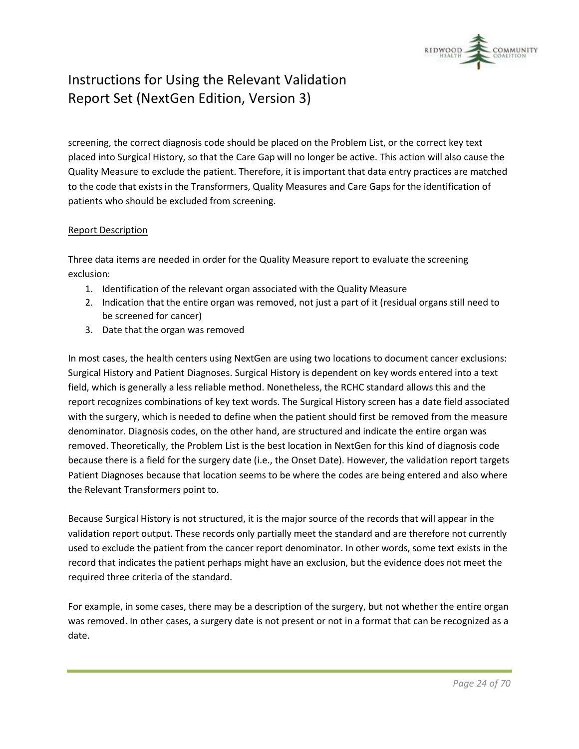screening, the correct diagnosis code should be placed on the Problem List, or the correct key text placed into Surgical History, so that the Care Gap will no longer be active. This action will also cause the Quality Measure to exclude the patient. Therefore, it is important that data entry practices are matched to the code that exists in the Transformers, Quality Measures and Care Gaps for the identification of patients who should be excluded from screening.

Report Description

Three data items are needed in order for the Quality Measure report to evaluate the screening exclusion:

1. Identification of the relevant organ associated with the Quality Measure
2. Indication that the entire organ was removed, not just a part of it (residual organs still need to be screened for cancer)
3. Date that the organ was removed

In most cases, the health centers using NextGen are using two locations to document cancer exclusions: Surgical History and Patient Diagnoses. Surgical History is dependent on key words entered into a text field, which is generally a less reliable method. Nonetheless, the RCHC standard allows this and the report recognizes combinations of key text words. The Surgical History screen has a date field associated with the surgery, which is needed to define when the patient should first be removed from the measure denominator. Diagnosis codes, on the other hand, are structured and indicate the entire organ was removed. Theoretically, the Problem List is the best location in NextGen for this kind of diagnosis code because there is a field for the surgery date (i.e., the Onset Date). However, the validation report targets Patient Diagnoses because that location seems to be where the codes are being entered and also where the Relevant Transformers point to.

Because Surgical History is not structured, it is the major source of the records that will appear in the validation report output. These records only partially meet the standard and are therefore not currently used to exclude the patient from the cancer report denominator. In other words, some text exists in the record that indicates the patient perhaps might have an exclusion, but the evidence does not meet the required three criteria of the standard.

For example, in some cases, there may be a description of the surgery, but not whether the entire organ was removed. In other cases, a surgery date is not present or not in a format that can be recognized as a date.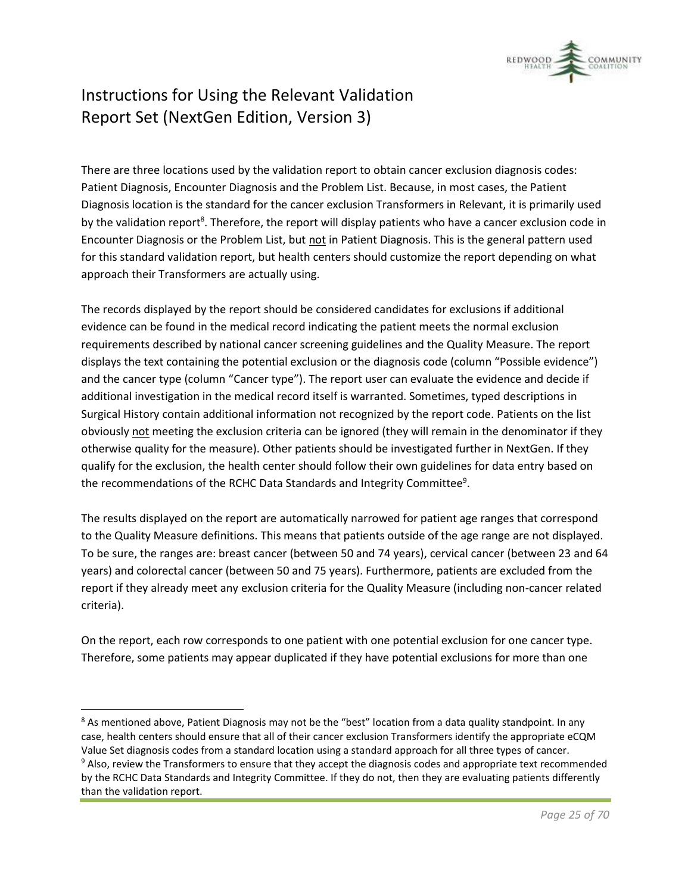# Instructions for Using the Relevant Validation Report Set (NextGen Edition, Version 3)

There are three locations used by the validation report to obtain cancer exclusion diagnosis codes: Patient Diagnosis, Encounter Diagnosis and the Problem List. Because, in most cases, the Patient Diagnosis location is the standard for the cancer exclusion Transformers in Relevant, it is primarily used by the validation report[8]. Therefore, the report will display patients who have a cancer exclusion code in Encounter Diagnosis or the Problem List, but <u>not</u> in Patient Diagnosis. This is the general pattern used for this standard validation report, but health centers should customize the report depending on what approach their Transformers are actually using.

The records displayed by the report should be considered candidates for exclusions if additional evidence can be found in the medical record indicating the patient meets the normal exclusion requirements described by national cancer screening guidelines and the Quality Measure. The report displays the text containing the potential exclusion or the diagnosis code (column "Possible evidence") and the cancer type (column "Cancer type"). The report user can evaluate the evidence and decide if additional investigation in the medical record itself is warranted. Sometimes, typed descriptions in Surgical History contain additional information not recognized by the report code. Patients on the list obviously <u>not</u> meeting the exclusion criteria can be ignored (they will remain in the denominator if they otherwise quality for the measure). Other patients should be investigated further in NextGen. If they qualify for the exclusion, the health center should follow their own guidelines for data entry based on the recommendations of the RCHC Data Standards and Integrity Committee[9].

The results displayed on the report are automatically narrowed for patient age ranges that correspond to the Quality Measure definitions. This means that patients outside of the age range are not displayed. To be sure, the ranges are: breast cancer (between 50 and 74 years), cervical cancer (between 23 and 64 years) and colorectal cancer (between 50 and 75 years). Furthermore, patients are excluded from the report if they already meet any exclusion criteria for the Quality Measure (including non-cancer related criteria).

On the report, each row corresponds to one patient with one potential exclusion for one cancer type. Therefore, some patients may appear duplicated if they have potential exclusions for more than one

---

[8] As mentioned above, Patient Diagnosis may not be the "best" location from a data quality standpoint. In any case, health centers should ensure that all of their cancer exclusion Transformers identify the appropriate eCQM Value Set diagnosis codes from a standard location using a standard approach for all three types of cancer.

[9] Also, review the Transformers to ensure that they accept the diagnosis codes and appropriate text recommended by the RCHC Data Standards and Integrity Committee. If they do not, then they are evaluating patients differently than the validation report.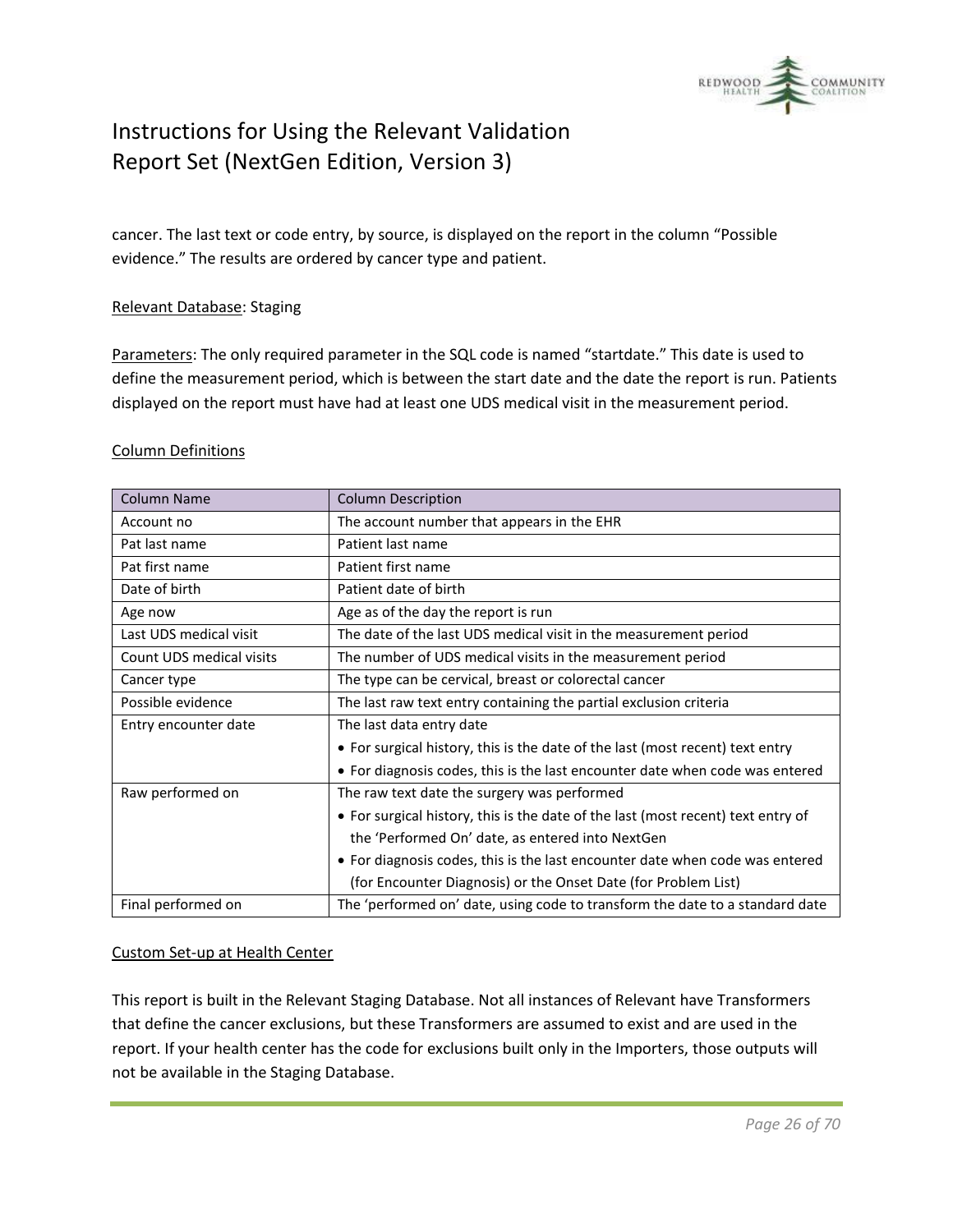cancer. The last text or code entry, by source, is displayed on the report in the column "Possible evidence." The results are ordered by cancer type and patient.

Relevant Database: Staging

Parameters: The only required parameter in the SQL code is named "startdate." This date is used to define the measurement period, which is between the start date and the date the report is run. Patients displayed on the report must have had at least one UDS medical visit in the measurement period.

Column Definitions

| Column Name | Column Description |
| --- | --- |
| Account no | The account number that appears in the EHR |
| Pat last name | Patient last name |
| Pat first name | Patient first name |
| Date of birth | Patient date of birth |
| Age now | Age as of the day the report is run |
| Last UDS medical visit | The date of the last UDS medical visit in the measurement period |
| Count UDS medical visits | The number of UDS medical visits in the measurement period |
| Cancer type | The type can be cervical, breast or colorectal cancer |
| Possible evidence | The last raw text entry containing the partial exclusion criteria |
| Entry encounter date | The last data entry date<br>• For surgical history, this is the date of the last (most recent) text entry<br>• For diagnosis codes, this is the last encounter date when code was entered |
| Raw performed on | The raw text date the surgery was performed<br>• For surgical history, this is the date of the last (most recent) text entry of the 'Performed On' date, as entered into NextGen<br>• For diagnosis codes, this is the last encounter date when code was entered (for Encounter Diagnosis) or the Onset Date (for Problem List) |
| Final performed on | The 'performed on' date, using code to transform the date to a standard date |

Custom Set-up at Health Center

This report is built in the Relevant Staging Database. Not all instances of Relevant have Transformers that define the cancer exclusions, but these Transformers are assumed to exist and are used in the report. If your health center has the code for exclusions built only in the Importers, those outputs will not be available in the Staging Database.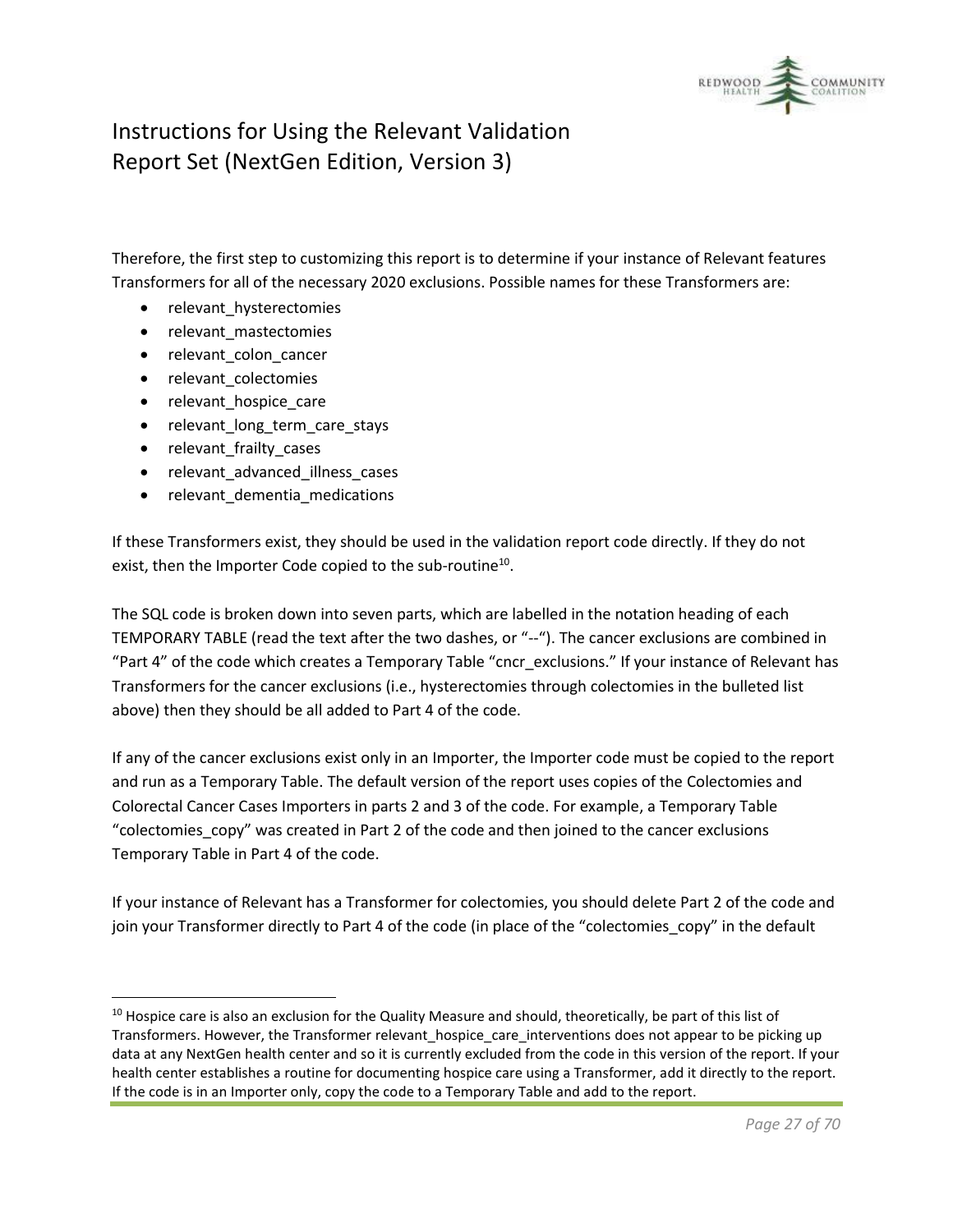Therefore, the first step to customizing this report is to determine if your instance of Relevant features Transformers for all of the necessary 2020 exclusions. Possible names for these Transformers are:

- relevant_hysterectomies
- relevant_mastectomies
- relevant_colon_cancer
- relevant_colectomies
- relevant_hospice_care
- relevant_long_term_care_stays
- relevant_frailty_cases
- relevant_advanced_illness_cases
- relevant_dementia_medications

If these Transformers exist, they should be used in the validation report code directly. If they do not exist, then the Importer Code copied to the sub-routine[10].

The SQL code is broken down into seven parts, which are labelled in the notation heading of each TEMPORARY TABLE (read the text after the two dashes, or "--"). The cancer exclusions are combined in "Part 4" of the code which creates a Temporary Table "cncr_exclusions." If your instance of Relevant has Transformers for the cancer exclusions (i.e., hysterectomies through colectomies in the bulleted list above) then they should be all added to Part 4 of the code.

If any of the cancer exclusions exist only in an Importer, the Importer code must be copied to the report and run as a Temporary Table. The default version of the report uses copies of the Colectomies and Colorectal Cancer Cases Importers in parts 2 and 3 of the code. For example, a Temporary Table "colectomies_copy" was created in Part 2 of the code and then joined to the cancer exclusions Temporary Table in Part 4 of the code.

If your instance of Relevant has a Transformer for colectomies, you should delete Part 2 of the code and join your Transformer directly to Part 4 of the code (in place of the "colectomies_copy" in the default

[10] Hospice care is also an exclusion for the Quality Measure and should, theoretically, be part of this list of Transformers. However, the Transformer relevant_hospice_care_interventions does not appear to be picking up data at any NextGen health center and so it is currently excluded from the code in this version of the report. If your health center establishes a routine for documenting hospice care using a Transformer, add it directly to the report. If the code is in an Importer only, copy the code to a Temporary Table and add to the report.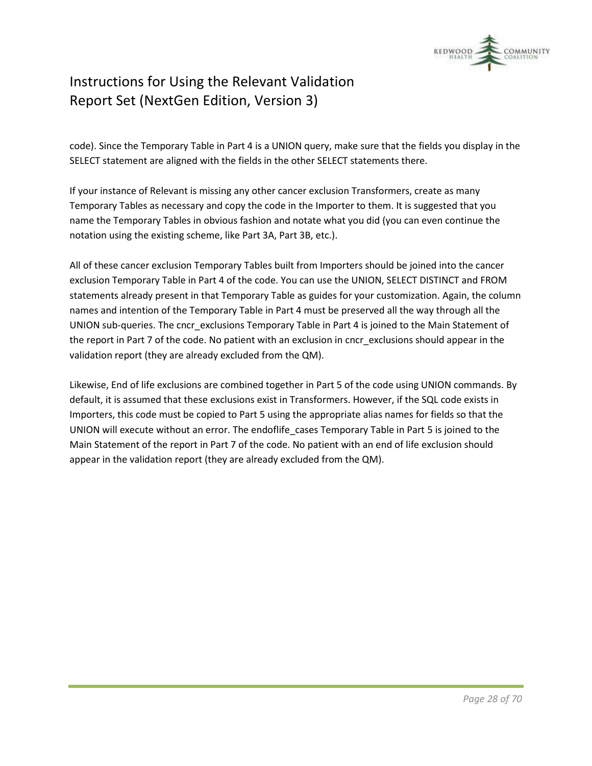code). Since the Temporary Table in Part 4 is a UNION query, make sure that the fields you display in the SELECT statement are aligned with the fields in the other SELECT statements there.

If your instance of Relevant is missing any other cancer exclusion Transformers, create as many Temporary Tables as necessary and copy the code in the Importer to them. It is suggested that you name the Temporary Tables in obvious fashion and notate what you did (you can even continue the notation using the existing scheme, like Part 3A, Part 3B, etc.).

All of these cancer exclusion Temporary Tables built from Importers should be joined into the cancer exclusion Temporary Table in Part 4 of the code. You can use the UNION, SELECT DISTINCT and FROM statements already present in that Temporary Table as guides for your customization. Again, the column names and intention of the Temporary Table in Part 4 must be preserved all the way through all the UNION sub-queries. The cncr_exclusions Temporary Table in Part 4 is joined to the Main Statement of the report in Part 7 of the code. No patient with an exclusion in cncr_exclusions should appear in the validation report (they are already excluded from the QM).

Likewise, End of life exclusions are combined together in Part 5 of the code using UNION commands. By default, it is assumed that these exclusions exist in Transformers. However, if the SQL code exists in Importers, this code must be copied to Part 5 using the appropriate alias names for fields so that the UNION will execute without an error. The endoflife_cases Temporary Table in Part 5 is joined to the Main Statement of the report in Part 7 of the code. No patient with an end of life exclusion should appear in the validation report (they are already excluded from the QM).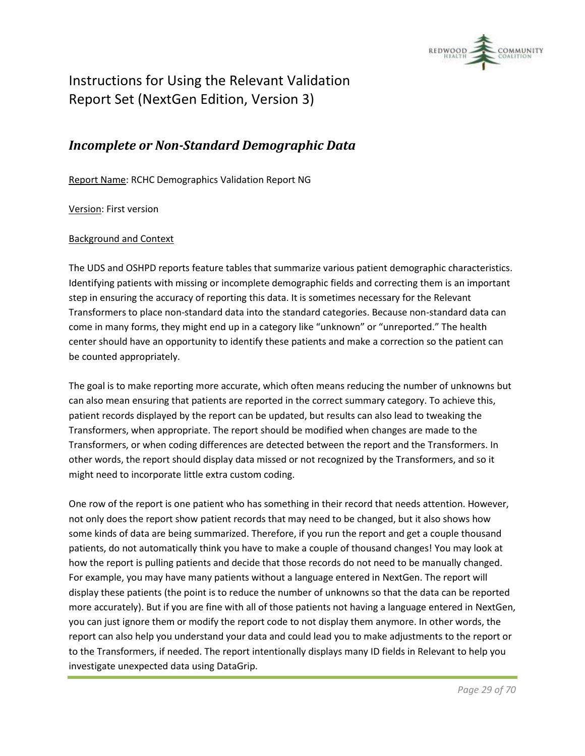# Instructions for Using the Relevant Validation Report Set (NextGen Edition, Version 3)

## *Incomplete or Non-Standard Demographic Data*

Report Name: RCHC Demographics Validation Report NG

Version: First version

Background and Context

The UDS and OSHPD reports feature tables that summarize various patient demographic characteristics. Identifying patients with missing or incomplete demographic fields and correcting them is an important step in ensuring the accuracy of reporting this data. It is sometimes necessary for the Relevant Transformers to place non-standard data into the standard categories. Because non-standard data can come in many forms, they might end up in a category like "unknown" or "unreported." The health center should have an opportunity to identify these patients and make a correction so the patient can be counted appropriately.

The goal is to make reporting more accurate, which often means reducing the number of unknowns but can also mean ensuring that patients are reported in the correct summary category. To achieve this, patient records displayed by the report can be updated, but results can also lead to tweaking the Transformers, when appropriate. The report should be modified when changes are made to the Transformers, or when coding differences are detected between the report and the Transformers. In other words, the report should display data missed or not recognized by the Transformers, and so it might need to incorporate little extra custom coding.

One row of the report is one patient who has something in their record that needs attention. However, not only does the report show patient records that may need to be changed, but it also shows how some kinds of data are being summarized. Therefore, if you run the report and get a couple thousand patients, do not automatically think you have to make a couple of thousand changes! You may look at how the report is pulling patients and decide that those records do not need to be manually changed. For example, you may have many patients without a language entered in NextGen. The report will display these patients (the point is to reduce the number of unknowns so that the data can be reported more accurately). But if you are fine with all of those patients not having a language entered in NextGen, you can just ignore them or modify the report code to not display them anymore. In other words, the report can also help you understand your data and could lead you to make adjustments to the report or to the Transformers, if needed. The report intentionally displays many ID fields in Relevant to help you investigate unexpected data using DataGrip.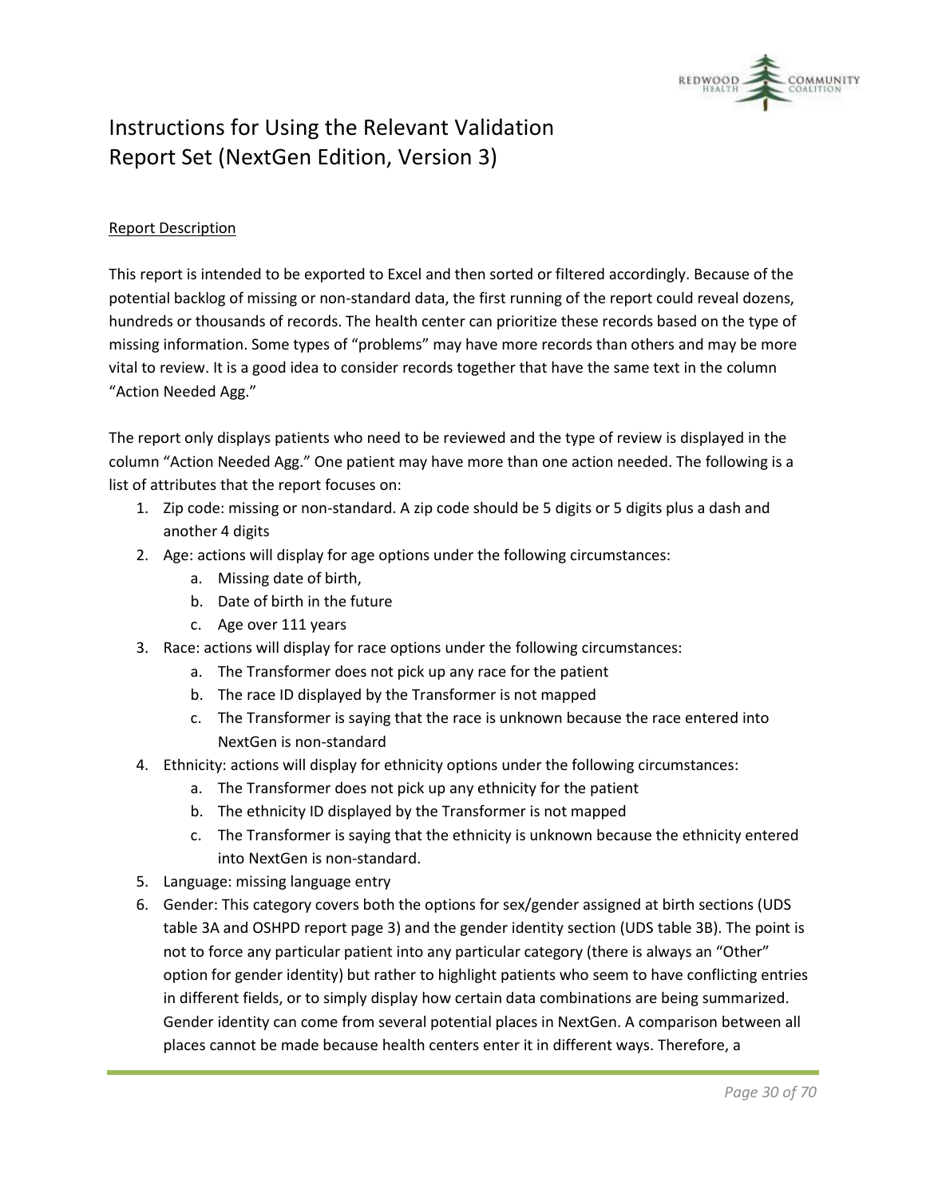# Instructions for Using the Relevant Validation Report Set (NextGen Edition, Version 3)

Report Description

This report is intended to be exported to Excel and then sorted or filtered accordingly. Because of the potential backlog of missing or non-standard data, the first running of the report could reveal dozens, hundreds or thousands of records. The health center can prioritize these records based on the type of missing information. Some types of "problems" may have more records than others and may be more vital to review. It is a good idea to consider records together that have the same text in the column "Action Needed Agg."

The report only displays patients who need to be reviewed and the type of review is displayed in the column "Action Needed Agg." One patient may have more than one action needed. The following is a list of attributes that the report focuses on:

1. Zip code: missing or non-standard. A zip code should be 5 digits or 5 digits plus a dash and another 4 digits
2. Age: actions will display for age options under the following circumstances:
   a. Missing date of birth,
   b. Date of birth in the future
   c. Age over 111 years
3. Race: actions will display for race options under the following circumstances:
   a. The Transformer does not pick up any race for the patient
   b. The race ID displayed by the Transformer is not mapped
   c. The Transformer is saying that the race is unknown because the race entered into NextGen is non-standard
4. Ethnicity: actions will display for ethnicity options under the following circumstances:
   a. The Transformer does not pick up any ethnicity for the patient
   b. The ethnicity ID displayed by the Transformer is not mapped
   c. The Transformer is saying that the ethnicity is unknown because the ethnicity entered into NextGen is non-standard.
5. Language: missing language entry
6. Gender: This category covers both the options for sex/gender assigned at birth sections (UDS table 3A and OSHPD report page 3) and the gender identity section (UDS table 3B). The point is not to force any particular patient into any particular category (there is always an "Other" option for gender identity) but rather to highlight patients who seem to have conflicting entries in different fields, or to simply display how certain data combinations are being summarized. Gender identity can come from several potential places in NextGen. A comparison between all places cannot be made because health centers enter it in different ways. Therefore, a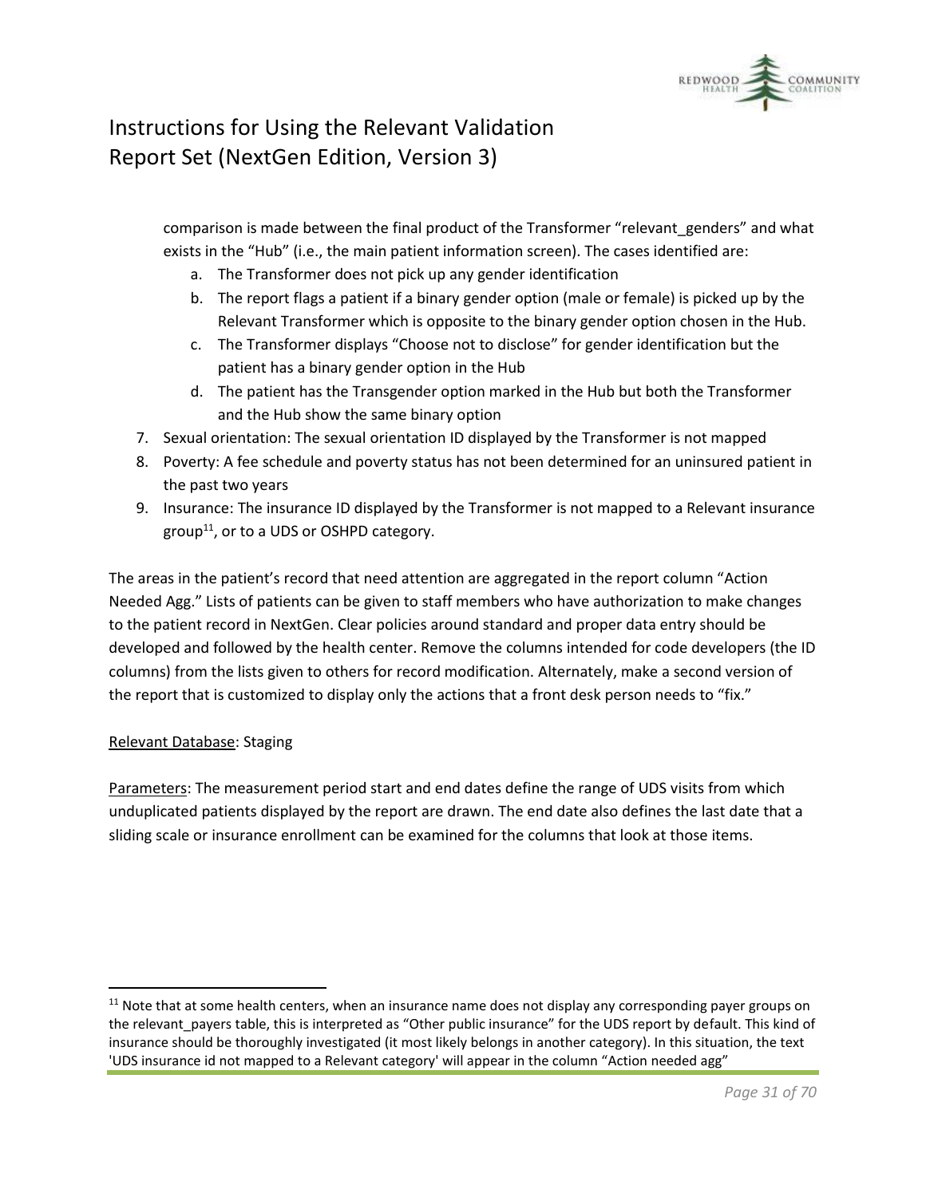comparison is made between the final product of the Transformer "relevant_genders" and what exists in the "Hub" (i.e., the main patient information screen). The cases identified are:

   a. The Transformer does not pick up any gender identification
   b. The report flags a patient if a binary gender option (male or female) is picked up by the Relevant Transformer which is opposite to the binary gender option chosen in the Hub.
   c. The Transformer displays "Choose not to disclose" for gender identification but the patient has a binary gender option in the Hub
   d. The patient has the Transgender option marked in the Hub but both the Transformer and the Hub show the same binary option

7. Sexual orientation: The sexual orientation ID displayed by the Transformer is not mapped
8. Poverty: A fee schedule and poverty status has not been determined for an uninsured patient in the past two years
9. Insurance: The insurance ID displayed by the Transformer is not mapped to a Relevant insurance group[11], or to a UDS or OSHPD category.

The areas in the patient's record that need attention are aggregated in the report column "Action Needed Agg." Lists of patients can be given to staff members who have authorization to make changes to the patient record in NextGen. Clear policies around standard and proper data entry should be developed and followed by the health center. Remove the columns intended for code developers (the ID columns) from the lists given to others for record modification. Alternately, make a second version of the report that is customized to display only the actions that a front desk person needs to "fix."

Relevant Database: Staging

Parameters: The measurement period start and end dates define the range of UDS visits from which unduplicated patients displayed by the report are drawn. The end date also defines the last date that a sliding scale or insurance enrollment can be examined for the columns that look at those items.

[11] Note that at some health centers, when an insurance name does not display any corresponding payer groups on the relevant_payers table, this is interpreted as "Other public insurance" for the UDS report by default. This kind of insurance should be thoroughly investigated (it most likely belongs in another category). In this situation, the text 'UDS insurance id not mapped to a Relevant category' will appear in the column "Action needed agg"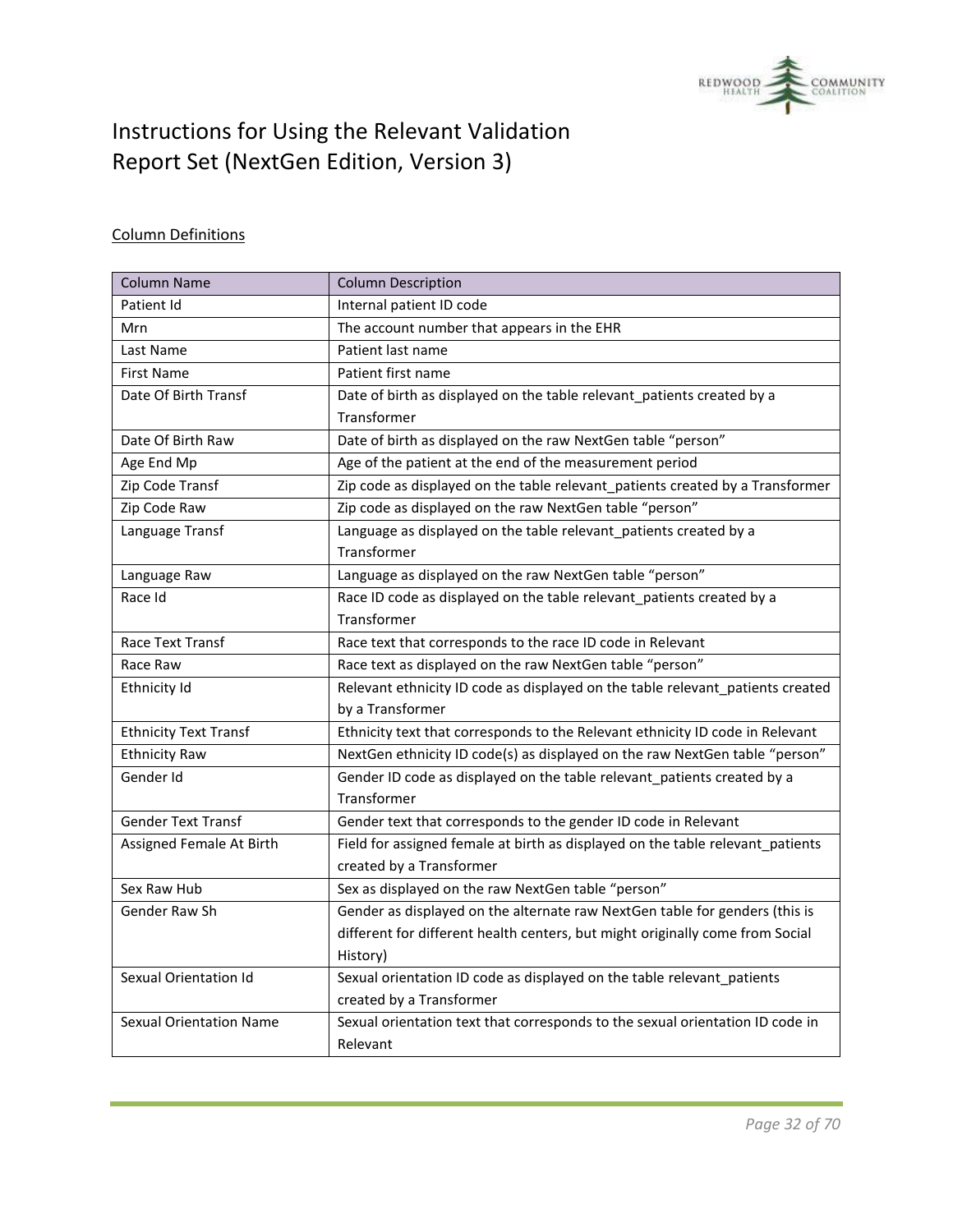# Instructions for Using the Relevant Validation Report Set (NextGen Edition, Version 3)

Column Definitions

| Column Name | Column Description |
|---|---|
| Patient Id | Internal patient ID code |
| Mrn | The account number that appears in the EHR |
| Last Name | Patient last name |
| First Name | Patient first name |
| Date Of Birth Transf | Date of birth as displayed on the table relevant_patients created by a Transformer |
| Date Of Birth Raw | Date of birth as displayed on the raw NextGen table "person" |
| Age End Mp | Age of the patient at the end of the measurement period |
| Zip Code Transf | Zip code as displayed on the table relevant_patients created by a Transformer |
| Zip Code Raw | Zip code as displayed on the raw NextGen table "person" |
| Language Transf | Language as displayed on the table relevant_patients created by a Transformer |
| Language Raw | Language as displayed on the raw NextGen table "person" |
| Race Id | Race ID code as displayed on the table relevant_patients created by a Transformer |
| Race Text Transf | Race text that corresponds to the race ID code in Relevant |
| Race Raw | Race text as displayed on the raw NextGen table "person" |
| Ethnicity Id | Relevant ethnicity ID code as displayed on the table relevant_patients created by a Transformer |
| Ethnicity Text Transf | Ethnicity text that corresponds to the Relevant ethnicity ID code in Relevant |
| Ethnicity Raw | NextGen ethnicity ID code(s) as displayed on the raw NextGen table "person" |
| Gender Id | Gender ID code as displayed on the table relevant_patients created by a Transformer |
| Gender Text Transf | Gender text that corresponds to the gender ID code in Relevant |
| Assigned Female At Birth | Field for assigned female at birth as displayed on the table relevant_patients created by a Transformer |
| Sex Raw Hub | Sex as displayed on the raw NextGen table "person" |
| Gender Raw Sh | Gender as displayed on the alternate raw NextGen table for genders (this is different for different health centers, but might originally come from Social History) |
| Sexual Orientation Id | Sexual orientation ID code as displayed on the table relevant_patients created by a Transformer |
| Sexual Orientation Name | Sexual orientation text that corresponds to the sexual orientation ID code in Relevant |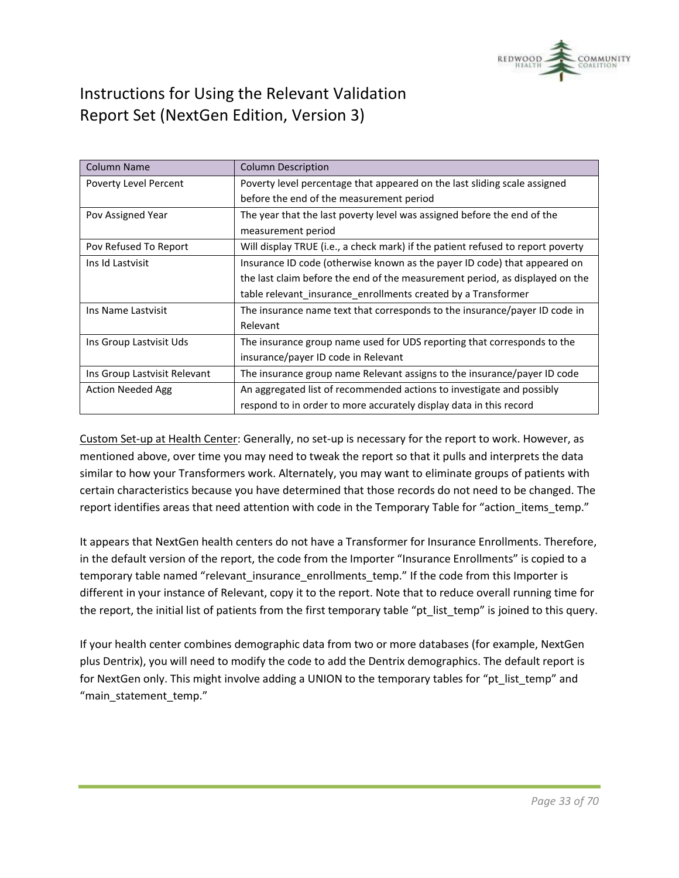| Column Name | Column Description |
| --- | --- |
| Poverty Level Percent | Poverty level percentage that appeared on the last sliding scale assigned before the end of the measurement period |
| Pov Assigned Year | The year that the last poverty level was assigned before the end of the measurement period |
| Pov Refused To Report | Will display TRUE (i.e., a check mark) if the patient refused to report poverty |
| Ins Id Lastvisit | Insurance ID code (otherwise known as the payer ID code) that appeared on the last claim before the end of the measurement period, as displayed on the table relevant_insurance_enrollments created by a Transformer |
| Ins Name Lastvisit | The insurance name text that corresponds to the insurance/payer ID code in Relevant |
| Ins Group Lastvisit Uds | The insurance group name used for UDS reporting that corresponds to the insurance/payer ID code in Relevant |
| Ins Group Lastvisit Relevant | The insurance group name Relevant assigns to the insurance/payer ID code |
| Action Needed Agg | An aggregated list of recommended actions to investigate and possibly respond to in order to more accurately display data in this record |

<u>Custom Set-up at Health Center</u>: Generally, no set-up is necessary for the report to work. However, as mentioned above, over time you may need to tweak the report so that it pulls and interprets the data similar to how your Transformers work. Alternately, you may want to eliminate groups of patients with certain characteristics because you have determined that those records do not need to be changed. The report identifies areas that need attention with code in the Temporary Table for "action_items_temp."

It appears that NextGen health centers do not have a Transformer for Insurance Enrollments. Therefore, in the default version of the report, the code from the Importer "Insurance Enrollments" is copied to a temporary table named "relevant_insurance_enrollments_temp." If the code from this Importer is different in your instance of Relevant, copy it to the report. Note that to reduce overall running time for the report, the initial list of patients from the first temporary table "pt_list_temp" is joined to this query.

If your health center combines demographic data from two or more databases (for example, NextGen plus Dentrix), you will need to modify the code to add the Dentrix demographics. The default report is for NextGen only. This might involve adding a UNION to the temporary tables for "pt_list_temp" and "main_statement_temp."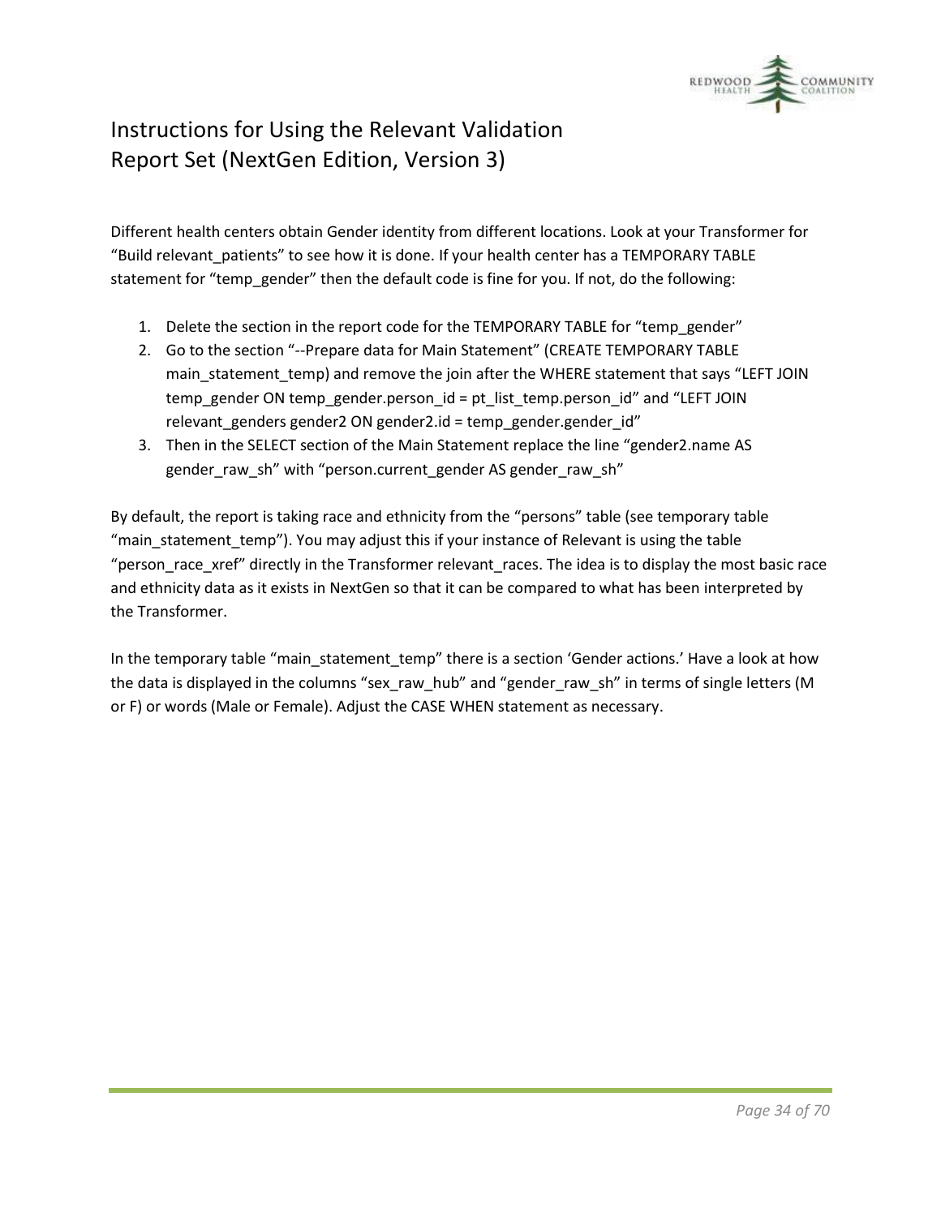Different health centers obtain Gender identity from different locations. Look at your Transformer for “Build relevant_patients” to see how it is done. If your health center has a TEMPORARY TABLE statement for “temp_gender” then the default code is fine for you. If not, do the following:

1. Delete the section in the report code for the TEMPORARY TABLE for “temp_gender”
2. Go to the section “--Prepare data for Main Statement” (CREATE TEMPORARY TABLE main_statement_temp) and remove the join after the WHERE statement that says “LEFT JOIN temp_gender ON temp_gender.person_id = pt_list_temp.person_id” and “LEFT JOIN relevant_genders gender2 ON gender2.id = temp_gender.gender_id”
3. Then in the SELECT section of the Main Statement replace the line “gender2.name AS gender_raw_sh” with “person.current_gender AS gender_raw_sh”

By default, the report is taking race and ethnicity from the “persons” table (see temporary table “main_statement_temp”). You may adjust this if your instance of Relevant is using the table “person_race_xref” directly in the Transformer relevant_races. The idea is to display the most basic race and ethnicity data as it exists in NextGen so that it can be compared to what has been interpreted by the Transformer.

In the temporary table “main_statement_temp” there is a section ‘Gender actions.’ Have a look at how the data is displayed in the columns “sex_raw_hub” and “gender_raw_sh” in terms of single letters (M or F) or words (Male or Female). Adjust the CASE WHEN statement as necessary.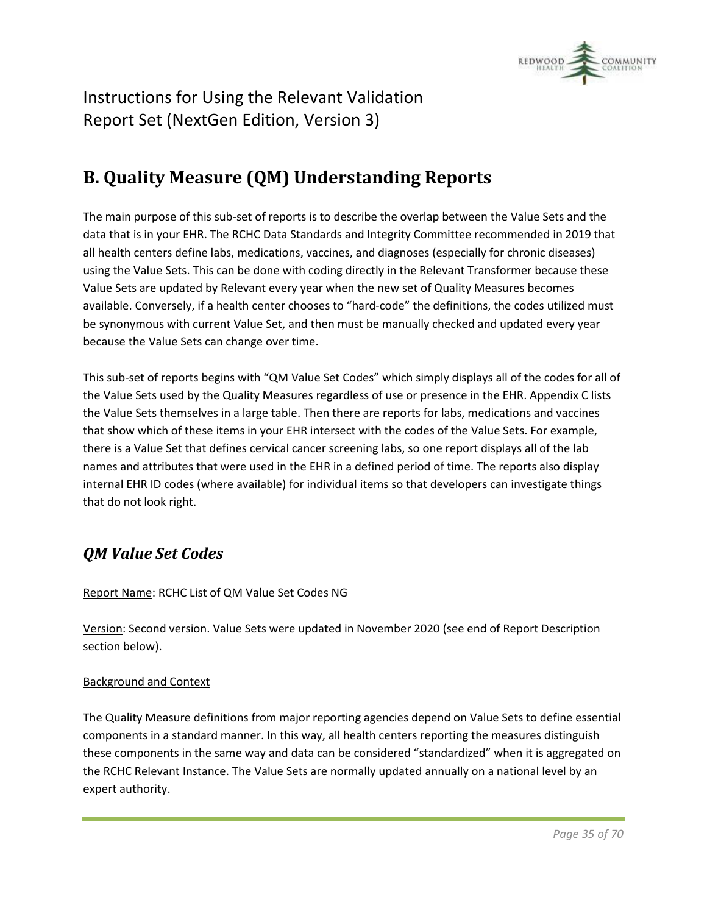# B. Quality Measure (QM) Understanding Reports

The main purpose of this sub-set of reports is to describe the overlap between the Value Sets and the data that is in your EHR. The RCHC Data Standards and Integrity Committee recommended in 2019 that all health centers define labs, medications, vaccines, and diagnoses (especially for chronic diseases) using the Value Sets. This can be done with coding directly in the Relevant Transformer because these Value Sets are updated by Relevant every year when the new set of Quality Measures becomes available. Conversely, if a health center chooses to "hard-code" the definitions, the codes utilized must be synonymous with current Value Set, and then must be manually checked and updated every year because the Value Sets can change over time.

This sub-set of reports begins with "QM Value Set Codes" which simply displays all of the codes for all of the Value Sets used by the Quality Measures regardless of use or presence in the EHR. Appendix C lists the Value Sets themselves in a large table. Then there are reports for labs, medications and vaccines that show which of these items in your EHR intersect with the codes of the Value Sets. For example, there is a Value Set that defines cervical cancer screening labs, so one report displays all of the lab names and attributes that were used in the EHR in a defined period of time. The reports also display internal EHR ID codes (where available) for individual items so that developers can investigate things that do not look right.

## *QM Value Set Codes*

Report Name: RCHC List of QM Value Set Codes NG

Version: Second version. Value Sets were updated in November 2020 (see end of Report Description section below).

Background and Context

The Quality Measure definitions from major reporting agencies depend on Value Sets to define essential components in a standard manner. In this way, all health centers reporting the measures distinguish these components in the same way and data can be considered "standardized" when it is aggregated on the RCHC Relevant Instance. The Value Sets are normally updated annually on a national level by an expert authority.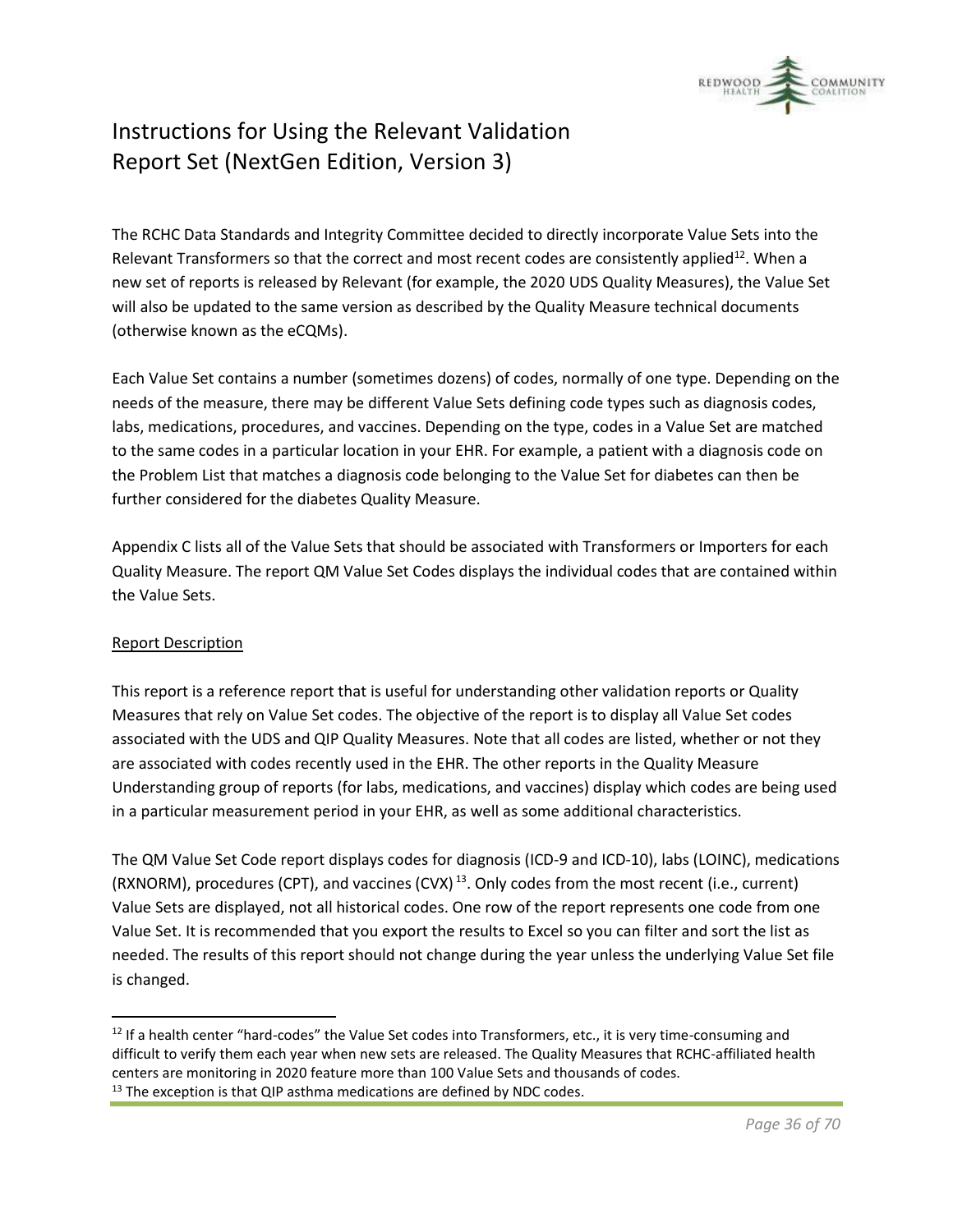# Instructions for Using the Relevant Validation Report Set (NextGen Edition, Version 3)

The RCHC Data Standards and Integrity Committee decided to directly incorporate Value Sets into the Relevant Transformers so that the correct and most recent codes are consistently applied[12]. When a new set of reports is released by Relevant (for example, the 2020 UDS Quality Measures), the Value Set will also be updated to the same version as described by the Quality Measure technical documents (otherwise known as the eCQMs).

Each Value Set contains a number (sometimes dozens) of codes, normally of one type. Depending on the needs of the measure, there may be different Value Sets defining code types such as diagnosis codes, labs, medications, procedures, and vaccines. Depending on the type, codes in a Value Set are matched to the same codes in a particular location in your EHR. For example, a patient with a diagnosis code on the Problem List that matches a diagnosis code belonging to the Value Set for diabetes can then be further considered for the diabetes Quality Measure.

Appendix C lists all of the Value Sets that should be associated with Transformers or Importers for each Quality Measure. The report QM Value Set Codes displays the individual codes that are contained within the Value Sets.

<u>Report Description</u>

This report is a reference report that is useful for understanding other validation reports or Quality Measures that rely on Value Set codes. The objective of the report is to display all Value Set codes associated with the UDS and QIP Quality Measures. Note that all codes are listed, whether or not they are associated with codes recently used in the EHR. The other reports in the Quality Measure Understanding group of reports (for labs, medications, and vaccines) display which codes are being used in a particular measurement period in your EHR, as well as some additional characteristics.

The QM Value Set Code report displays codes for diagnosis (ICD-9 and ICD-10), labs (LOINC), medications (RXNORM), procedures (CPT), and vaccines (CVX)[13]. Only codes from the most recent (i.e., current) Value Sets are displayed, not all historical codes. One row of the report represents one code from one Value Set. It is recommended that you export the results to Excel so you can filter and sort the list as needed. The results of this report should not change during the year unless the underlying Value Set file is changed.

---

[12] If a health center "hard-codes" the Value Set codes into Transformers, etc., it is very time-consuming and difficult to verify them each year when new sets are released. The Quality Measures that RCHC-affiliated health centers are monitoring in 2020 feature more than 100 Value Sets and thousands of codes.

[13] The exception is that QIP asthma medications are defined by NDC codes.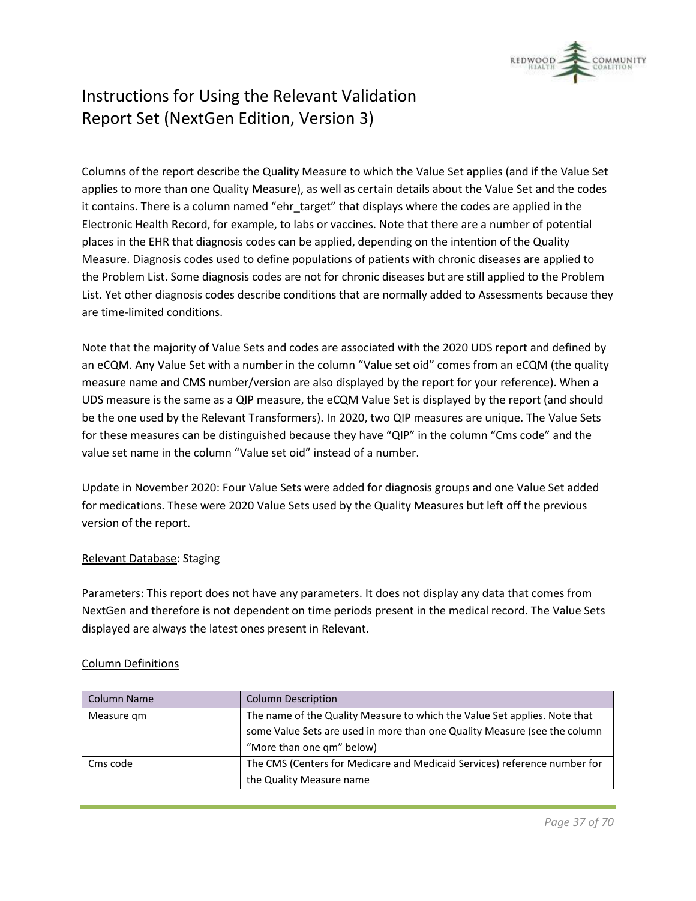Columns of the report describe the Quality Measure to which the Value Set applies (and if the Value Set applies to more than one Quality Measure), as well as certain details about the Value Set and the codes it contains. There is a column named "ehr_target" that displays where the codes are applied in the Electronic Health Record, for example, to labs or vaccines. Note that there are a number of potential places in the EHR that diagnosis codes can be applied, depending on the intention of the Quality Measure. Diagnosis codes used to define populations of patients with chronic diseases are applied to the Problem List. Some diagnosis codes are not for chronic diseases but are still applied to the Problem List. Yet other diagnosis codes describe conditions that are normally added to Assessments because they are time-limited conditions.

Note that the majority of Value Sets and codes are associated with the 2020 UDS report and defined by an eCQM. Any Value Set with a number in the column "Value set oid" comes from an eCQM (the quality measure name and CMS number/version are also displayed by the report for your reference). When a UDS measure is the same as a QIP measure, the eCQM Value Set is displayed by the report (and should be the one used by the Relevant Transformers). In 2020, two QIP measures are unique. The Value Sets for these measures can be distinguished because they have "QIP" in the column "Cms code" and the value set name in the column "Value set oid" instead of a number.

Update in November 2020: Four Value Sets were added for diagnosis groups and one Value Set added for medications. These were 2020 Value Sets used by the Quality Measures but left off the previous version of the report.

<u>Relevant Database</u>: Staging

<u>Parameters</u>: This report does not have any parameters. It does not display any data that comes from NextGen and therefore is not dependent on time periods present in the medical record. The Value Sets displayed are always the latest ones present in Relevant.

<u>Column Definitions</u>

| Column Name | Column Description |
|---|---|
| Measure qm | The name of the Quality Measure to which the Value Set applies. Note that some Value Sets are used in more than one Quality Measure (see the column "More than one qm" below) |
| Cms code | The CMS (Centers for Medicare and Medicaid Services) reference number for the Quality Measure name |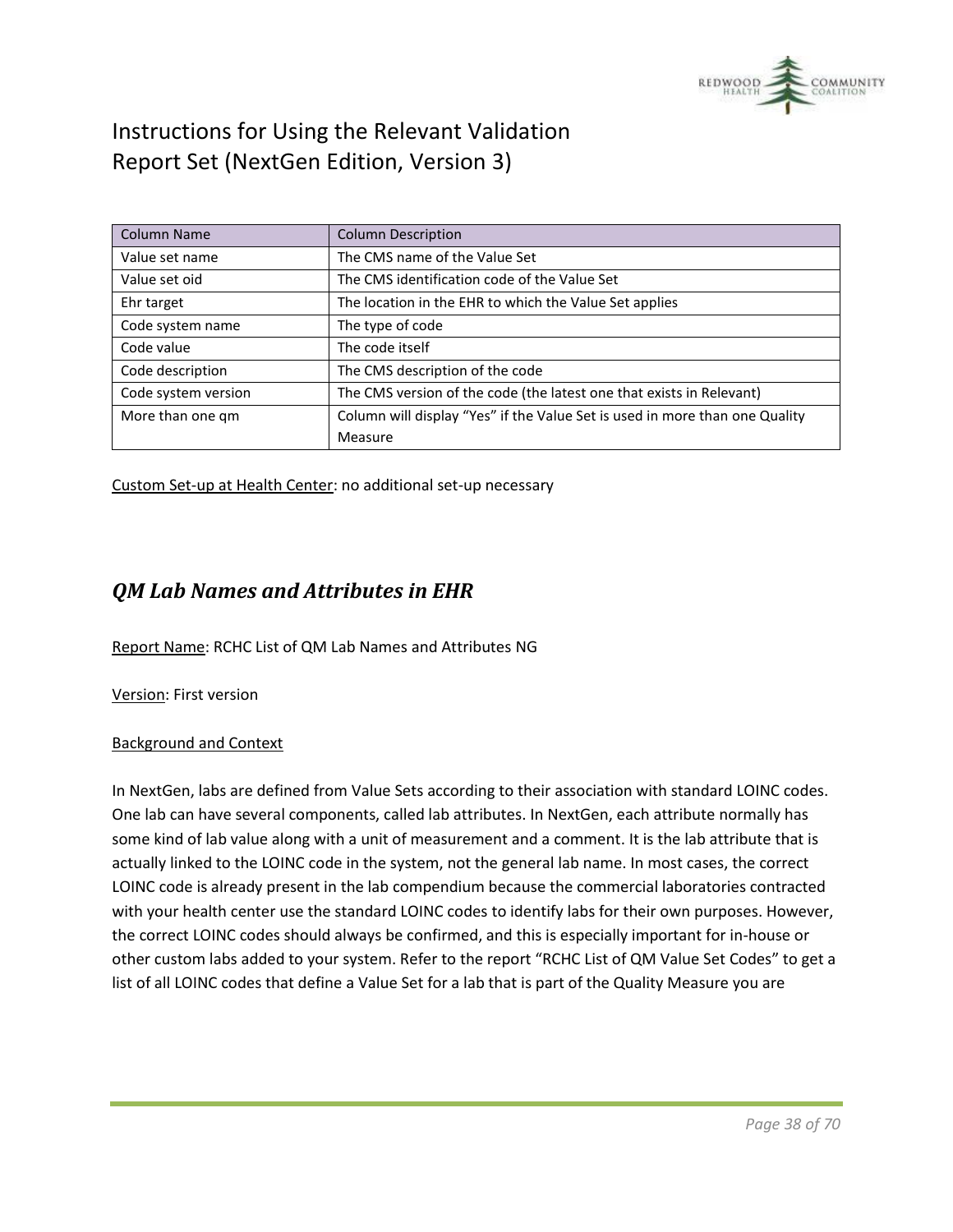| Column Name | Column Description |
|---|---|
| Value set name | The CMS name of the Value Set |
| Value set oid | The CMS identification code of the Value Set |
| Ehr target | The location in the EHR to which the Value Set applies |
| Code system name | The type of code |
| Code value | The code itself |
| Code description | The CMS description of the code |
| Code system version | The CMS version of the code (the latest one that exists in Relevant) |
| More than one qm | Column will display "Yes" if the Value Set is used in more than one Quality Measure |

Custom Set-up at Health Center: no additional set-up necessary

## *QM Lab Names and Attributes in EHR*

Report Name: RCHC List of QM Lab Names and Attributes NG

Version: First version

Background and Context

In NextGen, labs are defined from Value Sets according to their association with standard LOINC codes. One lab can have several components, called lab attributes. In NextGen, each attribute normally has some kind of lab value along with a unit of measurement and a comment. It is the lab attribute that is actually linked to the LOINC code in the system, not the general lab name. In most cases, the correct LOINC code is already present in the lab compendium because the commercial laboratories contracted with your health center use the standard LOINC codes to identify labs for their own purposes. However, the correct LOINC codes should always be confirmed, and this is especially important for in-house or other custom labs added to your system. Refer to the report "RCHC List of QM Value Set Codes" to get a list of all LOINC codes that define a Value Set for a lab that is part of the Quality Measure you are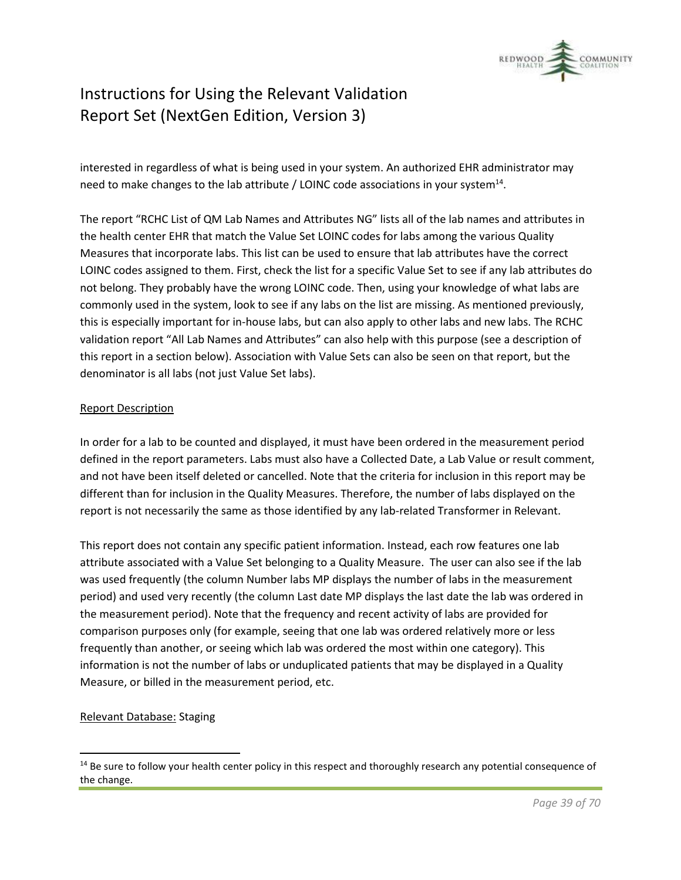interested in regardless of what is being used in your system. An authorized EHR administrator may need to make changes to the lab attribute / LOINC code associations in your system[14].

The report “RCHC List of QM Lab Names and Attributes NG” lists all of the lab names and attributes in the health center EHR that match the Value Set LOINC codes for labs among the various Quality Measures that incorporate labs. This list can be used to ensure that lab attributes have the correct LOINC codes assigned to them. First, check the list for a specific Value Set to see if any lab attributes do not belong. They probably have the wrong LOINC code. Then, using your knowledge of what labs are commonly used in the system, look to see if any labs on the list are missing. As mentioned previously, this is especially important for in-house labs, but can also apply to other labs and new labs. The RCHC validation report “All Lab Names and Attributes” can also help with this purpose (see a description of this report in a section below). Association with Value Sets can also be seen on that report, but the denominator is all labs (not just Value Set labs).

<u>Report Description</u>

In order for a lab to be counted and displayed, it must have been ordered in the measurement period defined in the report parameters. Labs must also have a Collected Date, a Lab Value or result comment, and not have been itself deleted or cancelled. Note that the criteria for inclusion in this report may be different than for inclusion in the Quality Measures. Therefore, the number of labs displayed on the report is not necessarily the same as those identified by any lab-related Transformer in Relevant.

This report does not contain any specific patient information. Instead, each row features one lab attribute associated with a Value Set belonging to a Quality Measure. The user can also see if the lab was used frequently (the column Number labs MP displays the number of labs in the measurement period) and used very recently (the column Last date MP displays the last date the lab was ordered in the measurement period). Note that the frequency and recent activity of labs are provided for comparison purposes only (for example, seeing that one lab was ordered relatively more or less frequently than another, or seeing which lab was ordered the most within one category). This information is not the number of labs or unduplicated patients that may be displayed in a Quality Measure, or billed in the measurement period, etc.

<u>Relevant Database:</u> Staging

---

[14] Be sure to follow your health center policy in this respect and thoroughly research any potential consequence of the change.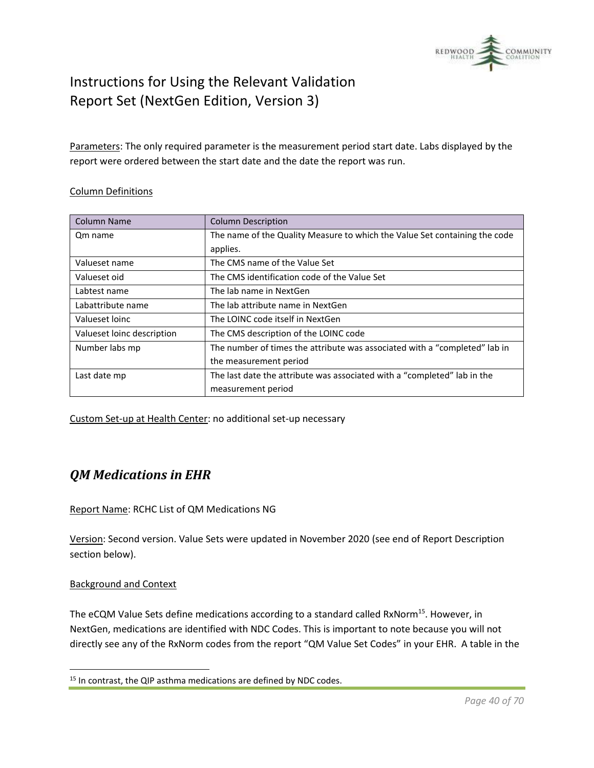Parameters: The only required parameter is the measurement period start date. Labs displayed by the report were ordered between the start date and the date the report was run.

Column Definitions

| Column Name | Column Description |
|---|---|
| Qm name | The name of the Quality Measure to which the Value Set containing the code applies. |
| Valueset name | The CMS name of the Value Set |
| Valueset oid | The CMS identification code of the Value Set |
| Labtest name | The lab name in NextGen |
| Labattribute name | The lab attribute name in NextGen |
| Valueset loinc | The LOINC code itself in NextGen |
| Valueset loinc description | The CMS description of the LOINC code |
| Number labs mp | The number of times the attribute was associated with a "completed" lab in the measurement period |
| Last date mp | The last date the attribute was associated with a "completed" lab in the measurement period |

Custom Set-up at Health Center: no additional set-up necessary

## *QM Medications in EHR*

Report Name: RCHC List of QM Medications NG

Version: Second version. Value Sets were updated in November 2020 (see end of Report Description section below).

Background and Context

The eCQM Value Sets define medications according to a standard called RxNorm[15]. However, in NextGen, medications are identified with NDC Codes. This is important to note because you will not directly see any of the RxNorm codes from the report "QM Value Set Codes" in your EHR. A table in the

[15] In contrast, the QIP asthma medications are defined by NDC codes.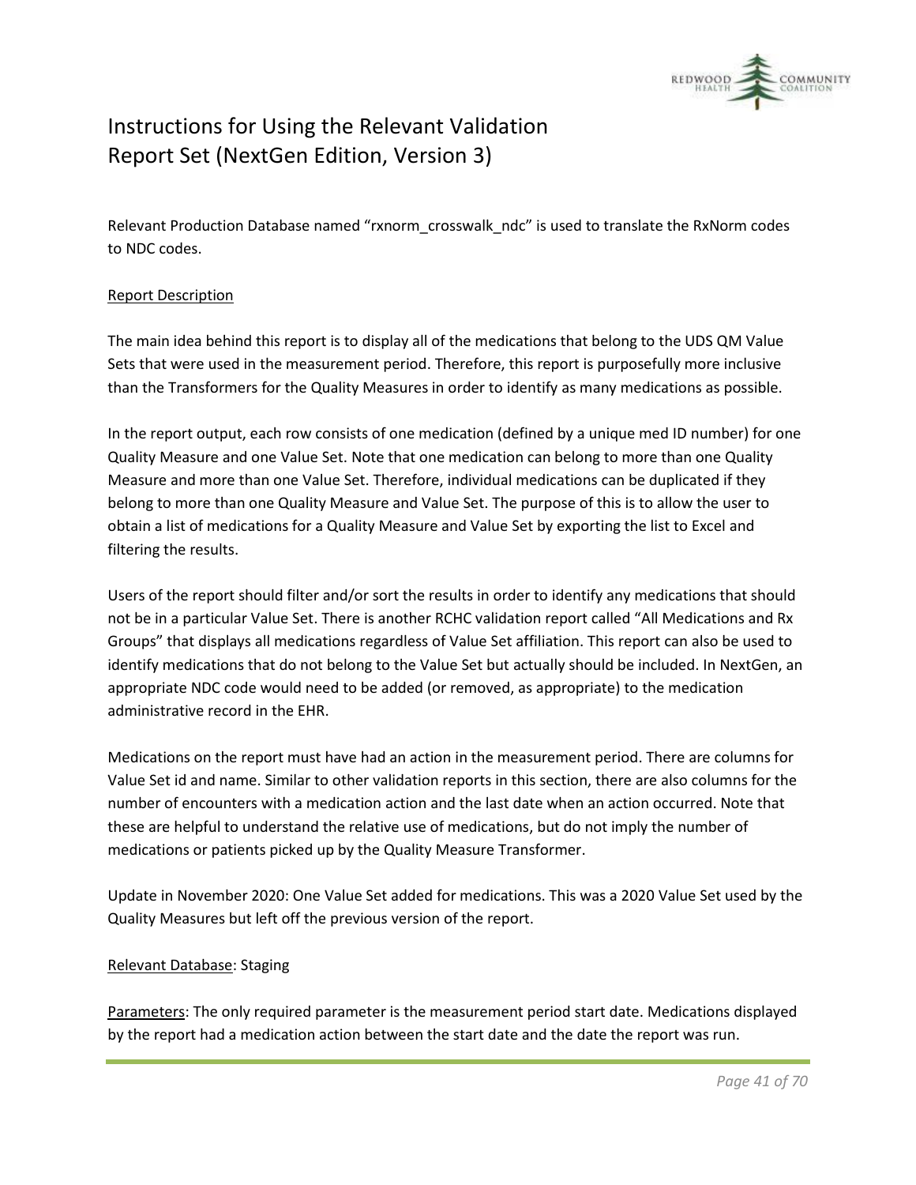Relevant Production Database named "rxnorm_crosswalk_ndc" is used to translate the RxNorm codes to NDC codes.

Report Description

The main idea behind this report is to display all of the medications that belong to the UDS QM Value Sets that were used in the measurement period. Therefore, this report is purposefully more inclusive than the Transformers for the Quality Measures in order to identify as many medications as possible.

In the report output, each row consists of one medication (defined by a unique med ID number) for one Quality Measure and one Value Set. Note that one medication can belong to more than one Quality Measure and more than one Value Set. Therefore, individual medications can be duplicated if they belong to more than one Quality Measure and Value Set. The purpose of this is to allow the user to obtain a list of medications for a Quality Measure and Value Set by exporting the list to Excel and filtering the results.

Users of the report should filter and/or sort the results in order to identify any medications that should not be in a particular Value Set. There is another RCHC validation report called "All Medications and Rx Groups" that displays all medications regardless of Value Set affiliation. This report can also be used to identify medications that do not belong to the Value Set but actually should be included. In NextGen, an appropriate NDC code would need to be added (or removed, as appropriate) to the medication administrative record in the EHR.

Medications on the report must have had an action in the measurement period. There are columns for Value Set id and name. Similar to other validation reports in this section, there are also columns for the number of encounters with a medication action and the last date when an action occurred. Note that these are helpful to understand the relative use of medications, but do not imply the number of medications or patients picked up by the Quality Measure Transformer.

Update in November 2020: One Value Set added for medications. This was a 2020 Value Set used by the Quality Measures but left off the previous version of the report.

Relevant Database: Staging

Parameters: The only required parameter is the measurement period start date. Medications displayed by the report had a medication action between the start date and the date the report was run.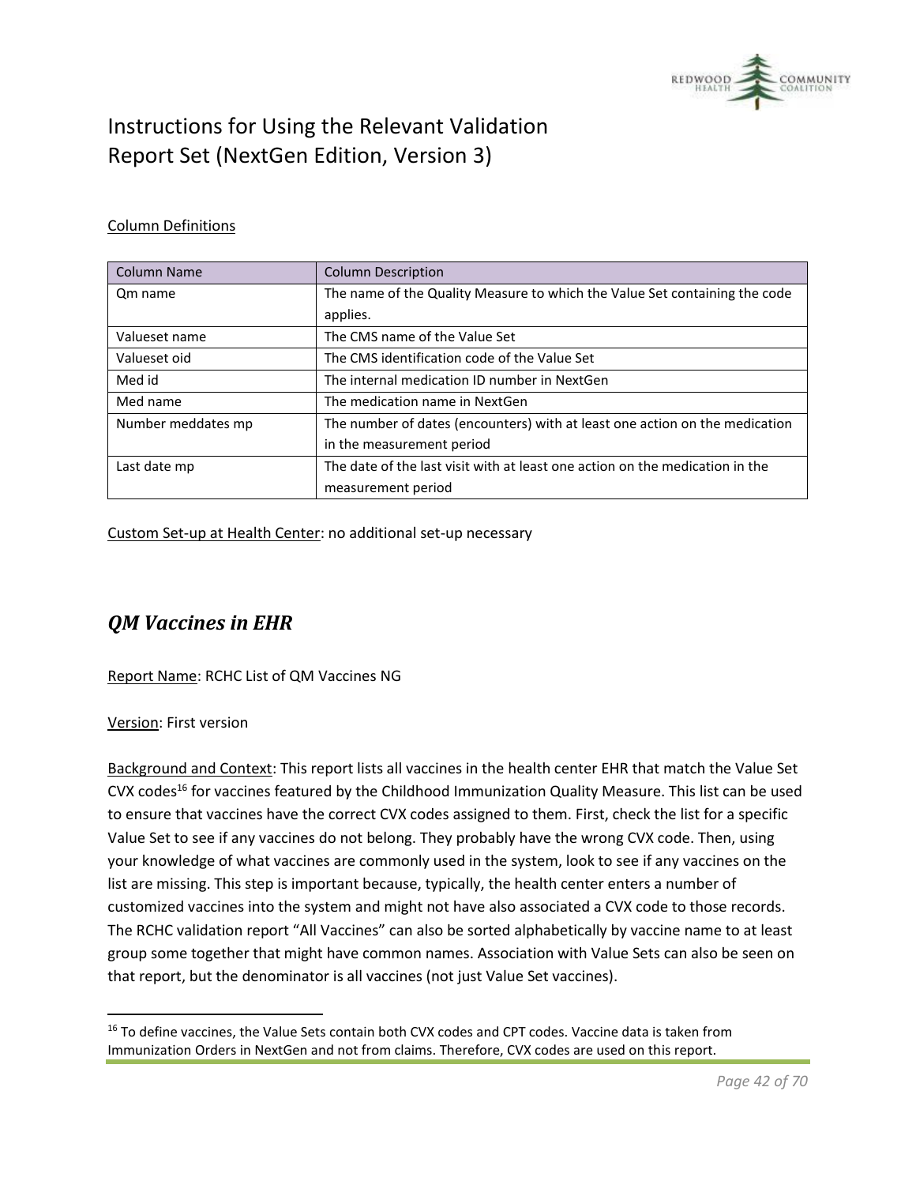Column Definitions

| Column Name | Column Description |
|---|---|
| Qm name | The name of the Quality Measure to which the Value Set containing the code applies. |
| Valueset name | The CMS name of the Value Set |
| Valueset oid | The CMS identification code of the Value Set |
| Med id | The internal medication ID number in NextGen |
| Med name | The medication name in NextGen |
| Number meddates mp | The number of dates (encounters) with at least one action on the medication in the measurement period |
| Last date mp | The date of the last visit with at least one action on the medication in the measurement period |

Custom Set-up at Health Center: no additional set-up necessary

## *QM Vaccines in EHR*

Report Name: RCHC List of QM Vaccines NG

Version: First version

Background and Context: This report lists all vaccines in the health center EHR that match the Value Set CVX codes[16] for vaccines featured by the Childhood Immunization Quality Measure. This list can be used to ensure that vaccines have the correct CVX codes assigned to them. First, check the list for a specific Value Set to see if any vaccines do not belong. They probably have the wrong CVX code. Then, using your knowledge of what vaccines are commonly used in the system, look to see if any vaccines on the list are missing. This step is important because, typically, the health center enters a number of customized vaccines into the system and might not have also associated a CVX code to those records. The RCHC validation report "All Vaccines" can also be sorted alphabetically by vaccine name to at least group some together that might have common names. Association with Value Sets can also be seen on that report, but the denominator is all vaccines (not just Value Set vaccines).

[16] To define vaccines, the Value Sets contain both CVX codes and CPT codes. Vaccine data is taken from Immunization Orders in NextGen and not from claims. Therefore, CVX codes are used on this report.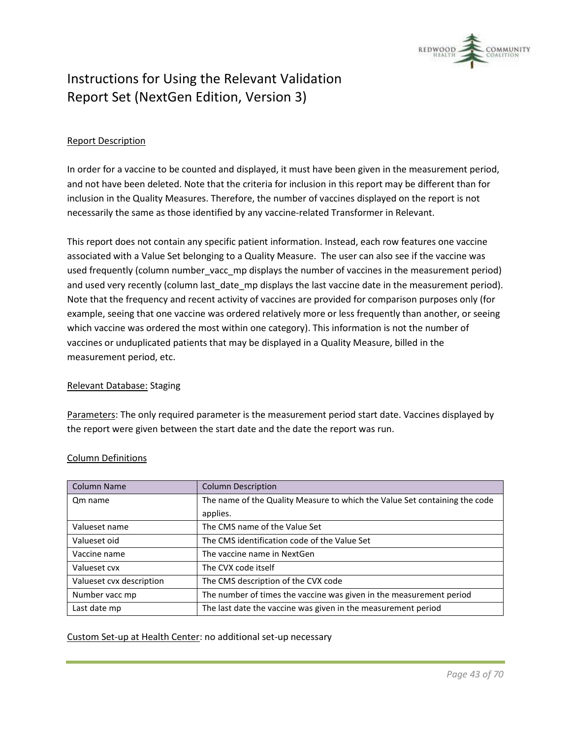# Instructions for Using the Relevant Validation Report Set (NextGen Edition, Version 3)

Report Description

In order for a vaccine to be counted and displayed, it must have been given in the measurement period, and not have been deleted. Note that the criteria for inclusion in this report may be different than for inclusion in the Quality Measures. Therefore, the number of vaccines displayed on the report is not necessarily the same as those identified by any vaccine-related Transformer in Relevant.

This report does not contain any specific patient information. Instead, each row features one vaccine associated with a Value Set belonging to a Quality Measure. The user can also see if the vaccine was used frequently (column number_vacc_mp displays the number of vaccines in the measurement period) and used very recently (column last_date_mp displays the last vaccine date in the measurement period). Note that the frequency and recent activity of vaccines are provided for comparison purposes only (for example, seeing that one vaccine was ordered relatively more or less frequently than another, or seeing which vaccine was ordered the most within one category). This information is not the number of vaccines or unduplicated patients that may be displayed in a Quality Measure, billed in the measurement period, etc.

Relevant Database: Staging

Parameters: The only required parameter is the measurement period start date. Vaccines displayed by the report were given between the start date and the date the report was run.

Column Definitions

| Column Name | Column Description |
|---|---|
| Qm name | The name of the Quality Measure to which the Value Set containing the code applies. |
| Valueset name | The CMS name of the Value Set |
| Valueset oid | The CMS identification code of the Value Set |
| Vaccine name | The vaccine name in NextGen |
| Valueset cvx | The CVX code itself |
| Valueset cvx description | The CMS description of the CVX code |
| Number vacc mp | The number of times the vaccine was given in the measurement period |
| Last date mp | The last date the vaccine was given in the measurement period |

Custom Set-up at Health Center: no additional set-up necessary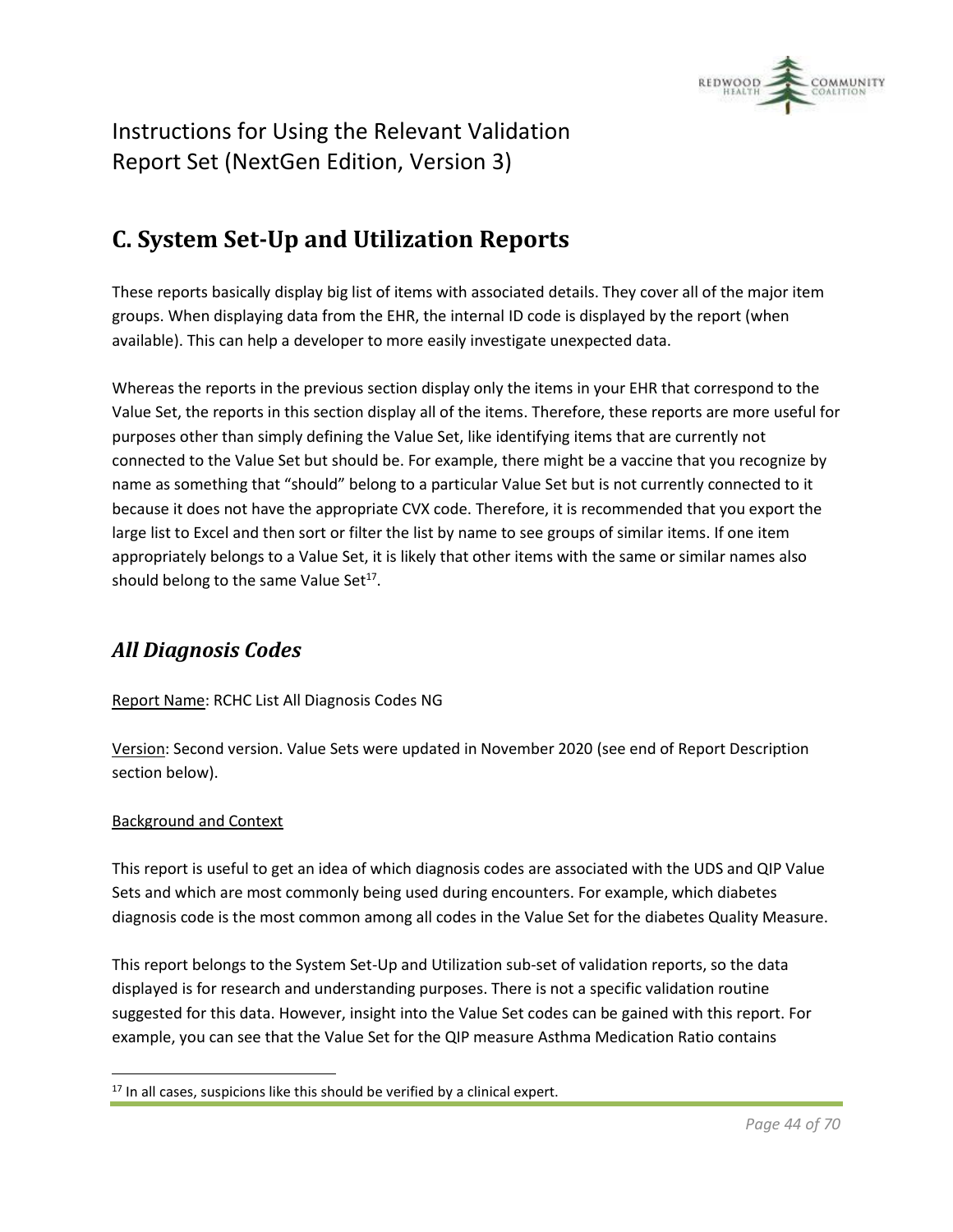# Instructions for Using the Relevant Validation Report Set (NextGen Edition, Version 3)

## C. System Set-Up and Utilization Reports

These reports basically display big list of items with associated details. They cover all of the major item groups. When displaying data from the EHR, the internal ID code is displayed by the report (when available). This can help a developer to more easily investigate unexpected data.

Whereas the reports in the previous section display only the items in your EHR that correspond to the Value Set, the reports in this section display all of the items. Therefore, these reports are more useful for purposes other than simply defining the Value Set, like identifying items that are currently not connected to the Value Set but should be. For example, there might be a vaccine that you recognize by name as something that "should" belong to a particular Value Set but is not currently connected to it because it does not have the appropriate CVX code. Therefore, it is recommended that you export the large list to Excel and then sort or filter the list by name to see groups of similar items. If one item appropriately belongs to a Value Set, it is likely that other items with the same or similar names also should belong to the same Value Set[17].

### *All Diagnosis Codes*

Report Name: RCHC List All Diagnosis Codes NG

Version: Second version. Value Sets were updated in November 2020 (see end of Report Description section below).

Background and Context

This report is useful to get an idea of which diagnosis codes are associated with the UDS and QIP Value Sets and which are most commonly being used during encounters. For example, which diabetes diagnosis code is the most common among all codes in the Value Set for the diabetes Quality Measure.

This report belongs to the System Set-Up and Utilization sub-set of validation reports, so the data displayed is for research and understanding purposes. There is not a specific validation routine suggested for this data. However, insight into the Value Set codes can be gained with this report. For example, you can see that the Value Set for the QIP measure Asthma Medication Ratio contains

[17] In all cases, suspicions like this should be verified by a clinical expert.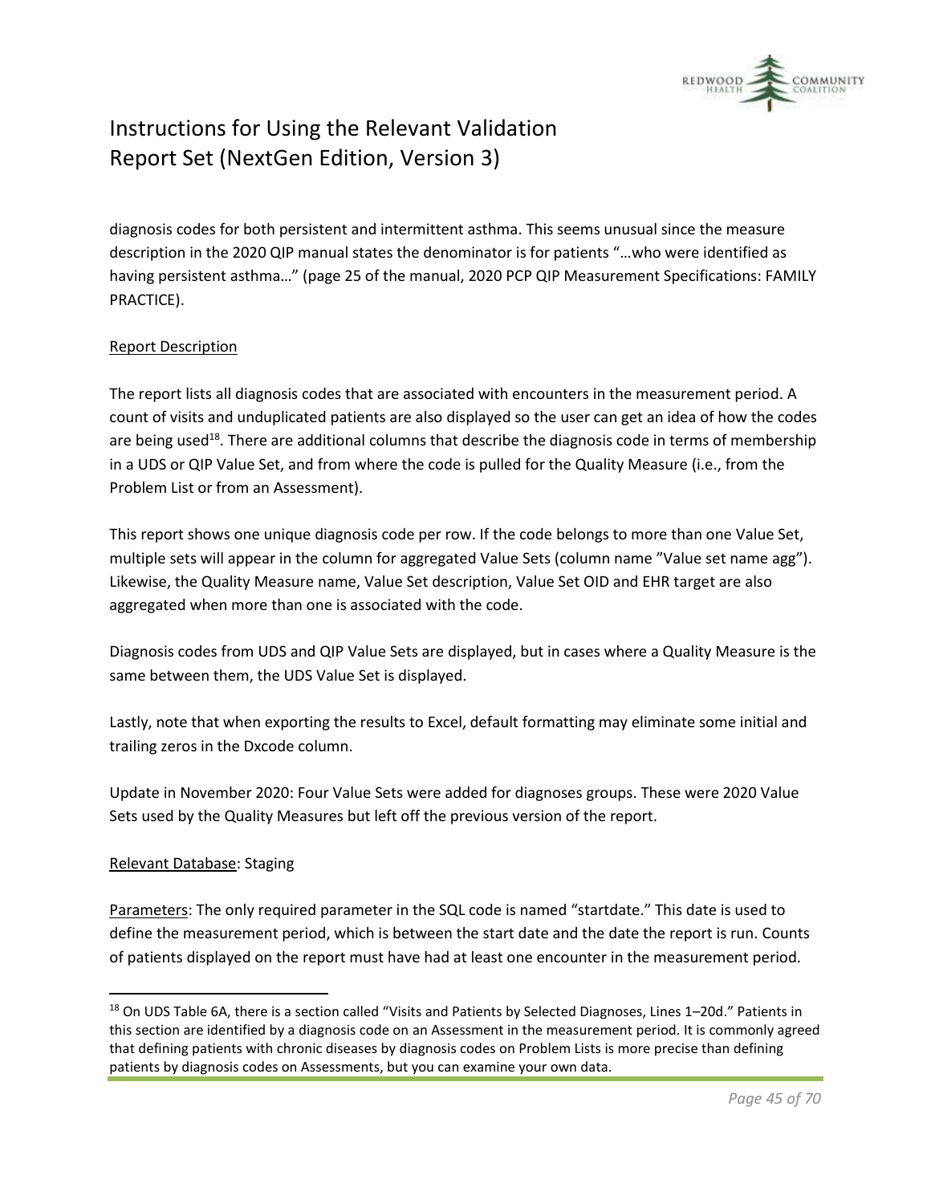diagnosis codes for both persistent and intermittent asthma. This seems unusual since the measure description in the 2020 QIP manual states the denominator is for patients "…who were identified as having persistent asthma…" (page 25 of the manual, 2020 PCP QIP Measurement Specifications: FAMILY PRACTICE).

Report Description

The report lists all diagnosis codes that are associated with encounters in the measurement period. A count of visits and unduplicated patients are also displayed so the user can get an idea of how the codes are being used[18]. There are additional columns that describe the diagnosis code in terms of membership in a UDS or QIP Value Set, and from where the code is pulled for the Quality Measure (i.e., from the Problem List or from an Assessment).

This report shows one unique diagnosis code per row. If the code belongs to more than one Value Set, multiple sets will appear in the column for aggregated Value Sets (column name "Value set name agg"). Likewise, the Quality Measure name, Value Set description, Value Set OID and EHR target are also aggregated when more than one is associated with the code.

Diagnosis codes from UDS and QIP Value Sets are displayed, but in cases where a Quality Measure is the same between them, the UDS Value Set is displayed.

Lastly, note that when exporting the results to Excel, default formatting may eliminate some initial and trailing zeros in the Dxcode column.

Update in November 2020: Four Value Sets were added for diagnoses groups. These were 2020 Value Sets used by the Quality Measures but left off the previous version of the report.

Relevant Database: Staging

Parameters: The only required parameter in the SQL code is named "startdate." This date is used to define the measurement period, which is between the start date and the date the report is run. Counts of patients displayed on the report must have had at least one encounter in the measurement period.

---

[18] On UDS Table 6A, there is a section called "Visits and Patients by Selected Diagnoses, Lines 1–20d." Patients in this section are identified by a diagnosis code on an Assessment in the measurement period. It is commonly agreed that defining patients with chronic diseases by diagnosis codes on Problem Lists is more precise than defining patients by diagnosis codes on Assessments, but you can examine your own data.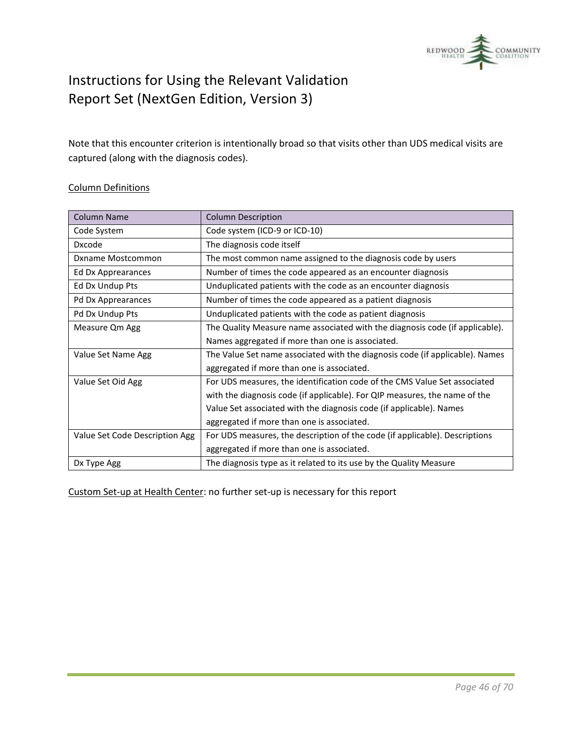Note that this encounter criterion is intentionally broad so that visits other than UDS medical visits are captured (along with the diagnosis codes).

Column Definitions

| Column Name | Column Description |
| --- | --- |
| Code System | Code system (ICD-9 or ICD-10) |
| Dxcode | The diagnosis code itself |
| Dxname Mostcommon | The most common name assigned to the diagnosis code by users |
| Ed Dx Apprearances | Number of times the code appeared as an encounter diagnosis |
| Ed Dx Undup Pts | Unduplicated patients with the code as an encounter diagnosis |
| Pd Dx Apprearances | Number of times the code appeared as a patient diagnosis |
| Pd Dx Undup Pts | Unduplicated patients with the code as patient diagnosis |
| Measure Qm Agg | The Quality Measure name associated with the diagnosis code (if applicable). Names aggregated if more than one is associated. |
| Value Set Name Agg | The Value Set name associated with the diagnosis code (if applicable). Names aggregated if more than one is associated. |
| Value Set Oid Agg | For UDS measures, the identification code of the CMS Value Set associated with the diagnosis code (if applicable). For QIP measures, the name of the Value Set associated with the diagnosis code (if applicable). Names aggregated if more than one is associated. |
| Value Set Code Description Agg | For UDS measures, the description of the code (if applicable). Descriptions aggregated if more than one is associated. |
| Dx Type Agg | The diagnosis type as it related to its use by the Quality Measure |

Custom Set-up at Health Center: no further set-up is necessary for this report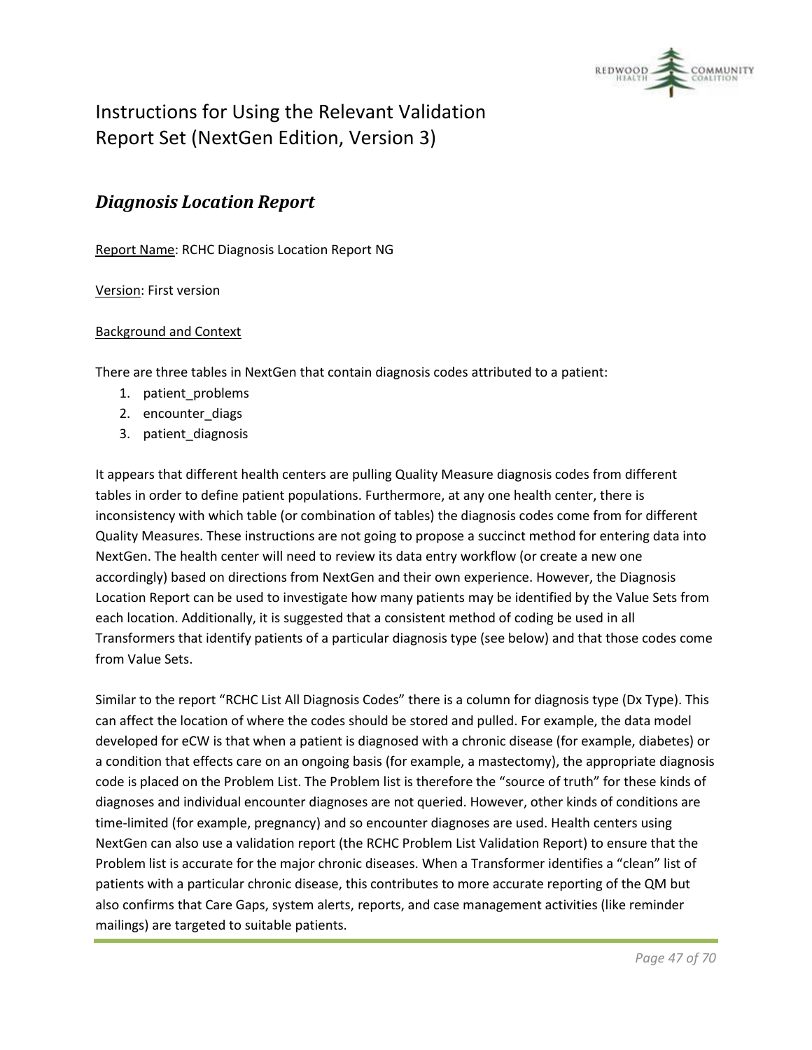# Instructions for Using the Relevant Validation Report Set (NextGen Edition, Version 3)

## *Diagnosis Location Report*

Report Name: RCHC Diagnosis Location Report NG

Version: First version

Background and Context

There are three tables in NextGen that contain diagnosis codes attributed to a patient:

1. patient_problems
2. encounter_diags
3. patient_diagnosis

It appears that different health centers are pulling Quality Measure diagnosis codes from different tables in order to define patient populations. Furthermore, at any one health center, there is inconsistency with which table (or combination of tables) the diagnosis codes come from for different Quality Measures. These instructions are not going to propose a succinct method for entering data into NextGen. The health center will need to review its data entry workflow (or create a new one accordingly) based on directions from NextGen and their own experience. However, the Diagnosis Location Report can be used to investigate how many patients may be identified by the Value Sets from each location. Additionally, it is suggested that a consistent method of coding be used in all Transformers that identify patients of a particular diagnosis type (see below) and that those codes come from Value Sets.

Similar to the report "RCHC List All Diagnosis Codes" there is a column for diagnosis type (Dx Type). This can affect the location of where the codes should be stored and pulled. For example, the data model developed for eCW is that when a patient is diagnosed with a chronic disease (for example, diabetes) or a condition that effects care on an ongoing basis (for example, a mastectomy), the appropriate diagnosis code is placed on the Problem List. The Problem list is therefore the "source of truth" for these kinds of diagnoses and individual encounter diagnoses are not queried. However, other kinds of conditions are time-limited (for example, pregnancy) and so encounter diagnoses are used. Health centers using NextGen can also use a validation report (the RCHC Problem List Validation Report) to ensure that the Problem list is accurate for the major chronic diseases. When a Transformer identifies a "clean" list of patients with a particular chronic disease, this contributes to more accurate reporting of the QM but also confirms that Care Gaps, system alerts, reports, and case management activities (like reminder mailings) are targeted to suitable patients.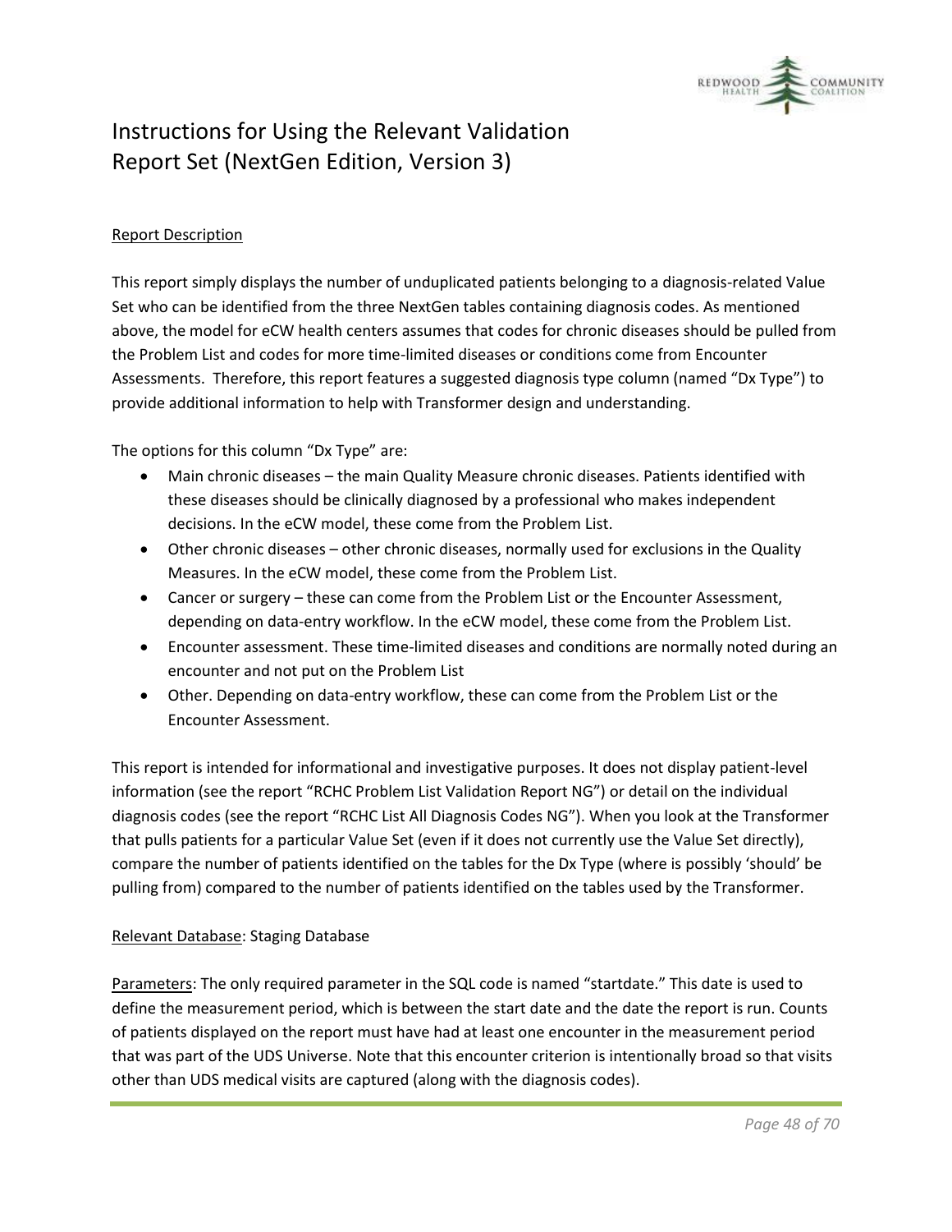# Instructions for Using the Relevant Validation Report Set (NextGen Edition, Version 3)

Report Description

This report simply displays the number of unduplicated patients belonging to a diagnosis-related Value Set who can be identified from the three NextGen tables containing diagnosis codes. As mentioned above, the model for eCW health centers assumes that codes for chronic diseases should be pulled from the Problem List and codes for more time-limited diseases or conditions come from Encounter Assessments. Therefore, this report features a suggested diagnosis type column (named "Dx Type") to provide additional information to help with Transformer design and understanding.

The options for this column "Dx Type" are:

- Main chronic diseases – the main Quality Measure chronic diseases. Patients identified with these diseases should be clinically diagnosed by a professional who makes independent decisions. In the eCW model, these come from the Problem List.
- Other chronic diseases – other chronic diseases, normally used for exclusions in the Quality Measures. In the eCW model, these come from the Problem List.
- Cancer or surgery – these can come from the Problem List or the Encounter Assessment, depending on data-entry workflow. In the eCW model, these come from the Problem List.
- Encounter assessment. These time-limited diseases and conditions are normally noted during an encounter and not put on the Problem List
- Other. Depending on data-entry workflow, these can come from the Problem List or the Encounter Assessment.

This report is intended for informational and investigative purposes. It does not display patient-level information (see the report "RCHC Problem List Validation Report NG") or detail on the individual diagnosis codes (see the report "RCHC List All Diagnosis Codes NG"). When you look at the Transformer that pulls patients for a particular Value Set (even if it does not currently use the Value Set directly), compare the number of patients identified on the tables for the Dx Type (where is possibly 'should' be pulling from) compared to the number of patients identified on the tables used by the Transformer.

Relevant Database: Staging Database

Parameters: The only required parameter in the SQL code is named "startdate." This date is used to define the measurement period, which is between the start date and the date the report is run. Counts of patients displayed on the report must have had at least one encounter in the measurement period that was part of the UDS Universe. Note that this encounter criterion is intentionally broad so that visits other than UDS medical visits are captured (along with the diagnosis codes).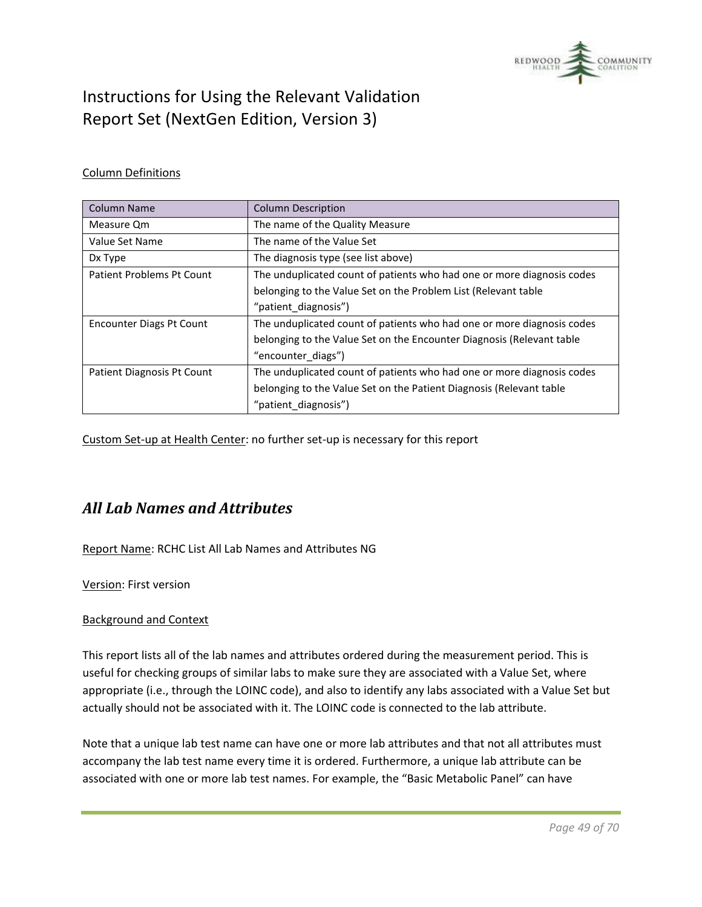Column Definitions

| Column Name | Column Description |
|---|---|
| Measure Qm | The name of the Quality Measure |
| Value Set Name | The name of the Value Set |
| Dx Type | The diagnosis type (see list above) |
| Patient Problems Pt Count | The unduplicated count of patients who had one or more diagnosis codes belonging to the Value Set on the Problem List (Relevant table "patient_diagnosis") |
| Encounter Diags Pt Count | The unduplicated count of patients who had one or more diagnosis codes belonging to the Value Set on the Encounter Diagnosis (Relevant table "encounter_diags") |
| Patient Diagnosis Pt Count | The unduplicated count of patients who had one or more diagnosis codes belonging to the Value Set on the Patient Diagnosis (Relevant table "patient_diagnosis") |

Custom Set-up at Health Center: no further set-up is necessary for this report

## *All Lab Names and Attributes*

Report Name: RCHC List All Lab Names and Attributes NG

Version: First version

Background and Context

This report lists all of the lab names and attributes ordered during the measurement period. This is useful for checking groups of similar labs to make sure they are associated with a Value Set, where appropriate (i.e., through the LOINC code), and also to identify any labs associated with a Value Set but actually should not be associated with it. The LOINC code is connected to the lab attribute.

Note that a unique lab test name can have one or more lab attributes and that not all attributes must accompany the lab test name every time it is ordered. Furthermore, a unique lab attribute can be associated with one or more lab test names. For example, the "Basic Metabolic Panel" can have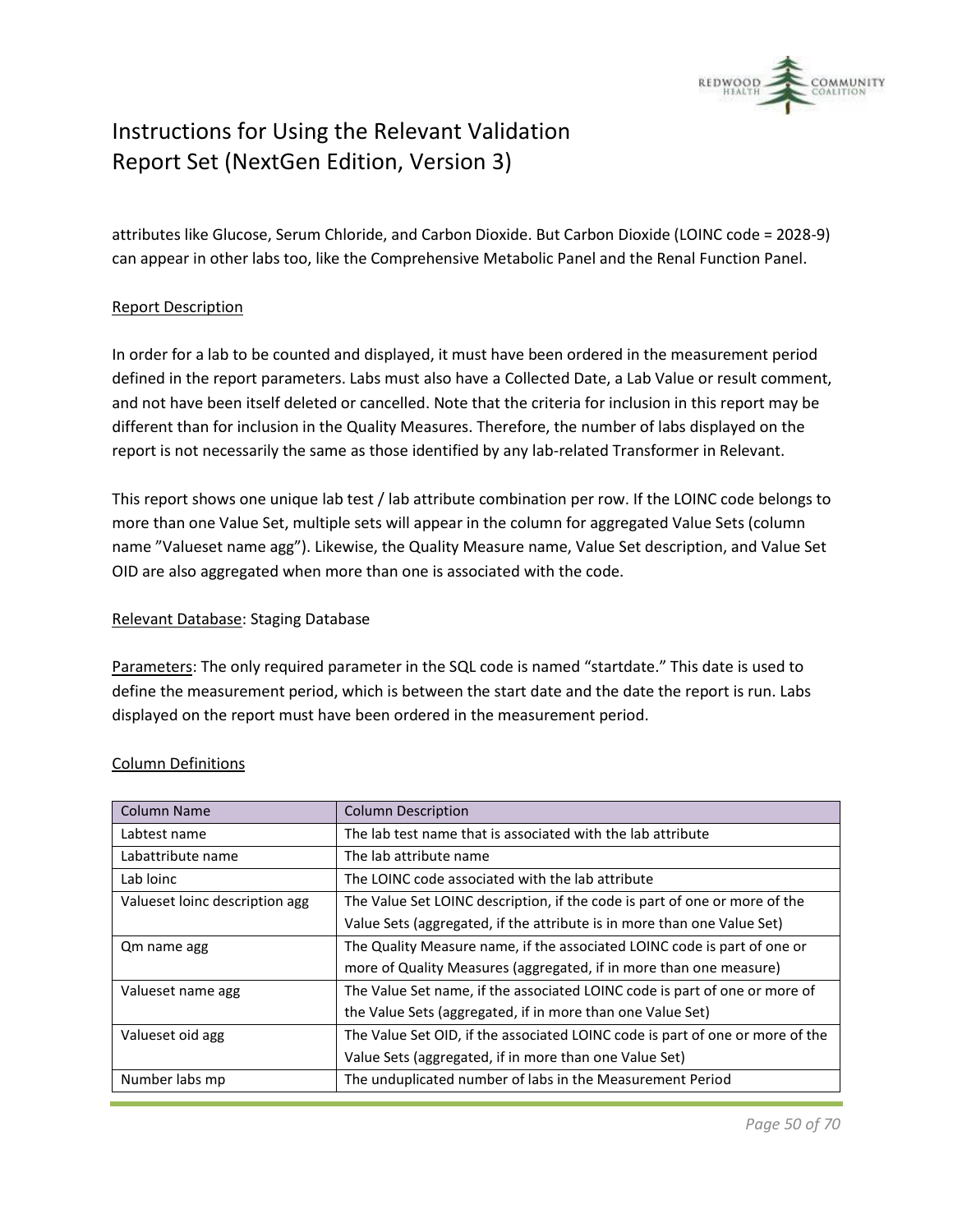attributes like Glucose, Serum Chloride, and Carbon Dioxide. But Carbon Dioxide (LOINC code = 2028-9) can appear in other labs too, like the Comprehensive Metabolic Panel and the Renal Function Panel.

Report Description

In order for a lab to be counted and displayed, it must have been ordered in the measurement period defined in the report parameters. Labs must also have a Collected Date, a Lab Value or result comment, and not have been itself deleted or cancelled. Note that the criteria for inclusion in this report may be different than for inclusion in the Quality Measures. Therefore, the number of labs displayed on the report is not necessarily the same as those identified by any lab-related Transformer in Relevant.

This report shows one unique lab test / lab attribute combination per row. If the LOINC code belongs to more than one Value Set, multiple sets will appear in the column for aggregated Value Sets (column name "Valueset name agg"). Likewise, the Quality Measure name, Value Set description, and Value Set OID are also aggregated when more than one is associated with the code.

Relevant Database: Staging Database

Parameters: The only required parameter in the SQL code is named "startdate." This date is used to define the measurement period, which is between the start date and the date the report is run. Labs displayed on the report must have been ordered in the measurement period.

Column Definitions

| Column Name | Column Description |
|---|---|
| Labtest name | The lab test name that is associated with the lab attribute |
| Labattribute name | The lab attribute name |
| Lab loinc | The LOINC code associated with the lab attribute |
| Valueset loinc description agg | The Value Set LOINC description, if the code is part of one or more of the Value Sets (aggregated, if the attribute is in more than one Value Set) |
| Qm name agg | The Quality Measure name, if the associated LOINC code is part of one or more of Quality Measures (aggregated, if in more than one measure) |
| Valueset name agg | The Value Set name, if the associated LOINC code is part of one or more of the Value Sets (aggregated, if in more than one Value Set) |
| Valueset oid agg | The Value Set OID, if the associated LOINC code is part of one or more of the Value Sets (aggregated, if in more than one Value Set) |
| Number labs mp | The unduplicated number of labs in the Measurement Period |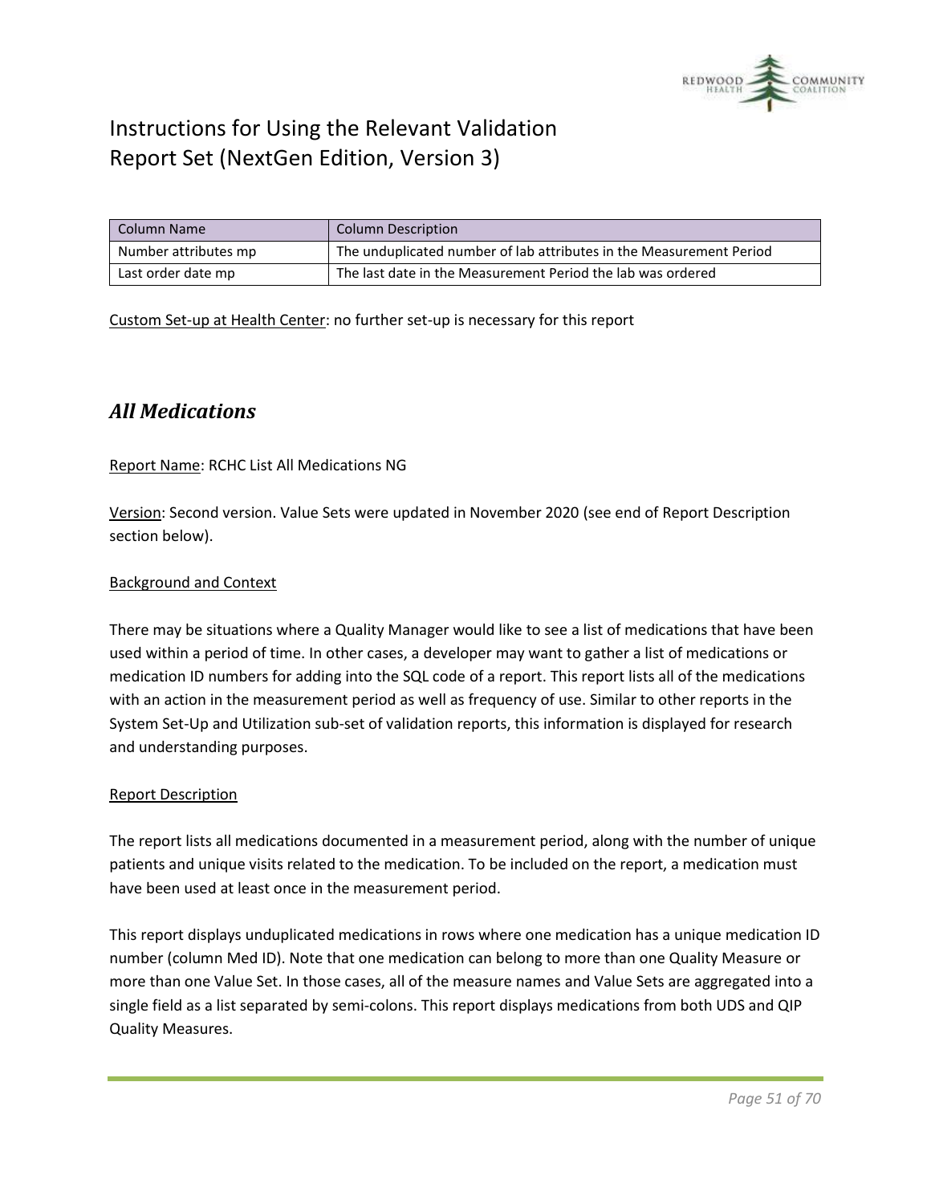| Column Name | Column Description |
| --- | --- |
| Number attributes mp | The unduplicated number of lab attributes in the Measurement Period |
| Last order date mp | The last date in the Measurement Period the lab was ordered |

Custom Set-up at Health Center: no further set-up is necessary for this report

## *All Medications*

Report Name: RCHC List All Medications NG

Version: Second version. Value Sets were updated in November 2020 (see end of Report Description section below).

Background and Context

There may be situations where a Quality Manager would like to see a list of medications that have been used within a period of time. In other cases, a developer may want to gather a list of medications or medication ID numbers for adding into the SQL code of a report. This report lists all of the medications with an action in the measurement period as well as frequency of use. Similar to other reports in the System Set-Up and Utilization sub-set of validation reports, this information is displayed for research and understanding purposes.

Report Description

The report lists all medications documented in a measurement period, along with the number of unique patients and unique visits related to the medication. To be included on the report, a medication must have been used at least once in the measurement period.

This report displays unduplicated medications in rows where one medication has a unique medication ID number (column Med ID). Note that one medication can belong to more than one Quality Measure or more than one Value Set. In those cases, all of the measure names and Value Sets are aggregated into a single field as a list separated by semi-colons. This report displays medications from both UDS and QIP Quality Measures.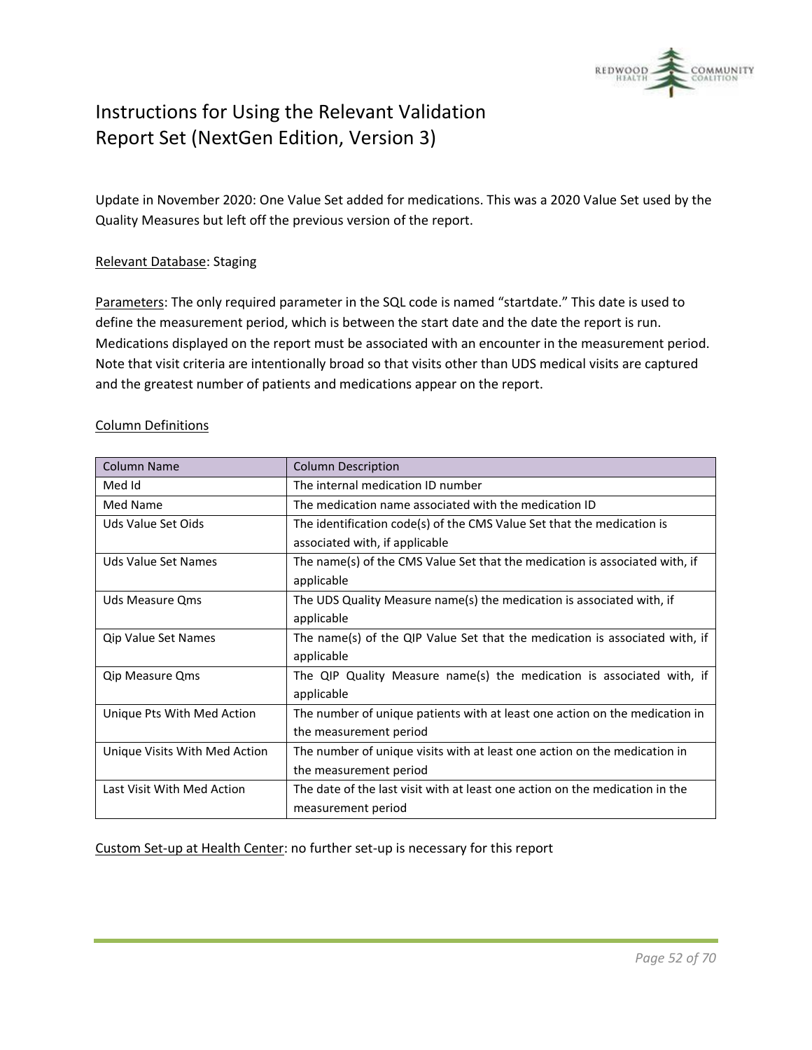# Instructions for Using the Relevant Validation Report Set (NextGen Edition, Version 3)

Update in November 2020: One Value Set added for medications. This was a 2020 Value Set used by the Quality Measures but left off the previous version of the report.

Relevant Database: Staging

Parameters: The only required parameter in the SQL code is named "startdate." This date is used to define the measurement period, which is between the start date and the date the report is run. Medications displayed on the report must be associated with an encounter in the measurement period. Note that visit criteria are intentionally broad so that visits other than UDS medical visits are captured and the greatest number of patients and medications appear on the report.

Column Definitions

| Column Name | Column Description |
|---|---|
| Med Id | The internal medication ID number |
| Med Name | The medication name associated with the medication ID |
| Uds Value Set Oids | The identification code(s) of the CMS Value Set that the medication is associated with, if applicable |
| Uds Value Set Names | The name(s) of the CMS Value Set that the medication is associated with, if applicable |
| Uds Measure Qms | The UDS Quality Measure name(s) the medication is associated with, if applicable |
| Qip Value Set Names | The name(s) of the QIP Value Set that the medication is associated with, if applicable |
| Qip Measure Qms | The QIP Quality Measure name(s) the medication is associated with, if applicable |
| Unique Pts With Med Action | The number of unique patients with at least one action on the medication in the measurement period |
| Unique Visits With Med Action | The number of unique visits with at least one action on the medication in the measurement period |
| Last Visit With Med Action | The date of the last visit with at least one action on the medication in the measurement period |

Custom Set-up at Health Center: no further set-up is necessary for this report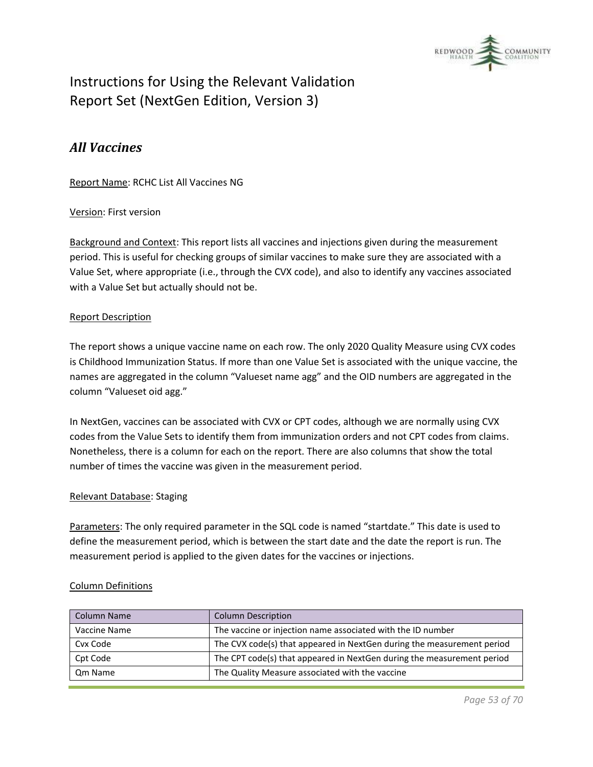# Instructions for Using the Relevant Validation Report Set (NextGen Edition, Version 3)

## *All Vaccines*

Report Name: RCHC List All Vaccines NG

Version: First version

Background and Context: This report lists all vaccines and injections given during the measurement period. This is useful for checking groups of similar vaccines to make sure they are associated with a Value Set, where appropriate (i.e., through the CVX code), and also to identify any vaccines associated with a Value Set but actually should not be.

Report Description

The report shows a unique vaccine name on each row. The only 2020 Quality Measure using CVX codes is Childhood Immunization Status. If more than one Value Set is associated with the unique vaccine, the names are aggregated in the column "Valueset name agg" and the OID numbers are aggregated in the column "Valueset oid agg."

In NextGen, vaccines can be associated with CVX or CPT codes, although we are normally using CVX codes from the Value Sets to identify them from immunization orders and not CPT codes from claims. Nonetheless, there is a column for each on the report. There are also columns that show the total number of times the vaccine was given in the measurement period.

Relevant Database: Staging

Parameters: The only required parameter in the SQL code is named "startdate." This date is used to define the measurement period, which is between the start date and the date the report is run. The measurement period is applied to the given dates for the vaccines or injections.

Column Definitions

| Column Name | Column Description |
|---|---|
| Vaccine Name | The vaccine or injection name associated with the ID number |
| Cvx Code | The CVX code(s) that appeared in NextGen during the measurement period |
| Cpt Code | The CPT code(s) that appeared in NextGen during the measurement period |
| Qm Name | The Quality Measure associated with the vaccine |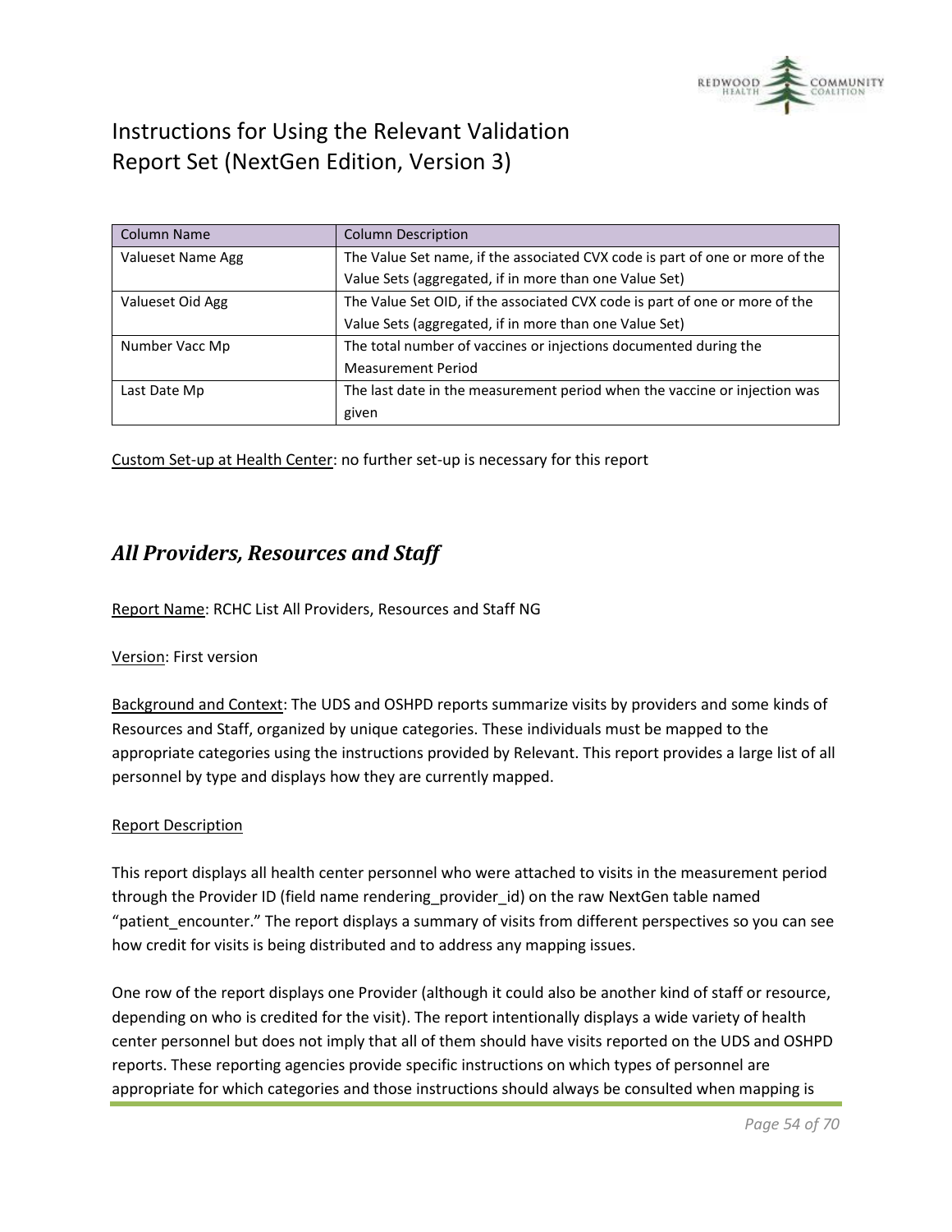| Column Name | Column Description |
| --- | --- |
| Valueset Name Agg | The Value Set name, if the associated CVX code is part of one or more of the Value Sets (aggregated, if in more than one Value Set) |
| Valueset Oid Agg | The Value Set OID, if the associated CVX code is part of one or more of the Value Sets (aggregated, if in more than one Value Set) |
| Number Vacc Mp | The total number of vaccines or injections documented during the Measurement Period |
| Last Date Mp | The last date in the measurement period when the vaccine or injection was given |

Custom Set-up at Health Center: no further set-up is necessary for this report

## *All Providers, Resources and Staff*

Report Name: RCHC List All Providers, Resources and Staff NG

Version: First version

Background and Context: The UDS and OSHPD reports summarize visits by providers and some kinds of Resources and Staff, organized by unique categories. These individuals must be mapped to the appropriate categories using the instructions provided by Relevant. This report provides a large list of all personnel by type and displays how they are currently mapped.

Report Description

This report displays all health center personnel who were attached to visits in the measurement period through the Provider ID (field name rendering_provider_id) on the raw NextGen table named "patient_encounter." The report displays a summary of visits from different perspectives so you can see how credit for visits is being distributed and to address any mapping issues.

One row of the report displays one Provider (although it could also be another kind of staff or resource, depending on who is credited for the visit). The report intentionally displays a wide variety of health center personnel but does not imply that all of them should have visits reported on the UDS and OSHPD reports. These reporting agencies provide specific instructions on which types of personnel are appropriate for which categories and those instructions should always be consulted when mapping is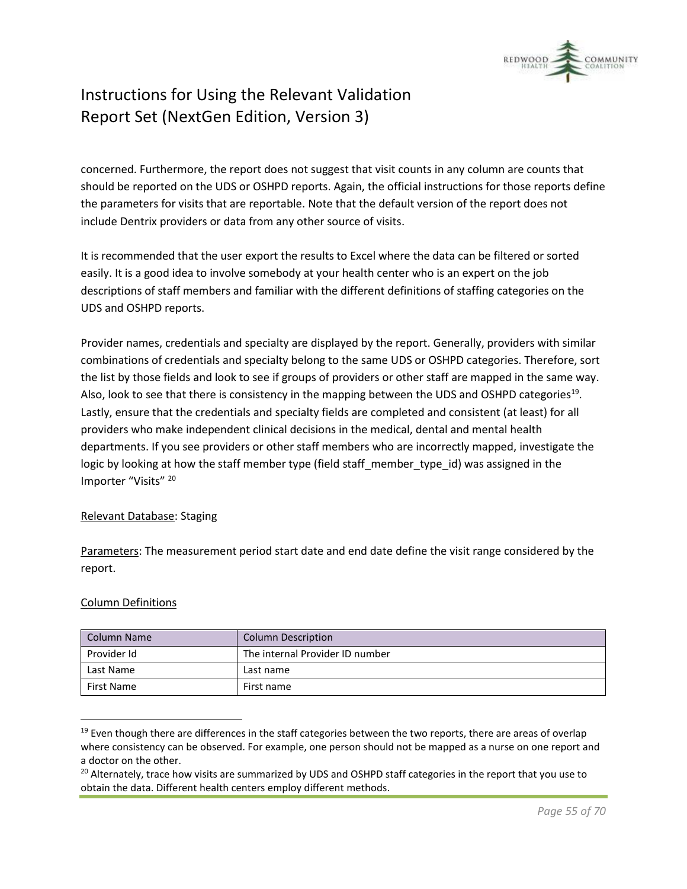concerned. Furthermore, the report does not suggest that visit counts in any column are counts that should be reported on the UDS or OSHPD reports. Again, the official instructions for those reports define the parameters for visits that are reportable. Note that the default version of the report does not include Dentrix providers or data from any other source of visits.

It is recommended that the user export the results to Excel where the data can be filtered or sorted easily. It is a good idea to involve somebody at your health center who is an expert on the job descriptions of staff members and familiar with the different definitions of staffing categories on the UDS and OSHPD reports.

Provider names, credentials and specialty are displayed by the report. Generally, providers with similar combinations of credentials and specialty belong to the same UDS or OSHPD categories. Therefore, sort the list by those fields and look to see if groups of providers or other staff are mapped in the same way. Also, look to see that there is consistency in the mapping between the UDS and OSHPD categories[19]. Lastly, ensure that the credentials and specialty fields are completed and consistent (at least) for all providers who make independent clinical decisions in the medical, dental and mental health departments. If you see providers or other staff members who are incorrectly mapped, investigate the logic by looking at how the staff member type (field staff_member_type_id) was assigned in the Importer "Visits" [20]

Relevant Database: Staging

Parameters: The measurement period start date and end date define the visit range considered by the report.

Column Definitions

| Column Name | Column Description |
|---|---|
| Provider Id | The internal Provider ID number |
| Last Name | Last name |
| First Name | First name |

[19] Even though there are differences in the staff categories between the two reports, there are areas of overlap where consistency can be observed. For example, one person should not be mapped as a nurse on one report and a doctor on the other.

[20] Alternately, trace how visits are summarized by UDS and OSHPD staff categories in the report that you use to obtain the data. Different health centers employ different methods.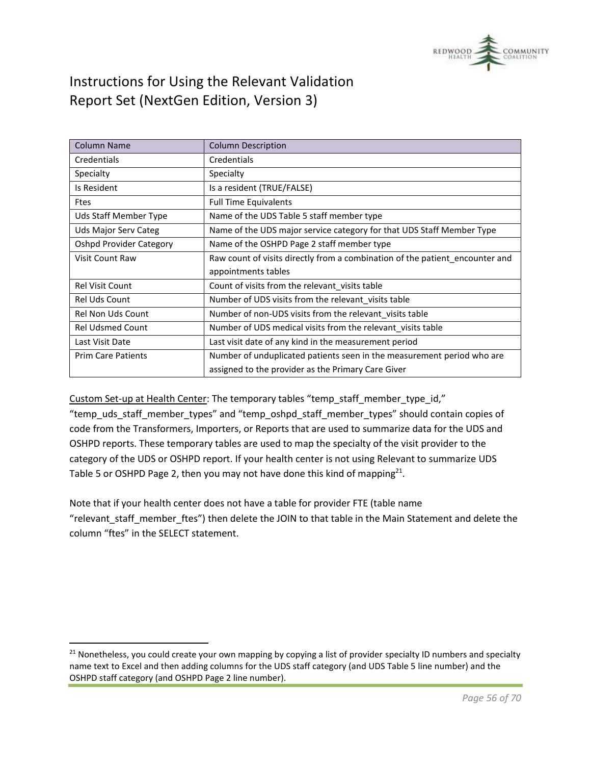| Column Name | Column Description |
|---|---|
| Credentials | Credentials |
| Specialty | Specialty |
| Is Resident | Is a resident (TRUE/FALSE) |
| Ftes | Full Time Equivalents |
| Uds Staff Member Type | Name of the UDS Table 5 staff member type |
| Uds Major Serv Categ | Name of the UDS major service category for that UDS Staff Member Type |
| Oshpd Provider Category | Name of the OSHPD Page 2 staff member type |
| Visit Count Raw | Raw count of visits directly from a combination of the patient_encounter and appointments tables |
| Rel Visit Count | Count of visits from the relevant_visits table |
| Rel Uds Count | Number of UDS visits from the relevant_visits table |
| Rel Non Uds Count | Number of non-UDS visits from the relevant_visits table |
| Rel Udsmed Count | Number of UDS medical visits from the relevant_visits table |
| Last Visit Date | Last visit date of any kind in the measurement period |
| Prim Care Patients | Number of unduplicated patients seen in the measurement period who are assigned to the provider as the Primary Care Giver |

Custom Set-up at Health Center: The temporary tables "temp_staff_member_type_id," "temp_uds_staff_member_types" and "temp_oshpd_staff_member_types" should contain copies of code from the Transformers, Importers, or Reports that are used to summarize data for the UDS and OSHPD reports. These temporary tables are used to map the specialty of the visit provider to the category of the UDS or OSHPD report. If your health center is not using Relevant to summarize UDS Table 5 or OSHPD Page 2, then you may not have done this kind of mapping[21].

Note that if your health center does not have a table for provider FTE (table name "relevant_staff_member_ftes") then delete the JOIN to that table in the Main Statement and delete the column "ftes" in the SELECT statement.

[21] Nonetheless, you could create your own mapping by copying a list of provider specialty ID numbers and specialty name text to Excel and then adding columns for the UDS staff category (and UDS Table 5 line number) and the OSHPD staff category (and OSHPD Page 2 line number).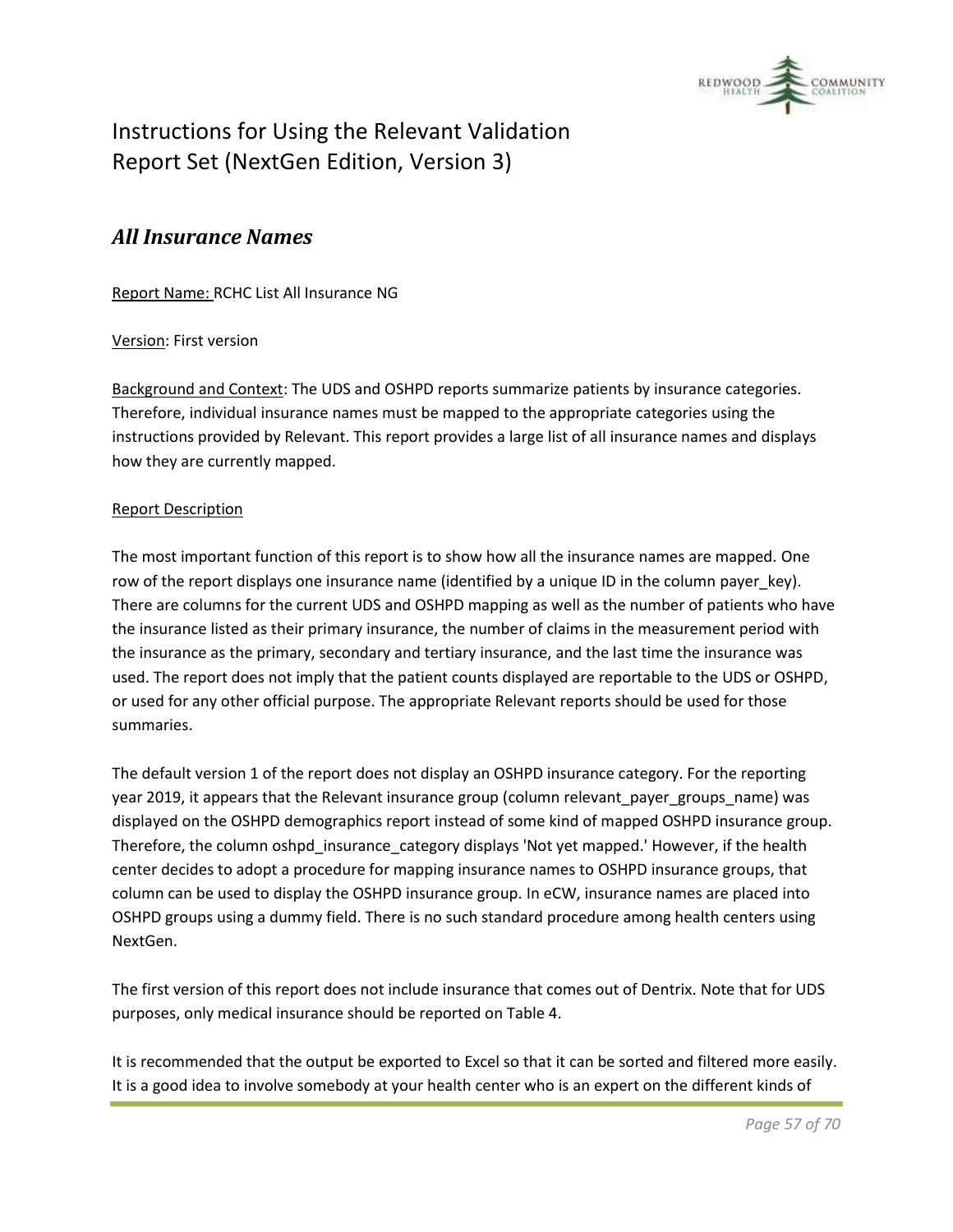## *All Insurance Names*

Report Name: RCHC List All Insurance NG

Version: First version

Background and Context: The UDS and OSHPD reports summarize patients by insurance categories. Therefore, individual insurance names must be mapped to the appropriate categories using the instructions provided by Relevant. This report provides a large list of all insurance names and displays how they are currently mapped.

Report Description

The most important function of this report is to show how all the insurance names are mapped. One row of the report displays one insurance name (identified by a unique ID in the column payer_key). There are columns for the current UDS and OSHPD mapping as well as the number of patients who have the insurance listed as their primary insurance, the number of claims in the measurement period with the insurance as the primary, secondary and tertiary insurance, and the last time the insurance was used. The report does not imply that the patient counts displayed are reportable to the UDS or OSHPD, or used for any other official purpose. The appropriate Relevant reports should be used for those summaries.

The default version 1 of the report does not display an OSHPD insurance category. For the reporting year 2019, it appears that the Relevant insurance group (column relevant_payer_groups_name) was displayed on the OSHPD demographics report instead of some kind of mapped OSHPD insurance group. Therefore, the column oshpd_insurance_category displays 'Not yet mapped.' However, if the health center decides to adopt a procedure for mapping insurance names to OSHPD insurance groups, that column can be used to display the OSHPD insurance group. In eCW, insurance names are placed into OSHPD groups using a dummy field. There is no such standard procedure among health centers using NextGen.

The first version of this report does not include insurance that comes out of Dentrix. Note that for UDS purposes, only medical insurance should be reported on Table 4.

It is recommended that the output be exported to Excel so that it can be sorted and filtered more easily. It is a good idea to involve somebody at your health center who is an expert on the different kinds of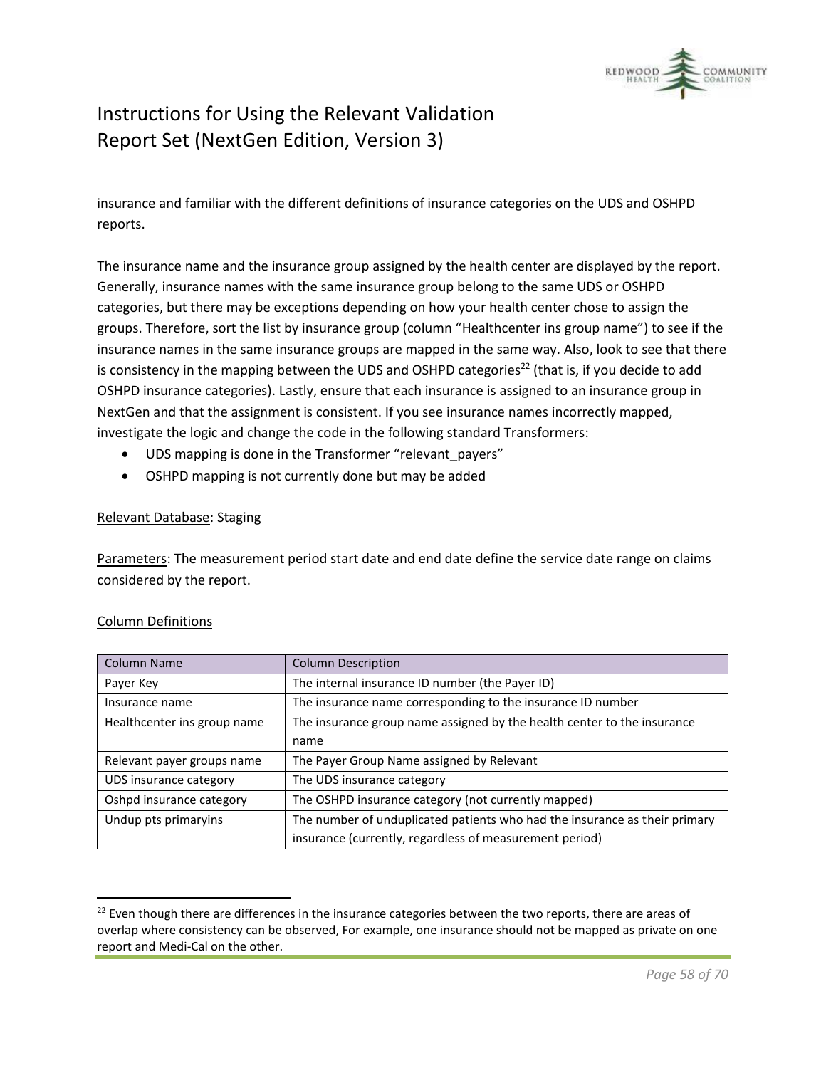insurance and familiar with the different definitions of insurance categories on the UDS and OSHPD reports.

The insurance name and the insurance group assigned by the health center are displayed by the report. Generally, insurance names with the same insurance group belong to the same UDS or OSHPD categories, but there may be exceptions depending on how your health center chose to assign the groups. Therefore, sort the list by insurance group (column "Healthcenter ins group name") to see if the insurance names in the same insurance groups are mapped in the same way. Also, look to see that there is consistency in the mapping between the UDS and OSHPD categories[22] (that is, if you decide to add OSHPD insurance categories). Lastly, ensure that each insurance is assigned to an insurance group in NextGen and that the assignment is consistent. If you see insurance names incorrectly mapped, investigate the logic and change the code in the following standard Transformers:

- UDS mapping is done in the Transformer "relevant_payers"
- OSHPD mapping is not currently done but may be added

<u>Relevant Database</u>: Staging

<u>Parameters</u>: The measurement period start date and end date define the service date range on claims considered by the report.

<u>Column Definitions</u>

| Column Name | Column Description |
|---|---|
| Payer Key | The internal insurance ID number (the Payer ID) |
| Insurance name | The insurance name corresponding to the insurance ID number |
| Healthcenter ins group name | The insurance group name assigned by the health center to the insurance name |
| Relevant payer groups name | The Payer Group Name assigned by Relevant |
| UDS insurance category | The UDS insurance category |
| Oshpd insurance category | The OSHPD insurance category (not currently mapped) |
| Undup pts primaryins | The number of unduplicated patients who had the insurance as their primary insurance (currently, regardless of measurement period) |

[22] Even though there are differences in the insurance categories between the two reports, there are areas of overlap where consistency can be observed, For example, one insurance should not be mapped as private on one report and Medi-Cal on the other.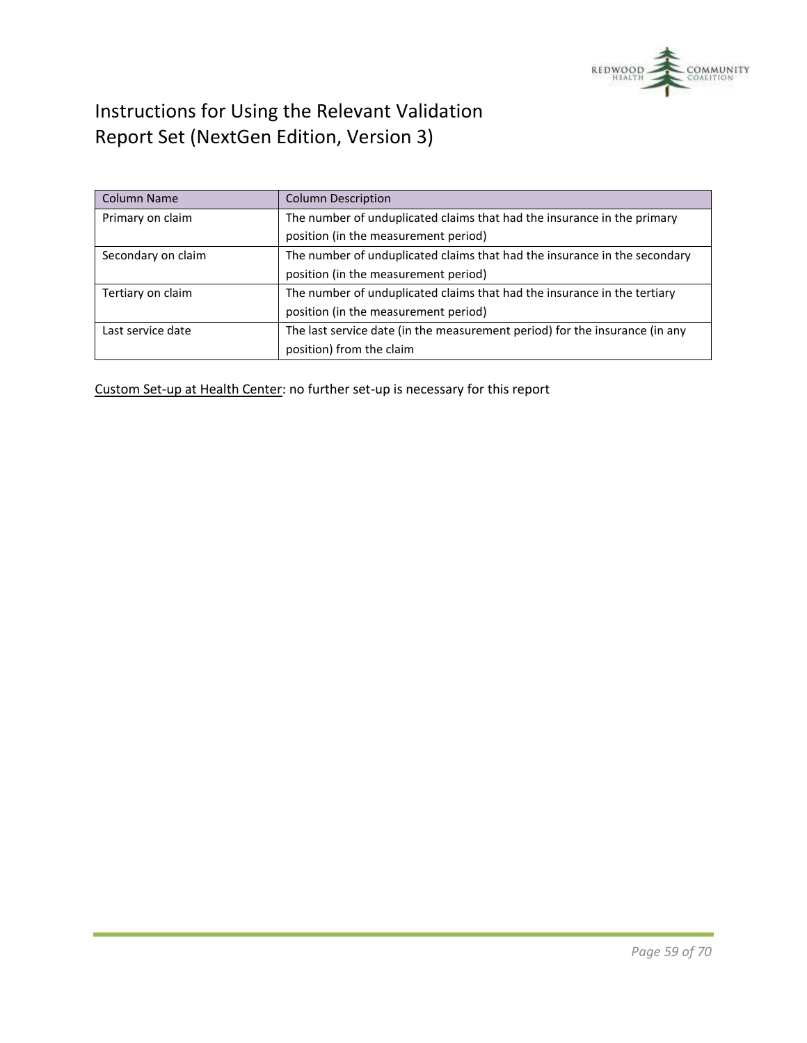| Column Name | Column Description |
| --- | --- |
| Primary on claim | The number of unduplicated claims that had the insurance in the primary position (in the measurement period) |
| Secondary on claim | The number of unduplicated claims that had the insurance in the secondary position (in the measurement period) |
| Tertiary on claim | The number of unduplicated claims that had the insurance in the tertiary position (in the measurement period) |
| Last service date | The last service date (in the measurement period) for the insurance (in any position) from the claim |

Custom Set-up at Health Center: no further set-up is necessary for this report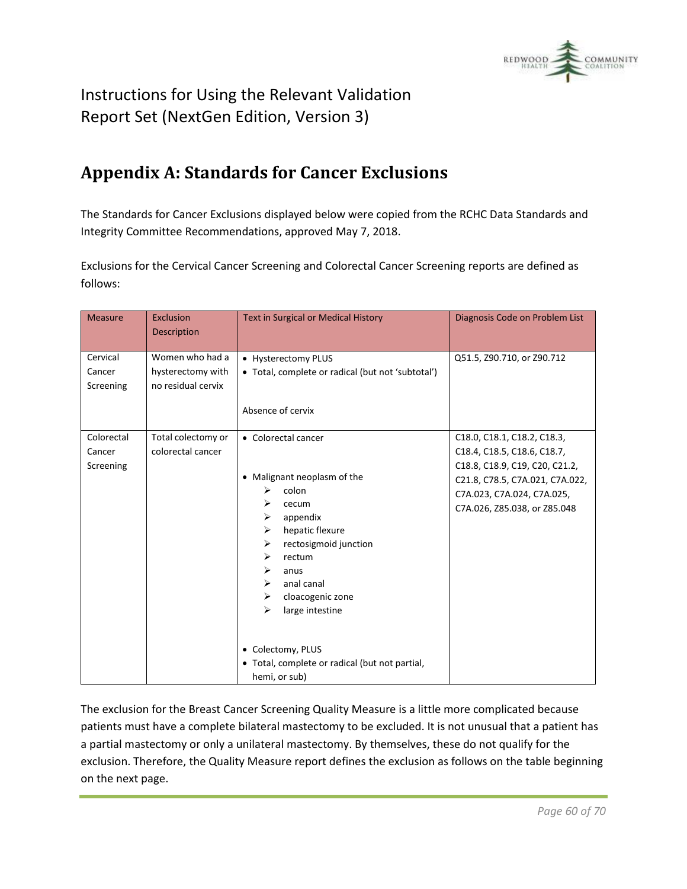Instructions for Using the Relevant Validation Report Set (NextGen Edition, Version 3)

## Appendix A: Standards for Cancer Exclusions

The Standards for Cancer Exclusions displayed below were copied from the RCHC Data Standards and Integrity Committee Recommendations, approved May 7, 2018.

Exclusions for the Cervical Cancer Screening and Colorectal Cancer Screening reports are defined as follows:

| Measure | Exclusion Description | Text in Surgical or Medical History | Diagnosis Code on Problem List |
|---|---|---|---|
| Cervical Cancer Screening | Women who had a hysterectomy with no residual cervix | • Hysterectomy PLUS<br>• Total, complete or radical (but not 'subtotal')<br><br>Absence of cervix | Q51.5, Z90.710, or Z90.712 |
| Colorectal Cancer Screening | Total colectomy or colorectal cancer | • Colorectal cancer<br><br>• Malignant neoplasm of the<br>➢ colon<br>➢ cecum<br>➢ appendix<br>➢ hepatic flexure<br>➢ rectosigmoid junction<br>➢ rectum<br>➢ anus<br>➢ anal canal<br>➢ cloacogenic zone<br>➢ large intestine<br><br>• Colectomy, PLUS<br>• Total, complete or radical (but not partial, hemi, or sub) | C18.0, C18.1, C18.2, C18.3, C18.4, C18.5, C18.6, C18.7, C18.8, C18.9, C19, C20, C21.2, C21.8, C78.5, C7A.021, C7A.022, C7A.023, C7A.024, C7A.025, C7A.026, Z85.038, or Z85.048 |

The exclusion for the Breast Cancer Screening Quality Measure is a little more complicated because patients must have a complete bilateral mastectomy to be excluded. It is not unusual that a patient has a partial mastectomy or only a unilateral mastectomy. By themselves, these do not qualify for the exclusion. Therefore, the Quality Measure report defines the exclusion as follows on the table beginning on the next page.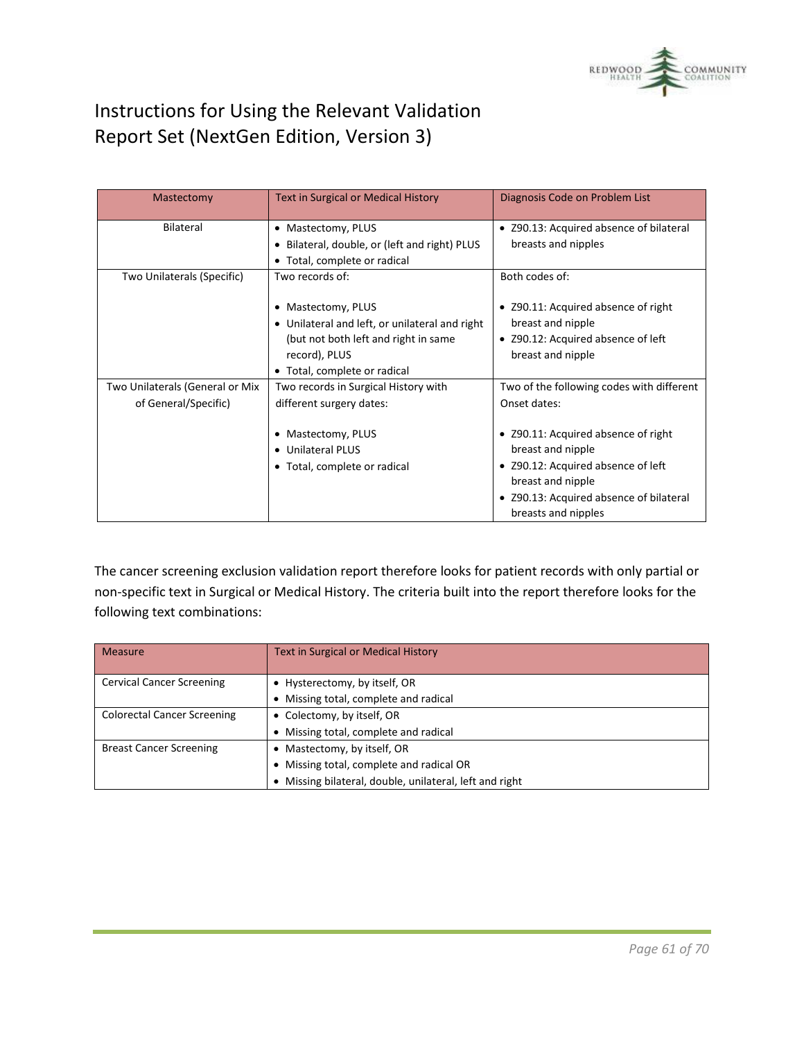# Instructions for Using the Relevant Validation Report Set (NextGen Edition, Version 3)

| Mastectomy | Text in Surgical or Medical History | Diagnosis Code on Problem List |
|---|---|---|
| Bilateral | • Mastectomy, PLUS<br>• Bilateral, double, or (left and right) PLUS<br>• Total, complete or radical | • Z90.13: Acquired absence of bilateral breasts and nipples |
| Two Unilaterals (Specific) | Two records of:<br><br>• Mastectomy, PLUS<br>• Unilateral and left, or unilateral and right (but not both left and right in same record), PLUS<br>• Total, complete or radical | Both codes of:<br><br>• Z90.11: Acquired absence of right breast and nipple<br>• Z90.12: Acquired absence of left breast and nipple |
| Two Unilaterals (General or Mix of General/Specific) | Two records in Surgical History with different surgery dates:<br><br>• Mastectomy, PLUS<br>• Unilateral PLUS<br>• Total, complete or radical | Two of the following codes with different Onset dates:<br><br>• Z90.11: Acquired absence of right breast and nipple<br>• Z90.12: Acquired absence of left breast and nipple<br>• Z90.13: Acquired absence of bilateral breasts and nipples |

The cancer screening exclusion validation report therefore looks for patient records with only partial or non-specific text in Surgical or Medical History. The criteria built into the report therefore looks for the following text combinations:

| Measure | Text in Surgical or Medical History |
|---|---|
| Cervical Cancer Screening | • Hysterectomy, by itself, OR<br>• Missing total, complete and radical |
| Colorectal Cancer Screening | • Colectomy, by itself, OR<br>• Missing total, complete and radical |
| Breast Cancer Screening | • Mastectomy, by itself, OR<br>• Missing total, complete and radical OR<br>• Missing bilateral, double, unilateral, left and right |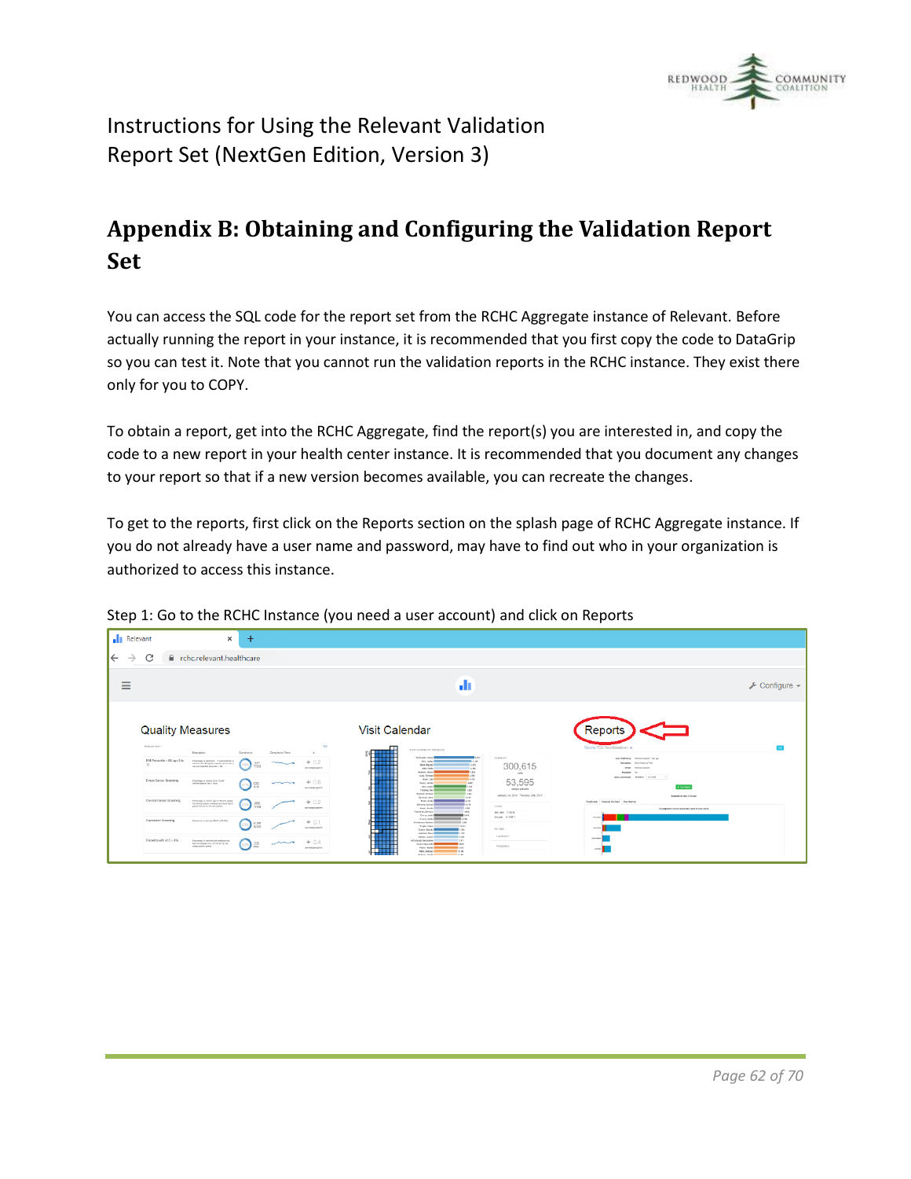Instructions for Using the Relevant Validation Report Set (NextGen Edition, Version 3)

# Appendix B: Obtaining and Configuring the Validation Report Set

You can access the SQL code for the report set from the RCHC Aggregate instance of Relevant. Before actually running the report in your instance, it is recommended that you first copy the code to DataGrip so you can test it. Note that you cannot run the validation reports in the RCHC instance. They exist there only for you to COPY.

To obtain a report, get into the RCHC Aggregate, find the report(s) you are interested in, and copy the code to a new report in your health center instance. It is recommended that you document any changes to your report so that if a new version becomes available, you can recreate the changes.

To get to the reports, first click on the Reports section on the splash page of RCHC Aggregate instance. If you do not already have a user name and password, may have to find out who in your organization is authorized to access this instance.

Step 1: Go to the RCHC Instance (you need a user account) and click on Reports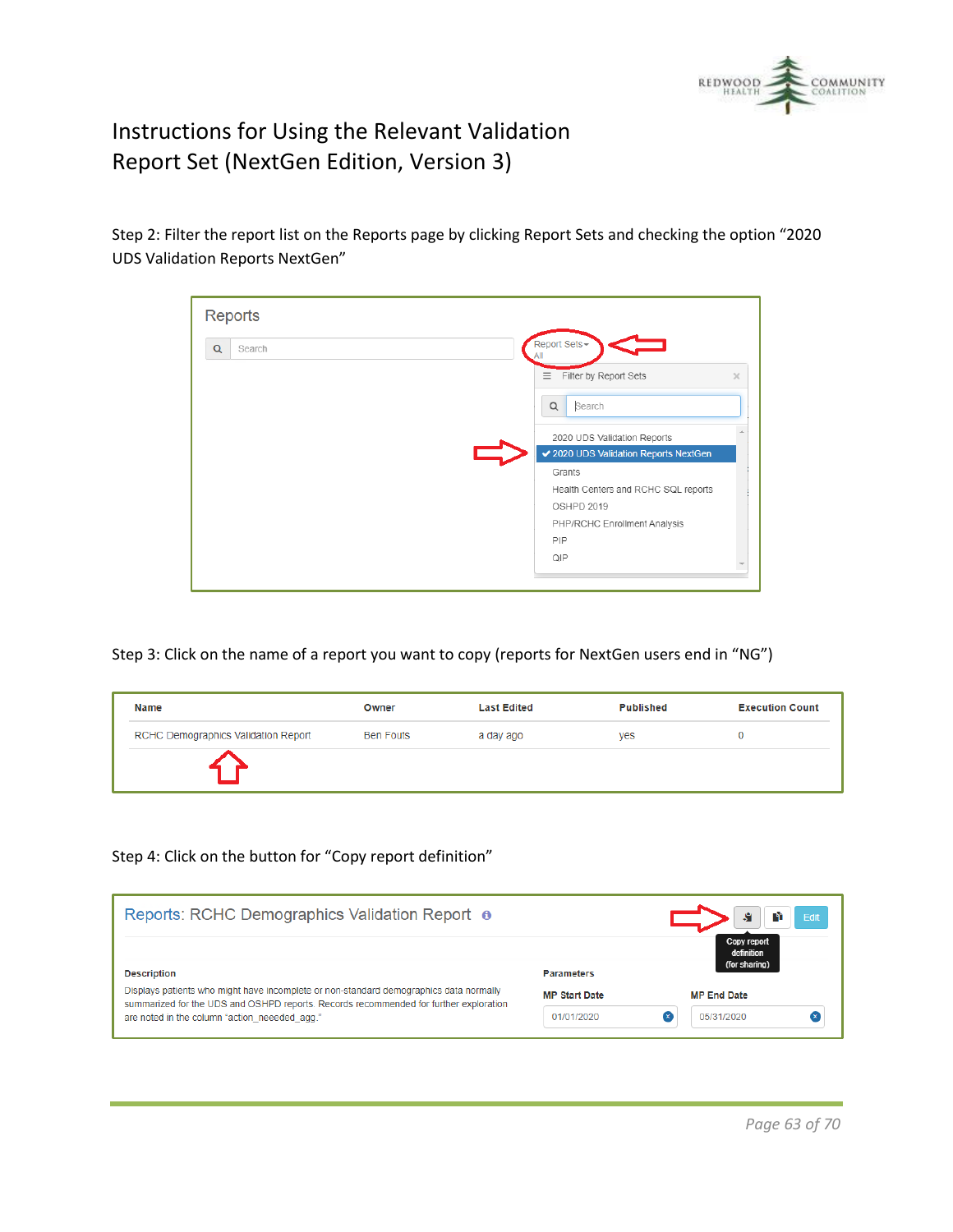# Instructions for Using the Relevant Validation Report Set (NextGen Edition, Version 3)

Step 2: Filter the report list on the Reports page by clicking Report Sets and checking the option "2020 UDS Validation Reports NextGen"

Step 3: Click on the name of a report you want to copy (reports for NextGen users end in "NG")

| Name | Owner | Last Edited | Published | Execution Count |
|---|---|---|---|---|
| RCHC Demographics Validation Report | Ben Fouts | a day ago | yes | 0 |

Step 4: Click on the button for "Copy report definition"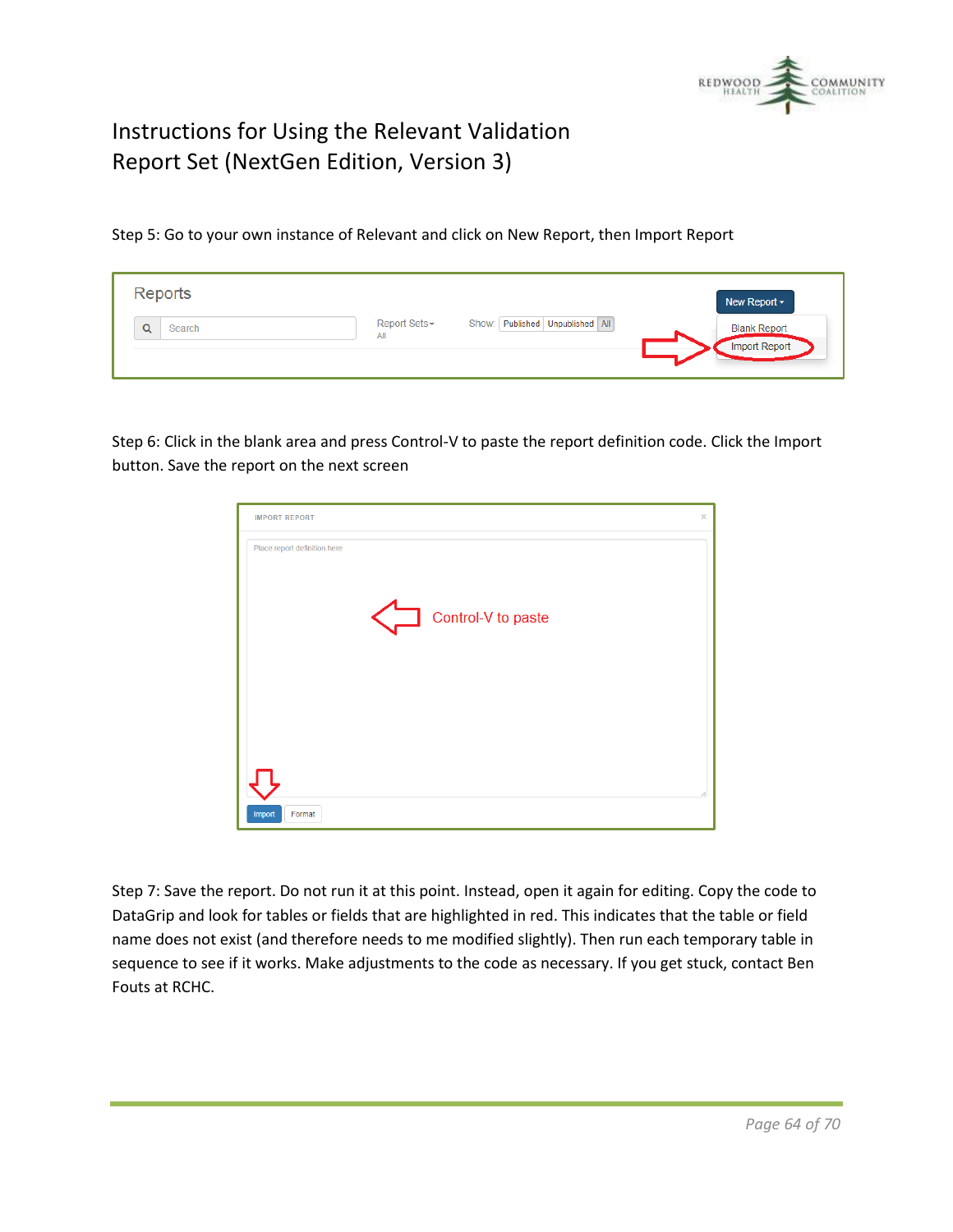# Instructions for Using the Relevant Validation Report Set (NextGen Edition, Version 3)

Step 5: Go to your own instance of Relevant and click on New Report, then Import Report

Step 6: Click in the blank area and press Control-V to paste the report definition code. Click the Import button. Save the report on the next screen

Step 7: Save the report. Do not run it at this point. Instead, open it again for editing. Copy the code to DataGrip and look for tables or fields that are highlighted in red. This indicates that the table or field name does not exist (and therefore needs to me modified slightly). Then run each temporary table in sequence to see if it works. Make adjustments to the code as necessary. If you get stuck, contact Ben Fouts at RCHC.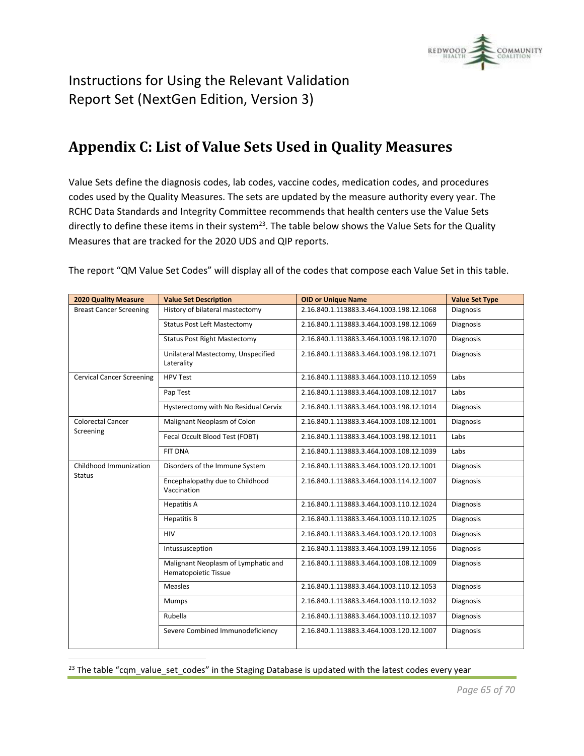# Instructions for Using the Relevant Validation Report Set (NextGen Edition, Version 3)

## Appendix C: List of Value Sets Used in Quality Measures

Value Sets define the diagnosis codes, lab codes, vaccine codes, medication codes, and procedures codes used by the Quality Measures. The sets are updated by the measure authority every year. The RCHC Data Standards and Integrity Committee recommends that health centers use the Value Sets directly to define these items in their system[23]. The table below shows the Value Sets for the Quality Measures that are tracked for the 2020 UDS and QIP reports.

The report "QM Value Set Codes" will display all of the codes that compose each Value Set in this table.

| 2020 Quality Measure | Value Set Description | OID or Unique Name | Value Set Type |
|---|---|---|---|
| Breast Cancer Screening | History of bilateral mastectomy | 2.16.840.1.113883.3.464.1003.198.12.1068 | Diagnosis |
| | Status Post Left Mastectomy | 2.16.840.1.113883.3.464.1003.198.12.1069 | Diagnosis |
| | Status Post Right Mastectomy | 2.16.840.1.113883.3.464.1003.198.12.1070 | Diagnosis |
| | Unilateral Mastectomy, Unspecified Laterality | 2.16.840.1.113883.3.464.1003.198.12.1071 | Diagnosis |
| Cervical Cancer Screening | HPV Test | 2.16.840.1.113883.3.464.1003.110.12.1059 | Labs |
| | Pap Test | 2.16.840.1.113883.3.464.1003.108.12.1017 | Labs |
| | Hysterectomy with No Residual Cervix | 2.16.840.1.113883.3.464.1003.198.12.1014 | Diagnosis |
| Colorectal Cancer Screening | Malignant Neoplasm of Colon | 2.16.840.1.113883.3.464.1003.108.12.1001 | Diagnosis |
| | Fecal Occult Blood Test (FOBT) | 2.16.840.1.113883.3.464.1003.198.12.1011 | Labs |
| | FIT DNA | 2.16.840.1.113883.3.464.1003.108.12.1039 | Labs |
| Childhood Immunization Status | Disorders of the Immune System | 2.16.840.1.113883.3.464.1003.120.12.1001 | Diagnosis |
| | Encephalopathy due to Childhood Vaccination | 2.16.840.1.113883.3.464.1003.114.12.1007 | Diagnosis |
| | Hepatitis A | 2.16.840.1.113883.3.464.1003.110.12.1024 | Diagnosis |
| | Hepatitis B | 2.16.840.1.113883.3.464.1003.110.12.1025 | Diagnosis |
| | HIV | 2.16.840.1.113883.3.464.1003.120.12.1003 | Diagnosis |
| | Intussusception | 2.16.840.1.113883.3.464.1003.199.12.1056 | Diagnosis |
| | Malignant Neoplasm of Lymphatic and Hematopoietic Tissue | 2.16.840.1.113883.3.464.1003.108.12.1009 | Diagnosis |
| | Measles | 2.16.840.1.113883.3.464.1003.110.12.1053 | Diagnosis |
| | Mumps | 2.16.840.1.113883.3.464.1003.110.12.1032 | Diagnosis |
| | Rubella | 2.16.840.1.113883.3.464.1003.110.12.1037 | Diagnosis |
| | Severe Combined Immunodeficiency | 2.16.840.1.113883.3.464.1003.120.12.1007 | Diagnosis |

[23] The table "cqm_value_set_codes" in the Staging Database is updated with the latest codes every year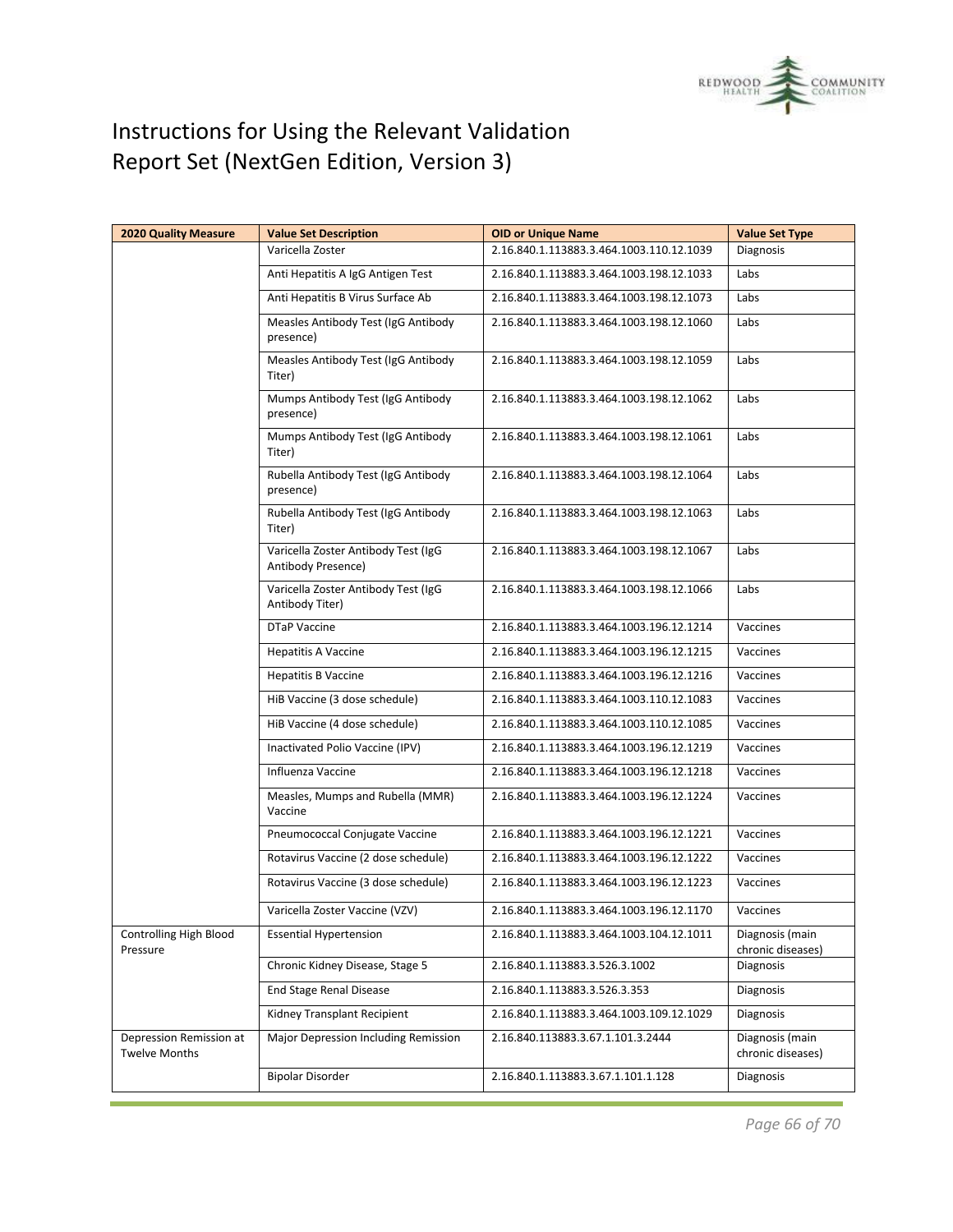# Instructions for Using the Relevant Validation Report Set (NextGen Edition, Version 3)

| 2020 Quality Measure | Value Set Description | OID or Unique Name | Value Set Type |
|---|---|---|---|
| | Varicella Zoster | 2.16.840.1.113883.3.464.1003.110.12.1039 | Diagnosis |
| | Anti Hepatitis A IgG Antigen Test | 2.16.840.1.113883.3.464.1003.198.12.1033 | Labs |
| | Anti Hepatitis B Virus Surface Ab | 2.16.840.1.113883.3.464.1003.198.12.1073 | Labs |
| | Measles Antibody Test (IgG Antibody presence) | 2.16.840.1.113883.3.464.1003.198.12.1060 | Labs |
| | Measles Antibody Test (IgG Antibody Titer) | 2.16.840.1.113883.3.464.1003.198.12.1059 | Labs |
| | Mumps Antibody Test (IgG Antibody presence) | 2.16.840.1.113883.3.464.1003.198.12.1062 | Labs |
| | Mumps Antibody Test (IgG Antibody Titer) | 2.16.840.1.113883.3.464.1003.198.12.1061 | Labs |
| | Rubella Antibody Test (IgG Antibody presence) | 2.16.840.1.113883.3.464.1003.198.12.1064 | Labs |
| | Rubella Antibody Test (IgG Antibody Titer) | 2.16.840.1.113883.3.464.1003.198.12.1063 | Labs |
| | Varicella Zoster Antibody Test (IgG Antibody Presence) | 2.16.840.1.113883.3.464.1003.198.12.1067 | Labs |
| | Varicella Zoster Antibody Test (IgG Antibody Titer) | 2.16.840.1.113883.3.464.1003.198.12.1066 | Labs |
| | DTaP Vaccine | 2.16.840.1.113883.3.464.1003.196.12.1214 | Vaccines |
| | Hepatitis A Vaccine | 2.16.840.1.113883.3.464.1003.196.12.1215 | Vaccines |
| | Hepatitis B Vaccine | 2.16.840.1.113883.3.464.1003.196.12.1216 | Vaccines |
| | HiB Vaccine (3 dose schedule) | 2.16.840.1.113883.3.464.1003.110.12.1083 | Vaccines |
| | HiB Vaccine (4 dose schedule) | 2.16.840.1.113883.3.464.1003.110.12.1085 | Vaccines |
| | Inactivated Polio Vaccine (IPV) | 2.16.840.1.113883.3.464.1003.196.12.1219 | Vaccines |
| | Influenza Vaccine | 2.16.840.1.113883.3.464.1003.196.12.1218 | Vaccines |
| | Measles, Mumps and Rubella (MMR) Vaccine | 2.16.840.1.113883.3.464.1003.196.12.1224 | Vaccines |
| | Pneumococcal Conjugate Vaccine | 2.16.840.1.113883.3.464.1003.196.12.1221 | Vaccines |
| | Rotavirus Vaccine (2 dose schedule) | 2.16.840.1.113883.3.464.1003.196.12.1222 | Vaccines |
| | Rotavirus Vaccine (3 dose schedule) | 2.16.840.1.113883.3.464.1003.196.12.1223 | Vaccines |
| | Varicella Zoster Vaccine (VZV) | 2.16.840.1.113883.3.464.1003.196.12.1170 | Vaccines |
| Controlling High Blood Pressure | Essential Hypertension | 2.16.840.1.113883.3.464.1003.104.12.1011 | Diagnosis (main chronic diseases) |
| | Chronic Kidney Disease, Stage 5 | 2.16.840.1.113883.3.526.3.1002 | Diagnosis |
| | End Stage Renal Disease | 2.16.840.1.113883.3.526.3.353 | Diagnosis |
| | Kidney Transplant Recipient | 2.16.840.1.113883.3.464.1003.109.12.1029 | Diagnosis |
| Depression Remission at Twelve Months | Major Depression Including Remission | 2.16.840.113883.3.67.1.101.3.2444 | Diagnosis (main chronic diseases) |
| | Bipolar Disorder | 2.16.840.1.113883.3.67.1.101.1.128 | Diagnosis |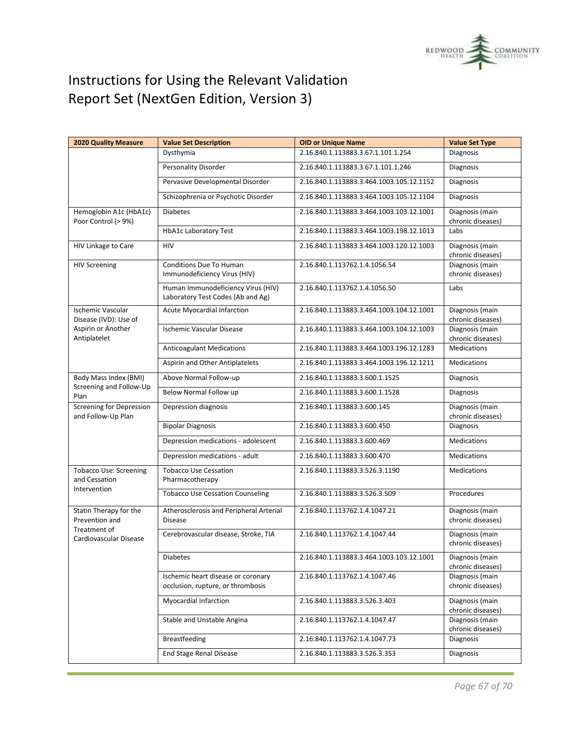# Instructions for Using the Relevant Validation Report Set (NextGen Edition, Version 3)

| 2020 Quality Measure | Value Set Description | OID or Unique Name | Value Set Type |
|---|---|---|---|
| | Dysthymia | 2.16.840.1.113883.3.67.1.101.1.254 | Diagnosis |
| | Personality Disorder | 2.16.840.1.113883.3.67.1.101.1.246 | Diagnosis |
| | Pervasive Developmental Disorder | 2.16.840.1.113883.3.464.1003.105.12.1152 | Diagnosis |
| | Schizophrenia or Psychotic Disorder | 2.16.840.1.113883.3.464.1003.105.12.1104 | Diagnosis |
| Hemoglobin A1c (HbA1c) Poor Control (> 9%) | Diabetes | 2.16.840.1.113883.3.464.1003.103.12.1001 | Diagnosis (main chronic diseases) |
| | HbA1c Laboratory Test | 2.16.840.1.113883.3.464.1003.198.12.1013 | Labs |
| HIV Linkage to Care | HIV | 2.16.840.1.113883.3.464.1003.120.12.1003 | Diagnosis (main chronic diseases) |
| HIV Screening | Conditions Due To Human Immunodeficiency Virus (HIV) | 2.16.840.1.113762.1.4.1056.54 | Diagnosis (main chronic diseases) |
| | Human Immunodeficiency Virus (HIV) Laboratory Test Codes (Ab and Ag) | 2.16.840.1.113762.1.4.1056.50 | Labs |
| Ischemic Vascular Disease (IVD): Use of Aspirin or Another Antiplatelet | Acute Myocardial Infarction | 2.16.840.1.113883.3.464.1003.104.12.1001 | Diagnosis (main chronic diseases) |
| | Ischemic Vascular Disease | 2.16.840.1.113883.3.464.1003.104.12.1003 | Diagnosis (main chronic diseases) |
| | Anticoagulant Medications | 2.16.840.1.113883.3.464.1003.196.12.1283 | Medications |
| | Aspirin and Other Antiplatelets | 2.16.840.1.113883.3.464.1003.196.12.1211 | Medications |
| Body Mass Index (BMI) Screening and Follow-Up Plan | Above Normal Follow-up | 2.16.840.1.113883.3.600.1.1525 | Diagnosis |
| | Below Normal Follow up | 2.16.840.1.113883.3.600.1.1528 | Diagnosis |
| Screening for Depression and Follow-Up Plan | Depression diagnosis | 2.16.840.1.113883.3.600.145 | Diagnosis (main chronic diseases) |
| | Bipolar Diagnosis | 2.16.840.1.113883.3.600.450 | Diagnosis |
| | Depression medications - adolescent | 2.16.840.1.113883.3.600.469 | Medications |
| | Depression medications - adult | 2.16.840.1.113883.3.600.470 | Medications |
| Tobacco Use: Screening and Cessation Intervention | Tobacco Use Cessation Pharmacotherapy | 2.16.840.1.113883.3.526.3.1190 | Medications |
| | Tobacco Use Cessation Counseling | 2.16.840.1.113883.3.526.3.509 | Procedures |
| Statin Therapy for the Prevention and Treatment of Cardiovascular Disease | Atherosclerosis and Peripheral Arterial Disease | 2.16.840.1.113762.1.4.1047.21 | Diagnosis (main chronic diseases) |
| | Cerebrovascular disease, Stroke, TIA | 2.16.840.1.113762.1.4.1047.44 | Diagnosis (main chronic diseases) |
| | Diabetes | 2.16.840.1.113883.3.464.1003.103.12.1001 | Diagnosis (main chronic diseases) |
| | Ischemic heart disease or coronary occlusion, rupture, or thrombosis | 2.16.840.1.113762.1.4.1047.46 | Diagnosis (main chronic diseases) |
| | Myocardial Infarction | 2.16.840.1.113883.3.526.3.403 | Diagnosis (main chronic diseases) |
| | Stable and Unstable Angina | 2.16.840.1.113762.1.4.1047.47 | Diagnosis (main chronic diseases) |
| | Breastfeeding | 2.16.840.1.113762.1.4.1047.73 | Diagnosis |
| | End Stage Renal Disease | 2.16.840.1.113883.3.526.3.353 | Diagnosis |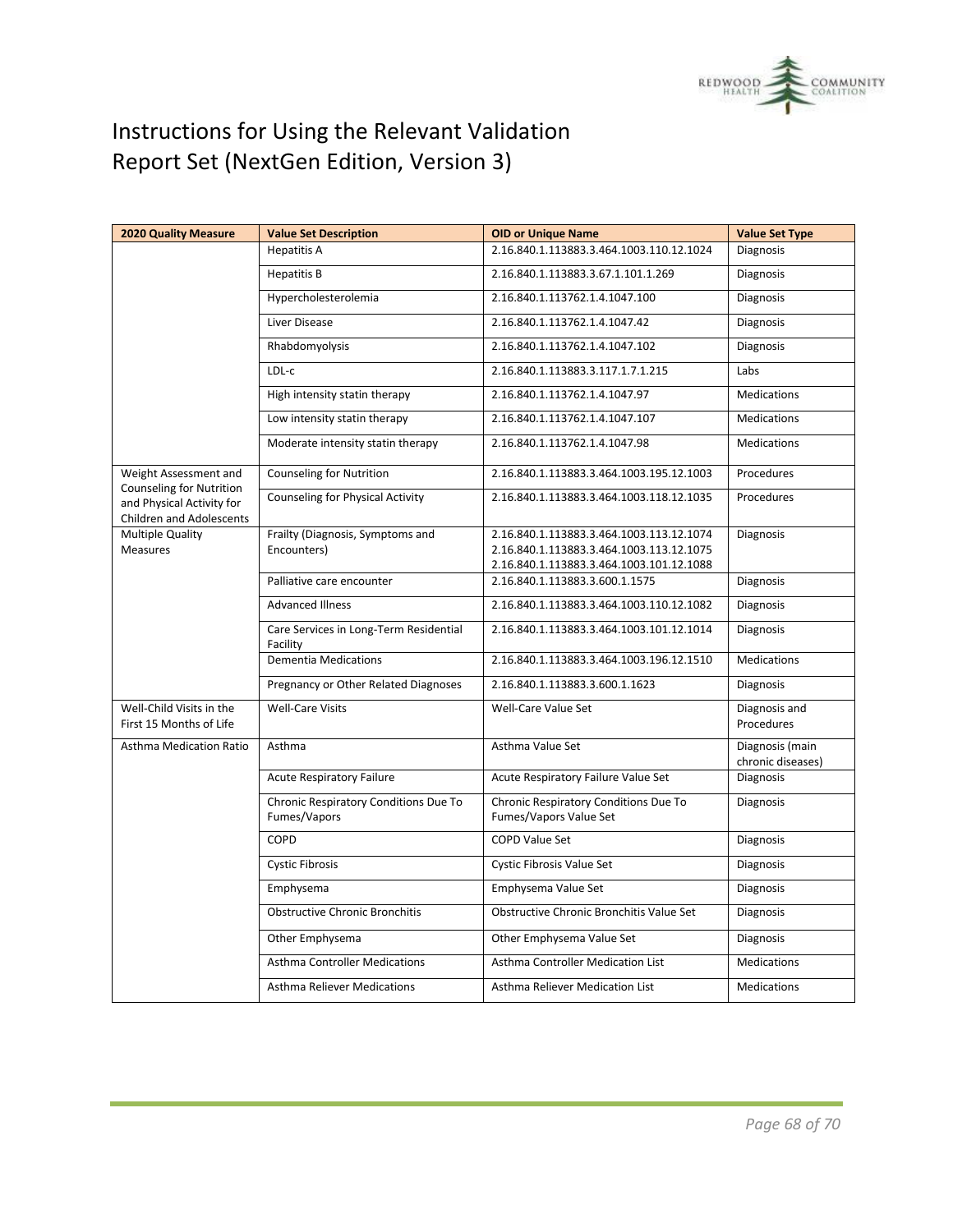# Instructions for Using the Relevant Validation Report Set (NextGen Edition, Version 3)

| 2020 Quality Measure | Value Set Description | OID or Unique Name | Value Set Type |
|---|---|---|---|
| | Hepatitis A | 2.16.840.1.113883.3.464.1003.110.12.1024 | Diagnosis |
| | Hepatitis B | 2.16.840.1.113883.3.67.1.101.1.269 | Diagnosis |
| | Hypercholesterolemia | 2.16.840.1.113762.1.4.1047.100 | Diagnosis |
| | Liver Disease | 2.16.840.1.113762.1.4.1047.42 | Diagnosis |
| | Rhabdomyolysis | 2.16.840.1.113762.1.4.1047.102 | Diagnosis |
| | LDL-c | 2.16.840.1.113883.3.117.1.7.1.215 | Labs |
| | High intensity statin therapy | 2.16.840.1.113762.1.4.1047.97 | Medications |
| | Low intensity statin therapy | 2.16.840.1.113762.1.4.1047.107 | Medications |
| | Moderate intensity statin therapy | 2.16.840.1.113762.1.4.1047.98 | Medications |
| Weight Assessment and Counseling for Nutrition and Physical Activity for Children and Adolescents | Counseling for Nutrition | 2.16.840.1.113883.3.464.1003.195.12.1003 | Procedures |
| | Counseling for Physical Activity | 2.16.840.1.113883.3.464.1003.118.12.1035 | Procedures |
| Multiple Quality Measures | Frailty (Diagnosis, Symptoms and Encounters) | 2.16.840.1.113883.3.464.1003.113.12.1074<br>2.16.840.1.113883.3.464.1003.113.12.1075<br>2.16.840.1.113883.3.464.1003.101.12.1088 | Diagnosis |
| | Palliative care encounter | 2.16.840.1.113883.3.600.1.1575 | Diagnosis |
| | Advanced Illness | 2.16.840.1.113883.3.464.1003.110.12.1082 | Diagnosis |
| | Care Services in Long-Term Residential Facility | 2.16.840.1.113883.3.464.1003.101.12.1014 | Diagnosis |
| | Dementia Medications | 2.16.840.1.113883.3.464.1003.196.12.1510 | Medications |
| | Pregnancy or Other Related Diagnoses | 2.16.840.1.113883.3.600.1.1623 | Diagnosis |
| Well-Child Visits in the First 15 Months of Life | Well-Care Visits | Well-Care Value Set | Diagnosis and Procedures |
| Asthma Medication Ratio | Asthma | Asthma Value Set | Diagnosis (main chronic diseases) |
| | Acute Respiratory Failure | Acute Respiratory Failure Value Set | Diagnosis |
| | Chronic Respiratory Conditions Due To Fumes/Vapors | Chronic Respiratory Conditions Due To Fumes/Vapors Value Set | Diagnosis |
| | COPD | COPD Value Set | Diagnosis |
| | Cystic Fibrosis | Cystic Fibrosis Value Set | Diagnosis |
| | Emphysema | Emphysema Value Set | Diagnosis |
| | Obstructive Chronic Bronchitis | Obstructive Chronic Bronchitis Value Set | Diagnosis |
| | Other Emphysema | Other Emphysema Value Set | Diagnosis |
| | Asthma Controller Medications | Asthma Controller Medication List | Medications |
| | Asthma Reliever Medications | Asthma Reliever Medication List | Medications |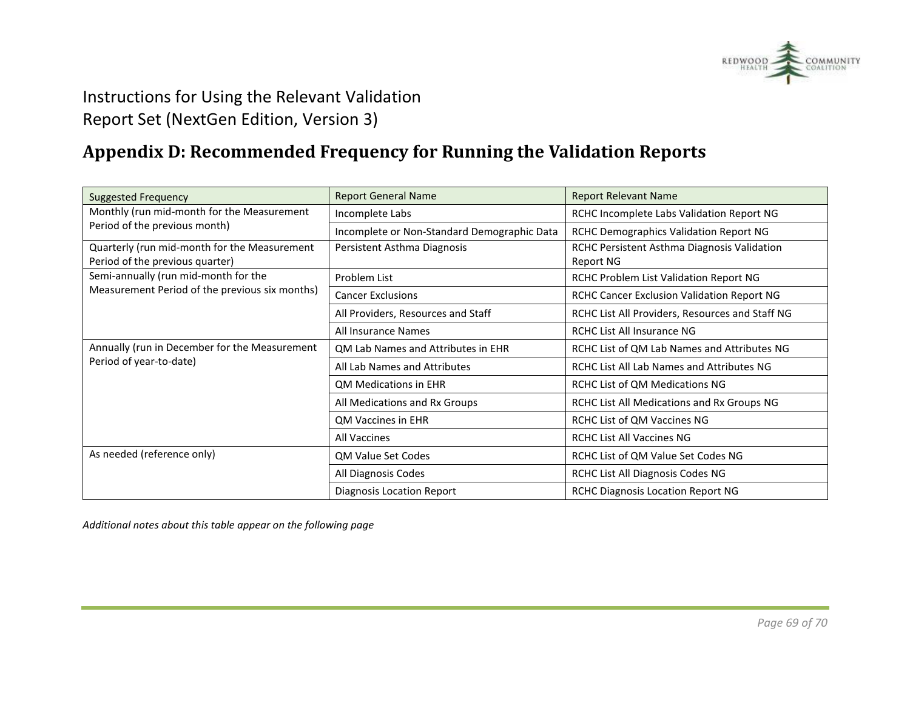Instructions for Using the Relevant Validation
Report Set (NextGen Edition, Version 3)

# Appendix D: Recommended Frequency for Running the Validation Reports

| Suggested Frequency | Report General Name | Report Relevant Name |
|---|---|---|
| Monthly (run mid-month for the Measurement Period of the previous month) | Incomplete Labs | RCHC Incomplete Labs Validation Report NG |
| | Incomplete or Non-Standard Demographic Data | RCHC Demographics Validation Report NG |
| Quarterly (run mid-month for the Measurement Period of the previous quarter) | Persistent Asthma Diagnosis | RCHC Persistent Asthma Diagnosis Validation Report NG |
| Semi-annually (run mid-month for the Measurement Period of the previous six months) | Problem List | RCHC Problem List Validation Report NG |
| | Cancer Exclusions | RCHC Cancer Exclusion Validation Report NG |
| | All Providers, Resources and Staff | RCHC List All Providers, Resources and Staff NG |
| | All Insurance Names | RCHC List All Insurance NG |
| Annually (run in December for the Measurement Period of year-to-date) | QM Lab Names and Attributes in EHR | RCHC List of QM Lab Names and Attributes NG |
| | All Lab Names and Attributes | RCHC List All Lab Names and Attributes NG |
| | QM Medications in EHR | RCHC List of QM Medications NG |
| | All Medications and Rx Groups | RCHC List All Medications and Rx Groups NG |
| | QM Vaccines in EHR | RCHC List of QM Vaccines NG |
| | All Vaccines | RCHC List All Vaccines NG |
| As needed (reference only) | QM Value Set Codes | RCHC List of QM Value Set Codes NG |
| | All Diagnosis Codes | RCHC List All Diagnosis Codes NG |
| | Diagnosis Location Report | RCHC Diagnosis Location Report NG |

*Additional notes about this table appear on the following page*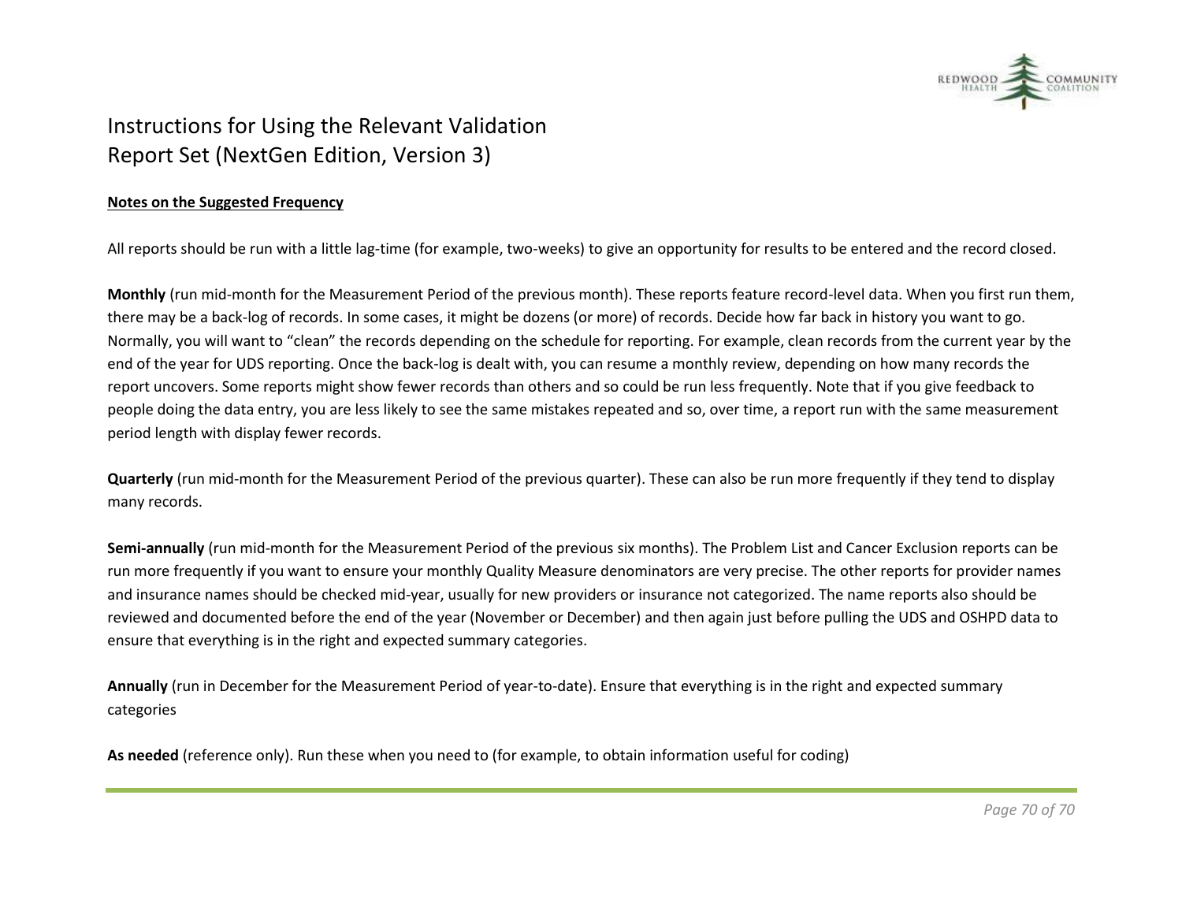# Instructions for Using the Relevant Validation Report Set (NextGen Edition, Version 3)

**Notes on the Suggested Frequency**

All reports should be run with a little lag-time (for example, two-weeks) to give an opportunity for results to be entered and the record closed.

**Monthly** (run mid-month for the Measurement Period of the previous month). These reports feature record-level data. When you first run them, there may be a back-log of records. In some cases, it might be dozens (or more) of records. Decide how far back in history you want to go. Normally, you will want to "clean" the records depending on the schedule for reporting. For example, clean records from the current year by the end of the year for UDS reporting. Once the back-log is dealt with, you can resume a monthly review, depending on how many records the report uncovers. Some reports might show fewer records than others and so could be run less frequently. Note that if you give feedback to people doing the data entry, you are less likely to see the same mistakes repeated and so, over time, a report run with the same measurement period length with display fewer records.

**Quarterly** (run mid-month for the Measurement Period of the previous quarter). These can also be run more frequently if they tend to display many records.

**Semi-annually** (run mid-month for the Measurement Period of the previous six months). The Problem List and Cancer Exclusion reports can be run more frequently if you want to ensure your monthly Quality Measure denominators are very precise. The other reports for provider names and insurance names should be checked mid-year, usually for new providers or insurance not categorized. The name reports also should be reviewed and documented before the end of the year (November or December) and then again just before pulling the UDS and OSHPD data to ensure that everything is in the right and expected summary categories.

**Annually** (run in December for the Measurement Period of year-to-date). Ensure that everything is in the right and expected summary categories

**As needed** (reference only). Run these when you need to (for example, to obtain information useful for coding)